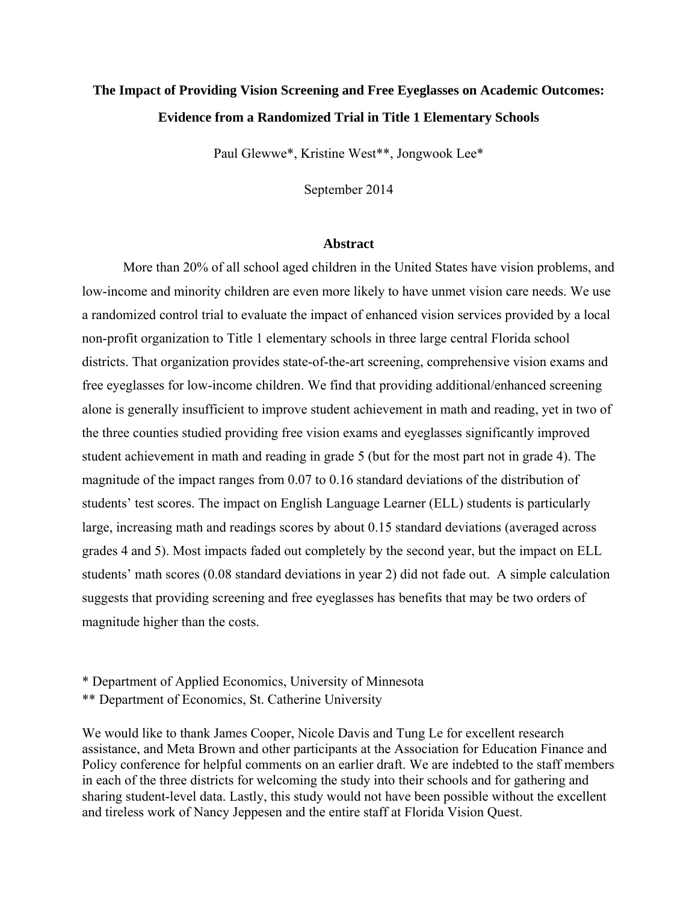# The Impact of Providing Vision Screening and Free Eyeglasses on Academic Outcomes: Evidence from a Randomized Trial in Title 1 Elementary Schools

Paul Glewwe*, Kristine West**, Jongwook Lee*

September 2014

## Abstract

More than 20% of all school aged children in the United States have vision problems, and low-income and minority children are even more likely to have unmet vision care needs. We use a randomized control trial to evaluate the impact of enhanced vision services provided by a local non-profit organization to Title 1 elementary schools in three large central Florida school districts. That organization provides state-of-the-art screening, comprehensive vision exams and free eyeglasses for low-income children. We find that providing additional/enhanced screening alone is generally insufficient to improve student achievement in math and reading, yet in two of the three counties studied providing free vision exams and eyeglasses significantly improved student achievement in math and reading in grade 5 (but for the most part not in grade 4). The magnitude of the impact ranges from 0.07 to 0.16 standard deviations of the distribution of students' test scores. The impact on English Language Learner (ELL) students is particularly large, increasing math and readings scores by about 0.15 standard deviations (averaged across grades 4 and 5). Most impacts faded out completely by the second year, but the impact on ELL students' math scores (0.08 standard deviations in year 2) did not fade out. A simple calculation suggests that providing screening and free eyeglasses has benefits that may be two orders of magnitude higher than the costs.

\* Department of Applied Economics, University of Minnesota
\** Department of Economics, St. Catherine University

We would like to thank James Cooper, Nicole Davis and Tung Le for excellent research assistance, and Meta Brown and other participants at the Association for Education Finance and Policy conference for helpful comments on an earlier draft. We are indebted to the staff members in each of the three districts for welcoming the study into their schools and for gathering and sharing student-level data. Lastly, this study would not have been possible without the excellent and tireless work of Nancy Jeppesen and the entire staff at Florida Vision Quest.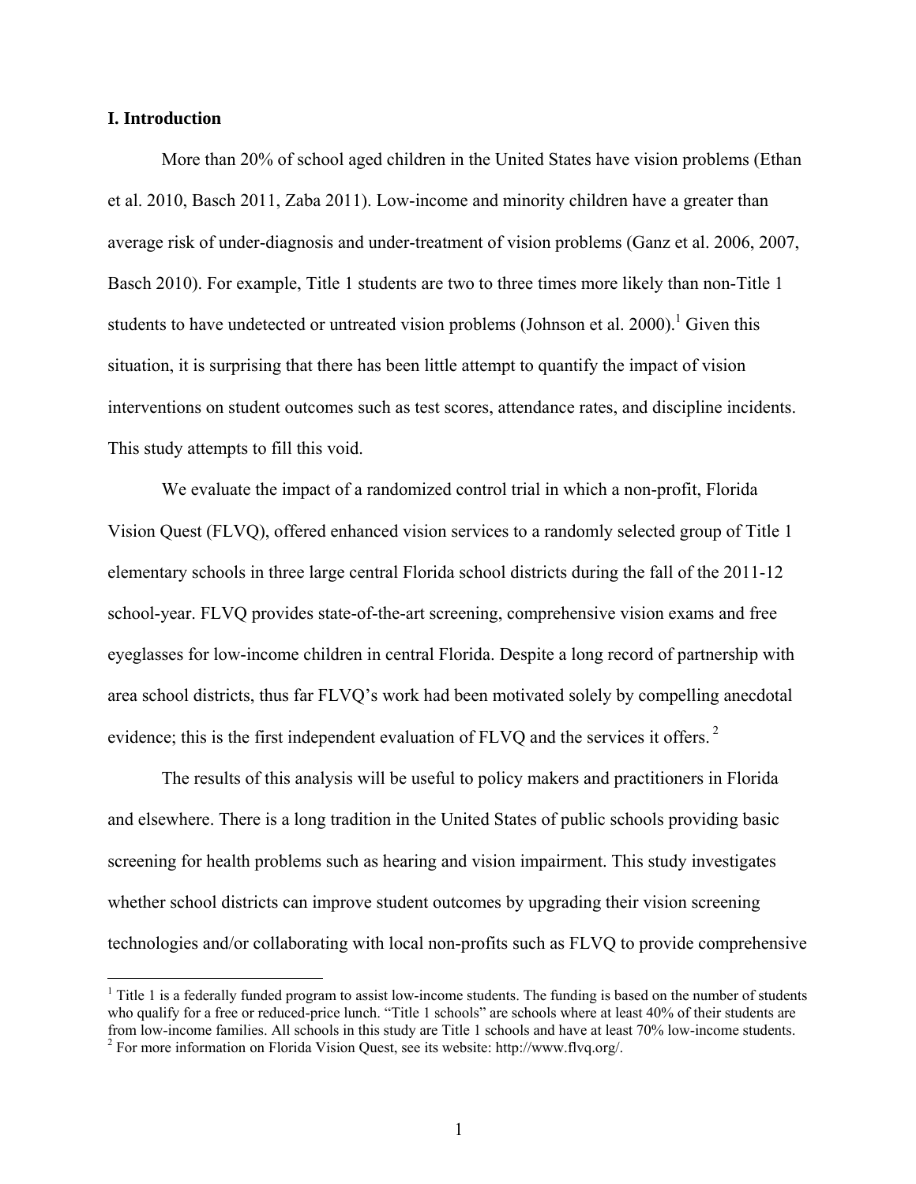## I. Introduction

More than 20% of school aged children in the United States have vision problems (Ethan et al. 2010, Basch 2011, Zaba 2011). Low-income and minority children have a greater than average risk of under-diagnosis and under-treatment of vision problems (Ganz et al. 2006, 2007, Basch 2010). For example, Title 1 students are two to three times more likely than non-Title 1 students to have undetected or untreated vision problems (Johnson et al. 2000).[1] Given this situation, it is surprising that there has been little attempt to quantify the impact of vision interventions on student outcomes such as test scores, attendance rates, and discipline incidents. This study attempts to fill this void.

We evaluate the impact of a randomized control trial in which a non-profit, Florida Vision Quest (FLVQ), offered enhanced vision services to a randomly selected group of Title 1 elementary schools in three large central Florida school districts during the fall of the 2011-12 school-year. FLVQ provides state-of-the-art screening, comprehensive vision exams and free eyeglasses for low-income children in central Florida. Despite a long record of partnership with area school districts, thus far FLVQ's work had been motivated solely by compelling anecdotal evidence; this is the first independent evaluation of FLVQ and the services it offers.[2]

The results of this analysis will be useful to policy makers and practitioners in Florida and elsewhere. There is a long tradition in the United States of public schools providing basic screening for health problems such as hearing and vision impairment. This study investigates whether school districts can improve student outcomes by upgrading their vision screening technologies and/or collaborating with local non-profits such as FLVQ to provide comprehensive

---

[1] Title 1 is a federally funded program to assist low-income students. The funding is based on the number of students who qualify for a free or reduced-price lunch. "Title 1 schools" are schools where at least 40% of their students are from low-income families. All schools in this study are Title 1 schools and have at least 70% low-income students.

[2] For more information on Florida Vision Quest, see its website: http://www.flvq.org/.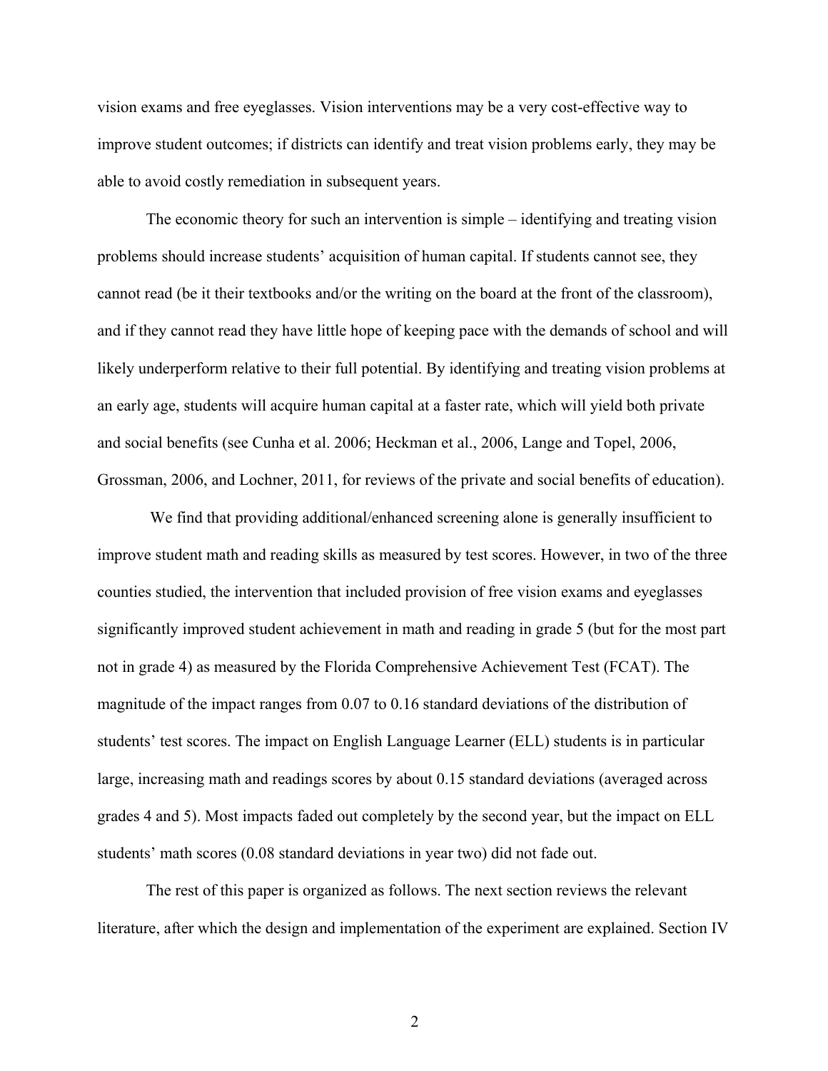vision exams and free eyeglasses. Vision interventions may be a very cost-effective way to improve student outcomes; if districts can identify and treat vision problems early, they may be able to avoid costly remediation in subsequent years.

The economic theory for such an intervention is simple – identifying and treating vision problems should increase students' acquisition of human capital. If students cannot see, they cannot read (be it their textbooks and/or the writing on the board at the front of the classroom), and if they cannot read they have little hope of keeping pace with the demands of school and will likely underperform relative to their full potential. By identifying and treating vision problems at an early age, students will acquire human capital at a faster rate, which will yield both private and social benefits (see Cunha et al. 2006; Heckman et al., 2006, Lange and Topel, 2006, Grossman, 2006, and Lochner, 2011, for reviews of the private and social benefits of education).

We find that providing additional/enhanced screening alone is generally insufficient to improve student math and reading skills as measured by test scores. However, in two of the three counties studied, the intervention that included provision of free vision exams and eyeglasses significantly improved student achievement in math and reading in grade 5 (but for the most part not in grade 4) as measured by the Florida Comprehensive Achievement Test (FCAT). The magnitude of the impact ranges from 0.07 to 0.16 standard deviations of the distribution of students' test scores. The impact on English Language Learner (ELL) students is in particular large, increasing math and readings scores by about 0.15 standard deviations (averaged across grades 4 and 5). Most impacts faded out completely by the second year, but the impact on ELL students' math scores (0.08 standard deviations in year two) did not fade out.

The rest of this paper is organized as follows. The next section reviews the relevant literature, after which the design and implementation of the experiment are explained. Section IV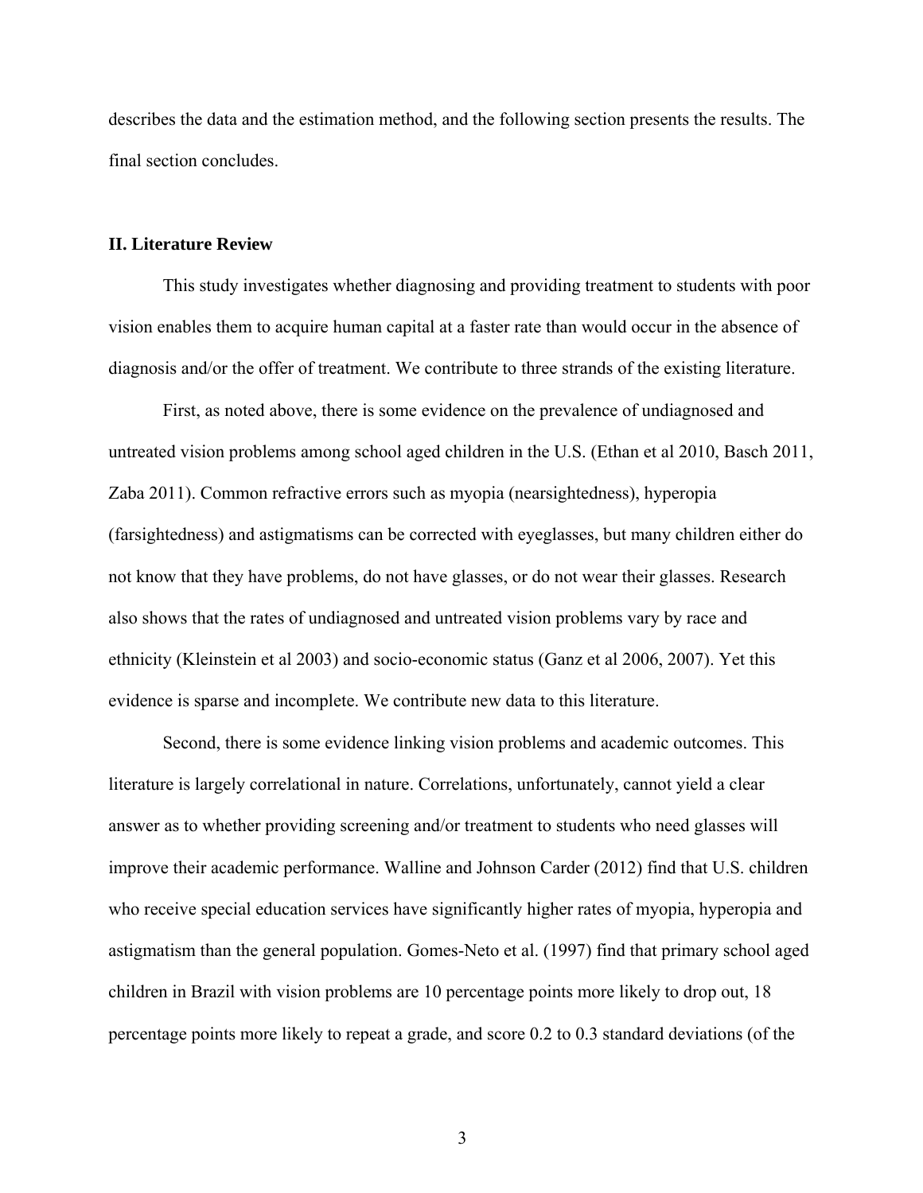describes the data and the estimation method, and the following section presents the results. The final section concludes.

## II. Literature Review

This study investigates whether diagnosing and providing treatment to students with poor vision enables them to acquire human capital at a faster rate than would occur in the absence of diagnosis and/or the offer of treatment. We contribute to three strands of the existing literature.

First, as noted above, there is some evidence on the prevalence of undiagnosed and untreated vision problems among school aged children in the U.S. (Ethan et al 2010, Basch 2011, Zaba 2011). Common refractive errors such as myopia (nearsightedness), hyperopia (farsightedness) and astigmatisms can be corrected with eyeglasses, but many children either do not know that they have problems, do not have glasses, or do not wear their glasses. Research also shows that the rates of undiagnosed and untreated vision problems vary by race and ethnicity (Kleinstein et al 2003) and socio-economic status (Ganz et al 2006, 2007). Yet this evidence is sparse and incomplete. We contribute new data to this literature.

Second, there is some evidence linking vision problems and academic outcomes. This literature is largely correlational in nature. Correlations, unfortunately, cannot yield a clear answer as to whether providing screening and/or treatment to students who need glasses will improve their academic performance. Walline and Johnson Carder (2012) find that U.S. children who receive special education services have significantly higher rates of myopia, hyperopia and astigmatism than the general population. Gomes-Neto et al. (1997) find that primary school aged children in Brazil with vision problems are 10 percentage points more likely to drop out, 18 percentage points more likely to repeat a grade, and score 0.2 to 0.3 standard deviations (of the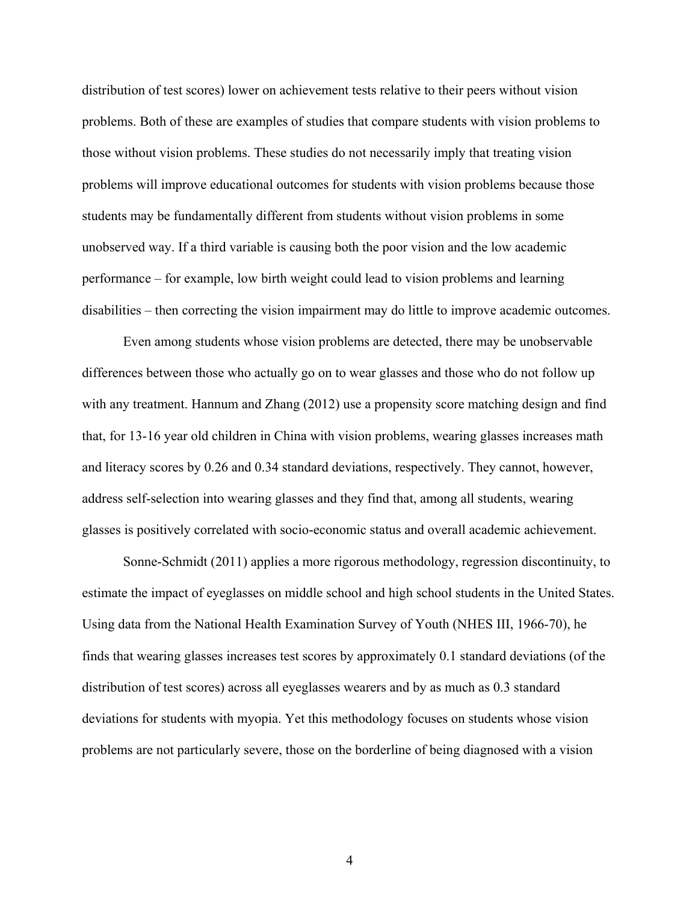distribution of test scores) lower on achievement tests relative to their peers without vision problems. Both of these are examples of studies that compare students with vision problems to those without vision problems. These studies do not necessarily imply that treating vision problems will improve educational outcomes for students with vision problems because those students may be fundamentally different from students without vision problems in some unobserved way. If a third variable is causing both the poor vision and the low academic performance – for example, low birth weight could lead to vision problems and learning disabilities – then correcting the vision impairment may do little to improve academic outcomes.

Even among students whose vision problems are detected, there may be unobservable differences between those who actually go on to wear glasses and those who do not follow up with any treatment. Hannum and Zhang (2012) use a propensity score matching design and find that, for 13-16 year old children in China with vision problems, wearing glasses increases math and literacy scores by 0.26 and 0.34 standard deviations, respectively. They cannot, however, address self-selection into wearing glasses and they find that, among all students, wearing glasses is positively correlated with socio-economic status and overall academic achievement.

Sonne-Schmidt (2011) applies a more rigorous methodology, regression discontinuity, to estimate the impact of eyeglasses on middle school and high school students in the United States. Using data from the National Health Examination Survey of Youth (NHES III, 1966-70), he finds that wearing glasses increases test scores by approximately 0.1 standard deviations (of the distribution of test scores) across all eyeglasses wearers and by as much as 0.3 standard deviations for students with myopia. Yet this methodology focuses on students whose vision problems are not particularly severe, those on the borderline of being diagnosed with a vision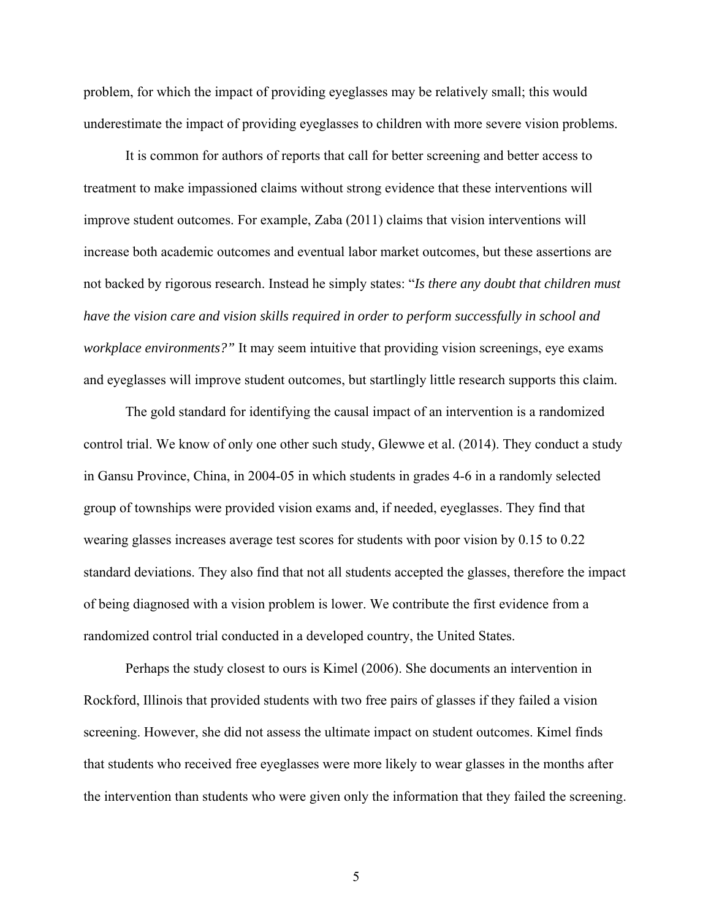problem, for which the impact of providing eyeglasses may be relatively small; this would underestimate the impact of providing eyeglasses to children with more severe vision problems.

It is common for authors of reports that call for better screening and better access to treatment to make impassioned claims without strong evidence that these interventions will improve student outcomes. For example, Zaba (2011) claims that vision interventions will increase both academic outcomes and eventual labor market outcomes, but these assertions are not backed by rigorous research. Instead he simply states: "*Is there any doubt that children must have the vision care and vision skills required in order to perform successfully in school and workplace environments?"* It may seem intuitive that providing vision screenings, eye exams and eyeglasses will improve student outcomes, but startlingly little research supports this claim.

The gold standard for identifying the causal impact of an intervention is a randomized control trial. We know of only one other such study, Glewwe et al. (2014). They conduct a study in Gansu Province, China, in 2004-05 in which students in grades 4-6 in a randomly selected group of townships were provided vision exams and, if needed, eyeglasses. They find that wearing glasses increases average test scores for students with poor vision by 0.15 to 0.22 standard deviations. They also find that not all students accepted the glasses, therefore the impact of being diagnosed with a vision problem is lower. We contribute the first evidence from a randomized control trial conducted in a developed country, the United States.

Perhaps the study closest to ours is Kimel (2006). She documents an intervention in Rockford, Illinois that provided students with two free pairs of glasses if they failed a vision screening. However, she did not assess the ultimate impact on student outcomes. Kimel finds that students who received free eyeglasses were more likely to wear glasses in the months after the intervention than students who were given only the information that they failed the screening.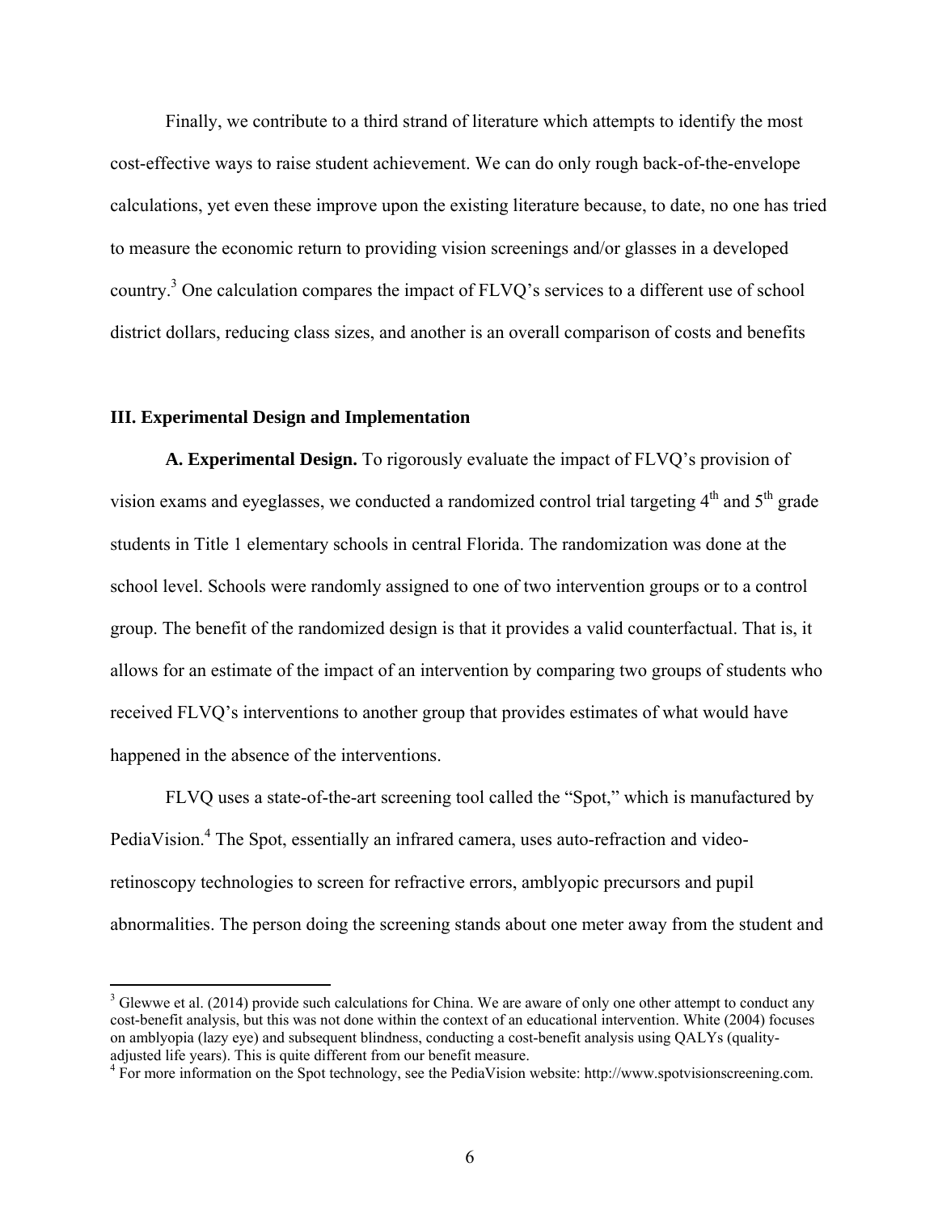Finally, we contribute to a third strand of literature which attempts to identify the most cost-effective ways to raise student achievement. We can do only rough back-of-the-envelope calculations, yet even these improve upon the existing literature because, to date, no one has tried to measure the economic return to providing vision screenings and/or glasses in a developed country.[3] One calculation compares the impact of FLVQ's services to a different use of school district dollars, reducing class sizes, and another is an overall comparison of costs and benefits

## III. Experimental Design and Implementation

**A. Experimental Design.** To rigorously evaluate the impact of FLVQ's provision of vision exams and eyeglasses, we conducted a randomized control trial targeting 4th and 5th grade students in Title 1 elementary schools in central Florida. The randomization was done at the school level. Schools were randomly assigned to one of two intervention groups or to a control group. The benefit of the randomized design is that it provides a valid counterfactual. That is, it allows for an estimate of the impact of an intervention by comparing two groups of students who received FLVQ's interventions to another group that provides estimates of what would have happened in the absence of the interventions.

FLVQ uses a state-of-the-art screening tool called the "Spot," which is manufactured by PediaVision.[4] The Spot, essentially an infrared camera, uses auto-refraction and video-retinoscopy technologies to screen for refractive errors, amblyopic precursors and pupil abnormalities. The person doing the screening stands about one meter away from the student and

---

[3] Glewwe et al. (2014) provide such calculations for China. We are aware of only one other attempt to conduct any cost-benefit analysis, but this was not done within the context of an educational intervention. White (2004) focuses on amblyopia (lazy eye) and subsequent blindness, conducting a cost-benefit analysis using QALYs (quality-adjusted life years). This is quite different from our benefit measure.

[4] For more information on the Spot technology, see the PediaVision website: http://www.spotvisionscreening.com.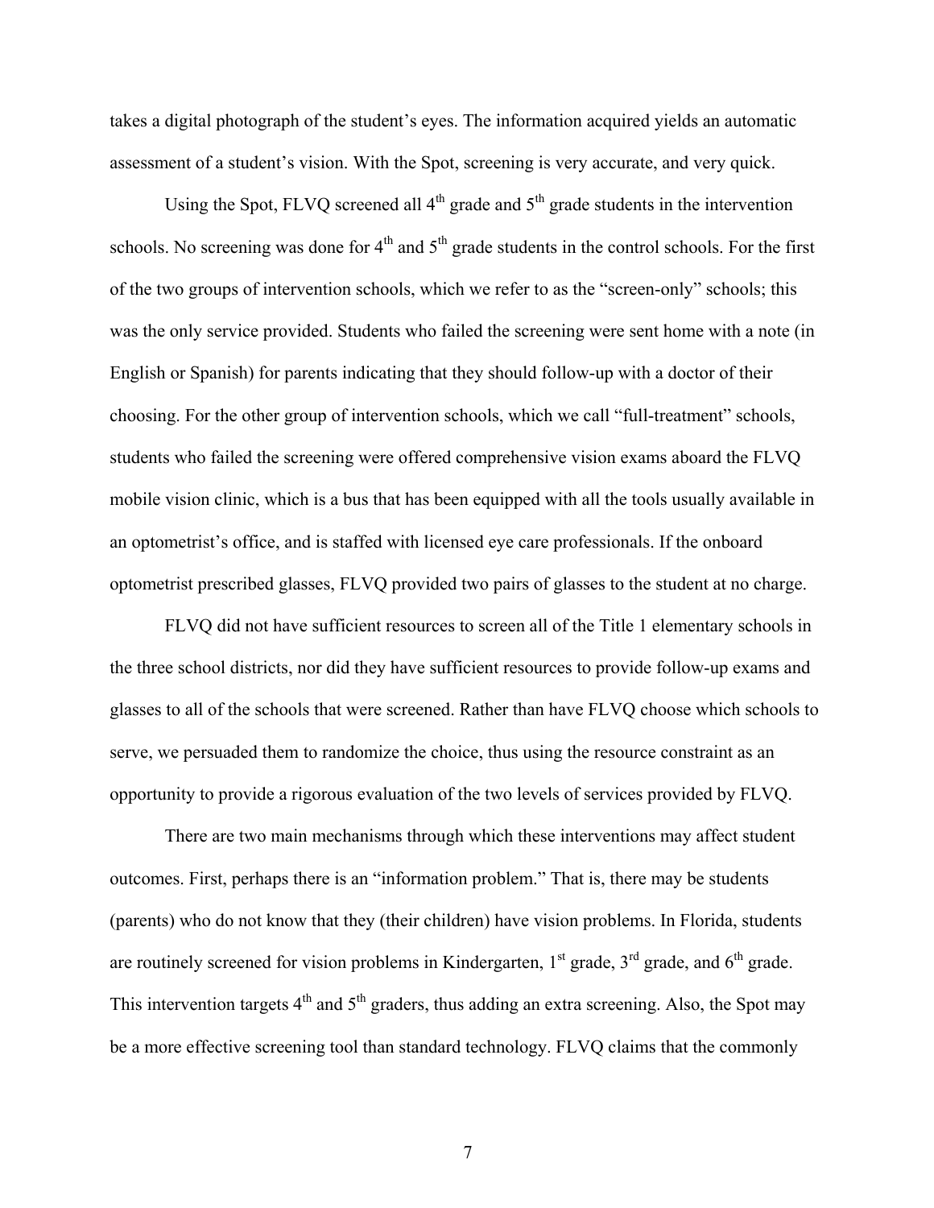takes a digital photograph of the student's eyes. The information acquired yields an automatic assessment of a student's vision. With the Spot, screening is very accurate, and very quick.

Using the Spot, FLVQ screened all 4th grade and 5th grade students in the intervention schools. No screening was done for 4th and 5th grade students in the control schools. For the first of the two groups of intervention schools, which we refer to as the "screen-only" schools; this was the only service provided. Students who failed the screening were sent home with a note (in English or Spanish) for parents indicating that they should follow-up with a doctor of their choosing. For the other group of intervention schools, which we call "full-treatment" schools, students who failed the screening were offered comprehensive vision exams aboard the FLVQ mobile vision clinic, which is a bus that has been equipped with all the tools usually available in an optometrist's office, and is staffed with licensed eye care professionals. If the onboard optometrist prescribed glasses, FLVQ provided two pairs of glasses to the student at no charge.

FLVQ did not have sufficient resources to screen all of the Title 1 elementary schools in the three school districts, nor did they have sufficient resources to provide follow-up exams and glasses to all of the schools that were screened. Rather than have FLVQ choose which schools to serve, we persuaded them to randomize the choice, thus using the resource constraint as an opportunity to provide a rigorous evaluation of the two levels of services provided by FLVQ.

There are two main mechanisms through which these interventions may affect student outcomes. First, perhaps there is an "information problem." That is, there may be students (parents) who do not know that they (their children) have vision problems. In Florida, students are routinely screened for vision problems in Kindergarten, 1st grade, 3rd grade, and 6th grade. This intervention targets 4th and 5th graders, thus adding an extra screening. Also, the Spot may be a more effective screening tool than standard technology. FLVQ claims that the commonly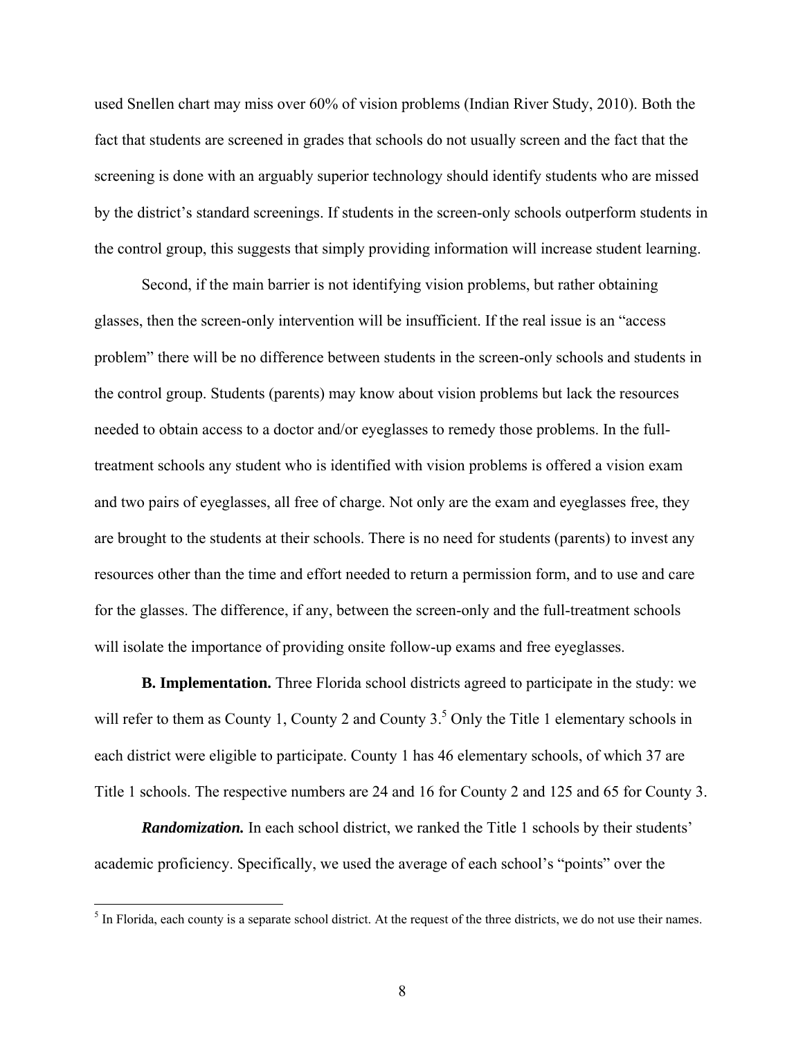used Snellen chart may miss over 60% of vision problems (Indian River Study, 2010). Both the fact that students are screened in grades that schools do not usually screen and the fact that the screening is done with an arguably superior technology should identify students who are missed by the district's standard screenings. If students in the screen-only schools outperform students in the control group, this suggests that simply providing information will increase student learning.

Second, if the main barrier is not identifying vision problems, but rather obtaining glasses, then the screen-only intervention will be insufficient. If the real issue is an "access problem" there will be no difference between students in the screen-only schools and students in the control group. Students (parents) may know about vision problems but lack the resources needed to obtain access to a doctor and/or eyeglasses to remedy those problems. In the full-treatment schools any student who is identified with vision problems is offered a vision exam and two pairs of eyeglasses, all free of charge. Not only are the exam and eyeglasses free, they are brought to the students at their schools. There is no need for students (parents) to invest any resources other than the time and effort needed to return a permission form, and to use and care for the glasses. The difference, if any, between the screen-only and the full-treatment schools will isolate the importance of providing onsite follow-up exams and free eyeglasses.

**B. Implementation.** Three Florida school districts agreed to participate in the study: we will refer to them as County 1, County 2 and County 3.[5] Only the Title 1 elementary schools in each district were eligible to participate. County 1 has 46 elementary schools, of which 37 are Title 1 schools. The respective numbers are 24 and 16 for County 2 and 125 and 65 for County 3.

***Randomization.*** In each school district, we ranked the Title 1 schools by their students' academic proficiency. Specifically, we used the average of each school's "points" over the

[5] In Florida, each county is a separate school district. At the request of the three districts, we do not use their names.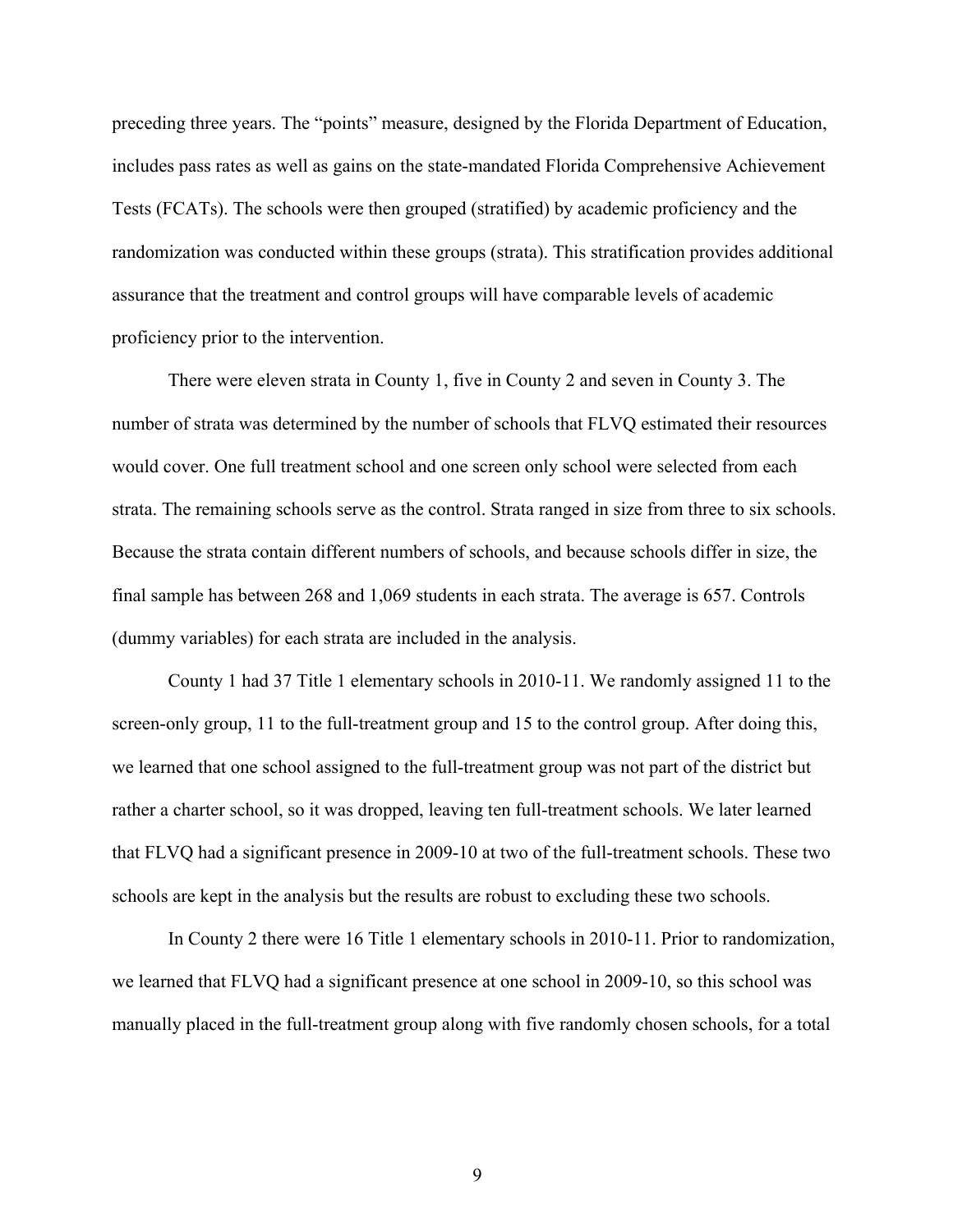preceding three years. The "points" measure, designed by the Florida Department of Education, includes pass rates as well as gains on the state-mandated Florida Comprehensive Achievement Tests (FCATs). The schools were then grouped (stratified) by academic proficiency and the randomization was conducted within these groups (strata). This stratification provides additional assurance that the treatment and control groups will have comparable levels of academic proficiency prior to the intervention.

There were eleven strata in County 1, five in County 2 and seven in County 3. The number of strata was determined by the number of schools that FLVQ estimated their resources would cover. One full treatment school and one screen only school were selected from each strata. The remaining schools serve as the control. Strata ranged in size from three to six schools. Because the strata contain different numbers of schools, and because schools differ in size, the final sample has between 268 and 1,069 students in each strata. The average is 657. Controls (dummy variables) for each strata are included in the analysis.

County 1 had 37 Title 1 elementary schools in 2010-11. We randomly assigned 11 to the screen-only group, 11 to the full-treatment group and 15 to the control group. After doing this, we learned that one school assigned to the full-treatment group was not part of the district but rather a charter school, so it was dropped, leaving ten full-treatment schools. We later learned that FLVQ had a significant presence in 2009-10 at two of the full-treatment schools. These two schools are kept in the analysis but the results are robust to excluding these two schools.

In County 2 there were 16 Title 1 elementary schools in 2010-11. Prior to randomization, we learned that FLVQ had a significant presence at one school in 2009-10, so this school was manually placed in the full-treatment group along with five randomly chosen schools, for a total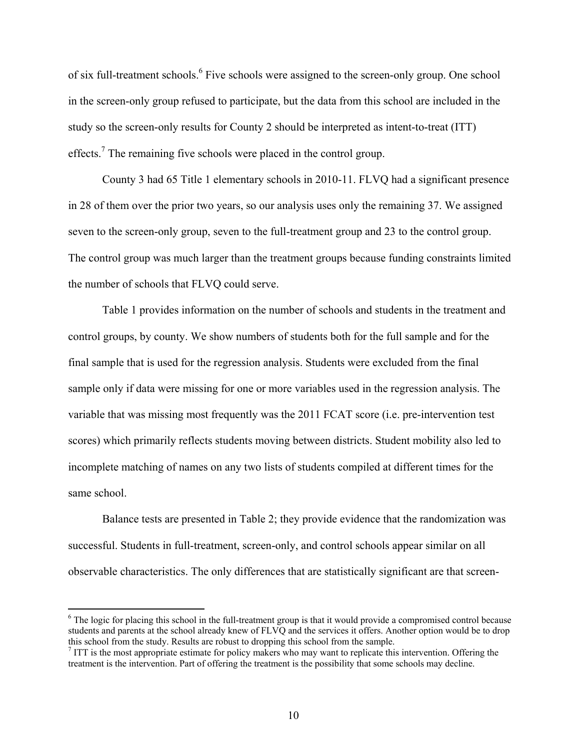of six full-treatment schools.[6] Five schools were assigned to the screen-only group. One school in the screen-only group refused to participate, but the data from this school are included in the study so the screen-only results for County 2 should be interpreted as intent-to-treat (ITT) effects.[7] The remaining five schools were placed in the control group.

County 3 had 65 Title 1 elementary schools in 2010-11. FLVQ had a significant presence in 28 of them over the prior two years, so our analysis uses only the remaining 37. We assigned seven to the screen-only group, seven to the full-treatment group and 23 to the control group. The control group was much larger than the treatment groups because funding constraints limited the number of schools that FLVQ could serve.

Table 1 provides information on the number of schools and students in the treatment and control groups, by county. We show numbers of students both for the full sample and for the final sample that is used for the regression analysis. Students were excluded from the final sample only if data were missing for one or more variables used in the regression analysis. The variable that was missing most frequently was the 2011 FCAT score (i.e. pre-intervention test scores) which primarily reflects students moving between districts. Student mobility also led to incomplete matching of names on any two lists of students compiled at different times for the same school.

Balance tests are presented in Table 2; they provide evidence that the randomization was successful. Students in full-treatment, screen-only, and control schools appear similar on all observable characteristics. The only differences that are statistically significant are that screen-

[6] The logic for placing this school in the full-treatment group is that it would provide a compromised control because students and parents at the school already knew of FLVQ and the services it offers. Another option would be to drop this school from the study. Results are robust to dropping this school from the sample.

[7] ITT is the most appropriate estimate for policy makers who may want to replicate this intervention. Offering the treatment is the intervention. Part of offering the treatment is the possibility that some schools may decline.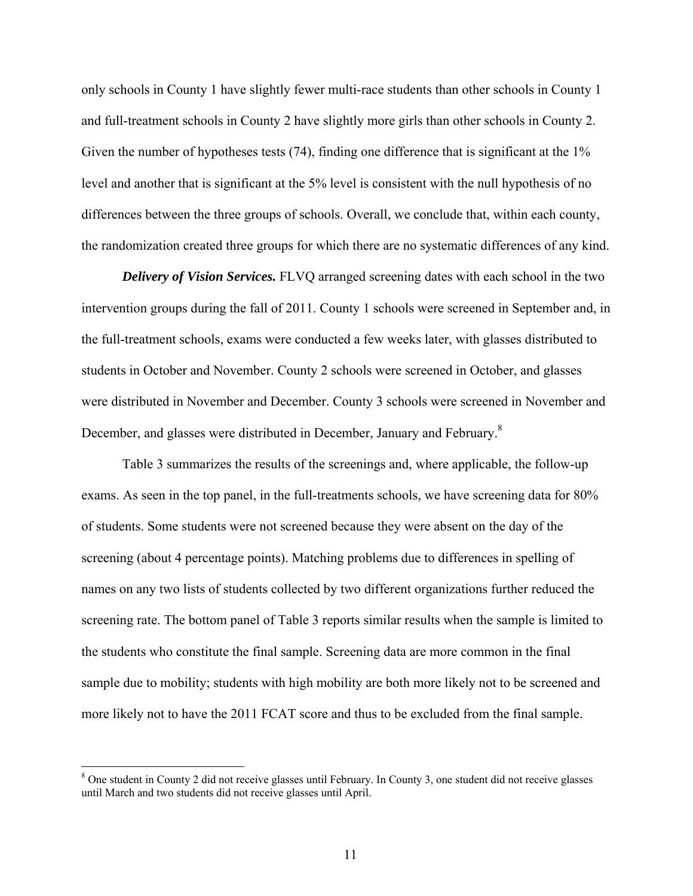only schools in County 1 have slightly fewer multi-race students than other schools in County 1 and full-treatment schools in County 2 have slightly more girls than other schools in County 2. Given the number of hypotheses tests (74), finding one difference that is significant at the 1% level and another that is significant at the 5% level is consistent with the null hypothesis of no differences between the three groups of schools. Overall, we conclude that, within each county, the randomization created three groups for which there are no systematic differences of any kind.

***Delivery of Vision Services.*** FLVQ arranged screening dates with each school in the two intervention groups during the fall of 2011. County 1 schools were screened in September and, in the full-treatment schools, exams were conducted a few weeks later, with glasses distributed to students in October and November. County 2 schools were screened in October, and glasses were distributed in November and December. County 3 schools were screened in November and December, and glasses were distributed in December, January and February.[8]

Table 3 summarizes the results of the screenings and, where applicable, the follow-up exams. As seen in the top panel, in the full-treatments schools, we have screening data for 80% of students. Some students were not screened because they were absent on the day of the screening (about 4 percentage points). Matching problems due to differences in spelling of names on any two lists of students collected by two different organizations further reduced the screening rate. The bottom panel of Table 3 reports similar results when the sample is limited to the students who constitute the final sample. Screening data are more common in the final sample due to mobility; students with high mobility are both more likely not to be screened and more likely not to have the 2011 FCAT score and thus to be excluded from the final sample.

---

[8] One student in County 2 did not receive glasses until February. In County 3, one student did not receive glasses until March and two students did not receive glasses until April.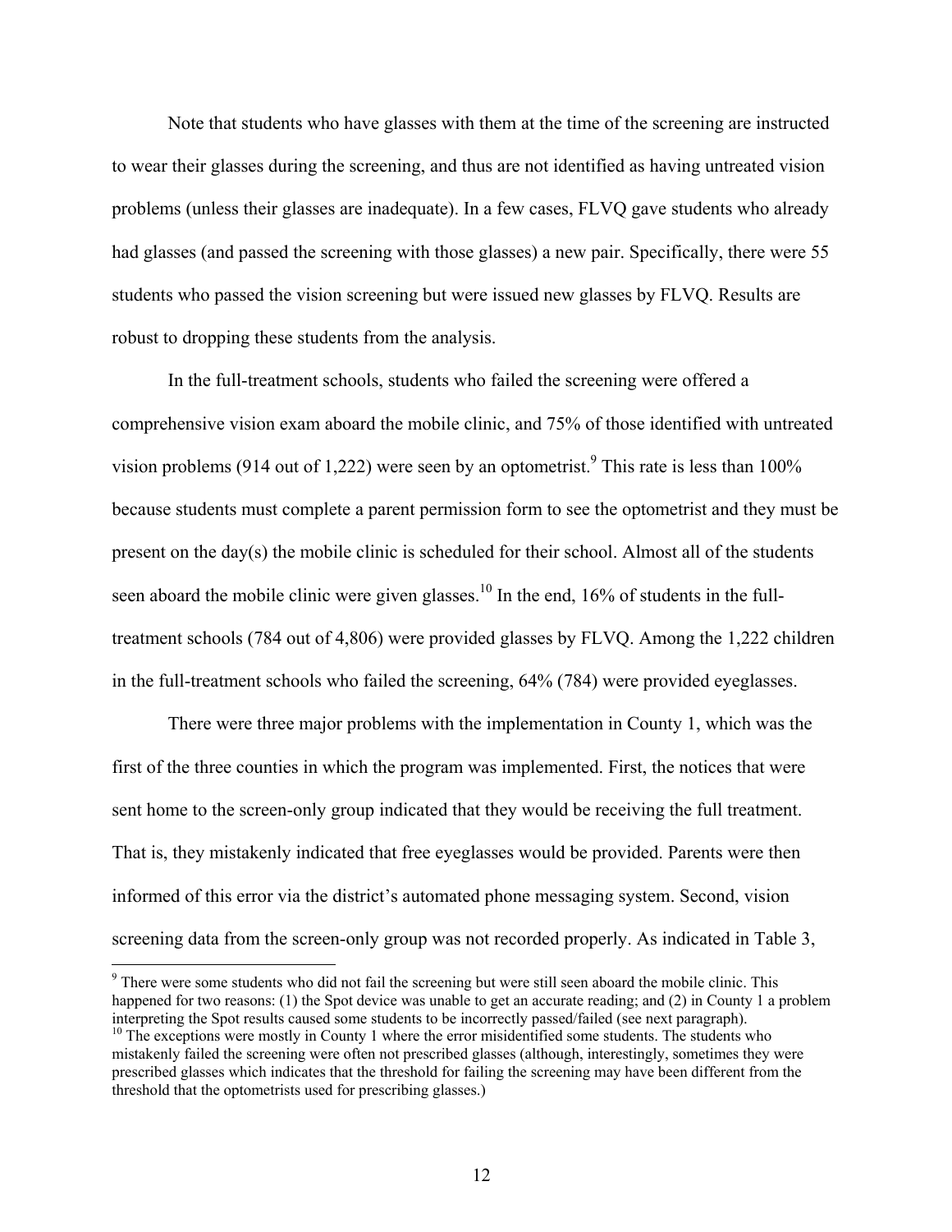Note that students who have glasses with them at the time of the screening are instructed to wear their glasses during the screening, and thus are not identified as having untreated vision problems (unless their glasses are inadequate). In a few cases, FLVQ gave students who already had glasses (and passed the screening with those glasses) a new pair. Specifically, there were 55 students who passed the vision screening but were issued new glasses by FLVQ. Results are robust to dropping these students from the analysis.

In the full-treatment schools, students who failed the screening were offered a comprehensive vision exam aboard the mobile clinic, and 75% of those identified with untreated vision problems (914 out of 1,222) were seen by an optometrist.[9] This rate is less than 100% because students must complete a parent permission form to see the optometrist and they must be present on the day(s) the mobile clinic is scheduled for their school. Almost all of the students seen aboard the mobile clinic were given glasses.[10] In the end, 16% of students in the full-treatment schools (784 out of 4,806) were provided glasses by FLVQ. Among the 1,222 children in the full-treatment schools who failed the screening, 64% (784) were provided eyeglasses.

There were three major problems with the implementation in County 1, which was the first of the three counties in which the program was implemented. First, the notices that were sent home to the screen-only group indicated that they would be receiving the full treatment. That is, they mistakenly indicated that free eyeglasses would be provided. Parents were then informed of this error via the district's automated phone messaging system. Second, vision screening data from the screen-only group was not recorded properly. As indicated in Table 3,

[9] There were some students who did not fail the screening but were still seen aboard the mobile clinic. This happened for two reasons: (1) the Spot device was unable to get an accurate reading; and (2) in County 1 a problem interpreting the Spot results caused some students to be incorrectly passed/failed (see next paragraph).

[10] The exceptions were mostly in County 1 where the error misidentified some students. The students who mistakenly failed the screening were often not prescribed glasses (although, interestingly, sometimes they were prescribed glasses which indicates that the threshold for failing the screening may have been different from the threshold that the optometrists used for prescribing glasses.)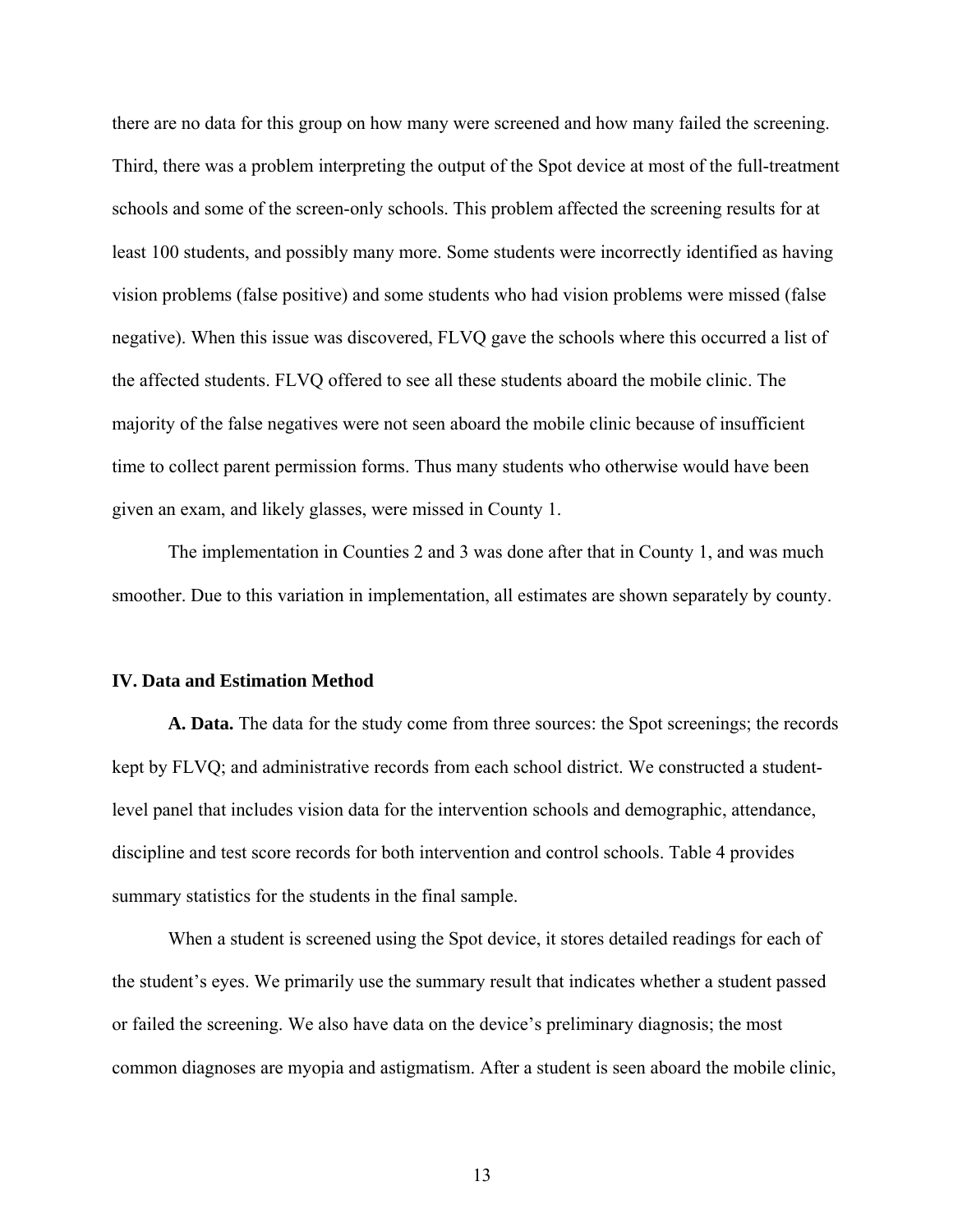there are no data for this group on how many were screened and how many failed the screening. Third, there was a problem interpreting the output of the Spot device at most of the full-treatment schools and some of the screen-only schools. This problem affected the screening results for at least 100 students, and possibly many more. Some students were incorrectly identified as having vision problems (false positive) and some students who had vision problems were missed (false negative). When this issue was discovered, FLVQ gave the schools where this occurred a list of the affected students. FLVQ offered to see all these students aboard the mobile clinic. The majority of the false negatives were not seen aboard the mobile clinic because of insufficient time to collect parent permission forms. Thus many students who otherwise would have been given an exam, and likely glasses, were missed in County 1.

The implementation in Counties 2 and 3 was done after that in County 1, and was much smoother. Due to this variation in implementation, all estimates are shown separately by county.

## IV. Data and Estimation Method

**A. Data.** The data for the study come from three sources: the Spot screenings; the records kept by FLVQ; and administrative records from each school district. We constructed a student-level panel that includes vision data for the intervention schools and demographic, attendance, discipline and test score records for both intervention and control schools. Table 4 provides summary statistics for the students in the final sample.

When a student is screened using the Spot device, it stores detailed readings for each of the student's eyes. We primarily use the summary result that indicates whether a student passed or failed the screening. We also have data on the device's preliminary diagnosis; the most common diagnoses are myopia and astigmatism. After a student is seen aboard the mobile clinic,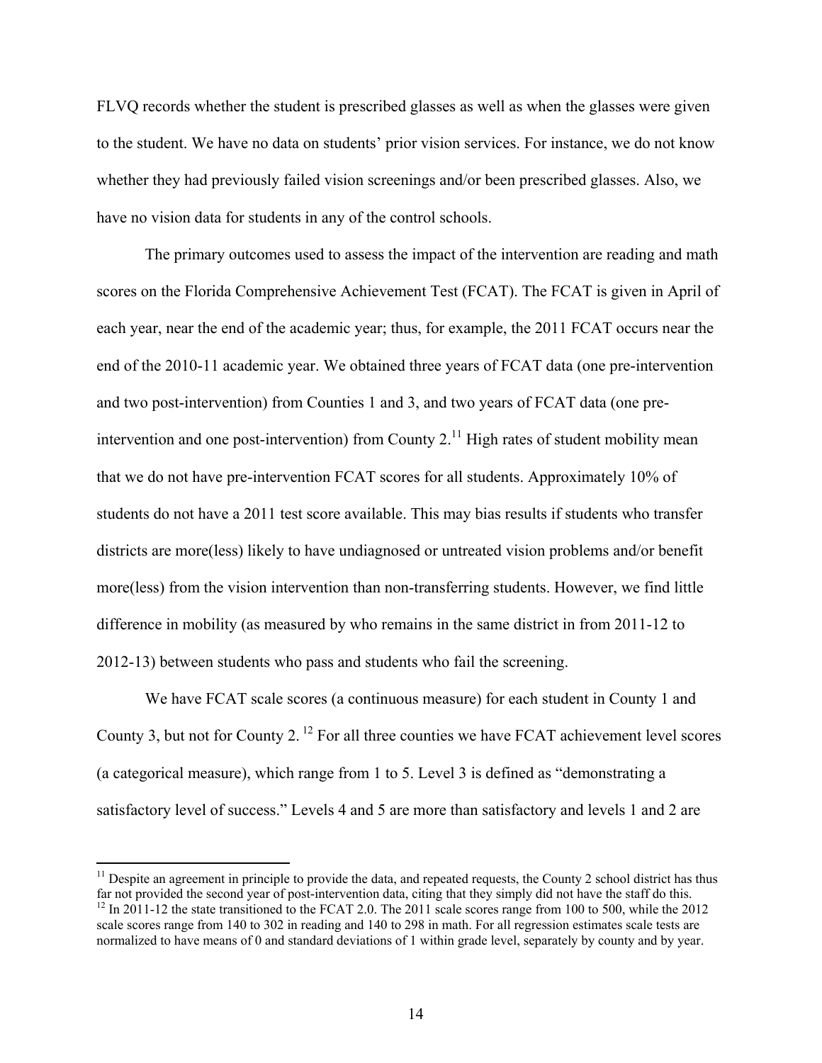FLVQ records whether the student is prescribed glasses as well as when the glasses were given to the student. We have no data on students' prior vision services. For instance, we do not know whether they had previously failed vision screenings and/or been prescribed glasses. Also, we have no vision data for students in any of the control schools.

The primary outcomes used to assess the impact of the intervention are reading and math scores on the Florida Comprehensive Achievement Test (FCAT). The FCAT is given in April of each year, near the end of the academic year; thus, for example, the 2011 FCAT occurs near the end of the 2010-11 academic year. We obtained three years of FCAT data (one pre-intervention and two post-intervention) from Counties 1 and 3, and two years of FCAT data (one pre-intervention and one post-intervention) from County 2.[11] High rates of student mobility mean that we do not have pre-intervention FCAT scores for all students. Approximately 10% of students do not have a 2011 test score available. This may bias results if students who transfer districts are more(less) likely to have undiagnosed or untreated vision problems and/or benefit more(less) from the vision intervention than non-transferring students. However, we find little difference in mobility (as measured by who remains in the same district in from 2011-12 to 2012-13) between students who pass and students who fail the screening.

We have FCAT scale scores (a continuous measure) for each student in County 1 and County 3, but not for County 2. [12] For all three counties we have FCAT achievement level scores (a categorical measure), which range from 1 to 5. Level 3 is defined as "demonstrating a satisfactory level of success." Levels 4 and 5 are more than satisfactory and levels 1 and 2 are

[11] Despite an agreement in principle to provide the data, and repeated requests, the County 2 school district has thus far not provided the second year of post-intervention data, citing that they simply did not have the staff do this.

[12] In 2011-12 the state transitioned to the FCAT 2.0. The 2011 scale scores range from 100 to 500, while the 2012 scale scores range from 140 to 302 in reading and 140 to 298 in math. For all regression estimates scale tests are normalized to have means of 0 and standard deviations of 1 within grade level, separately by county and by year.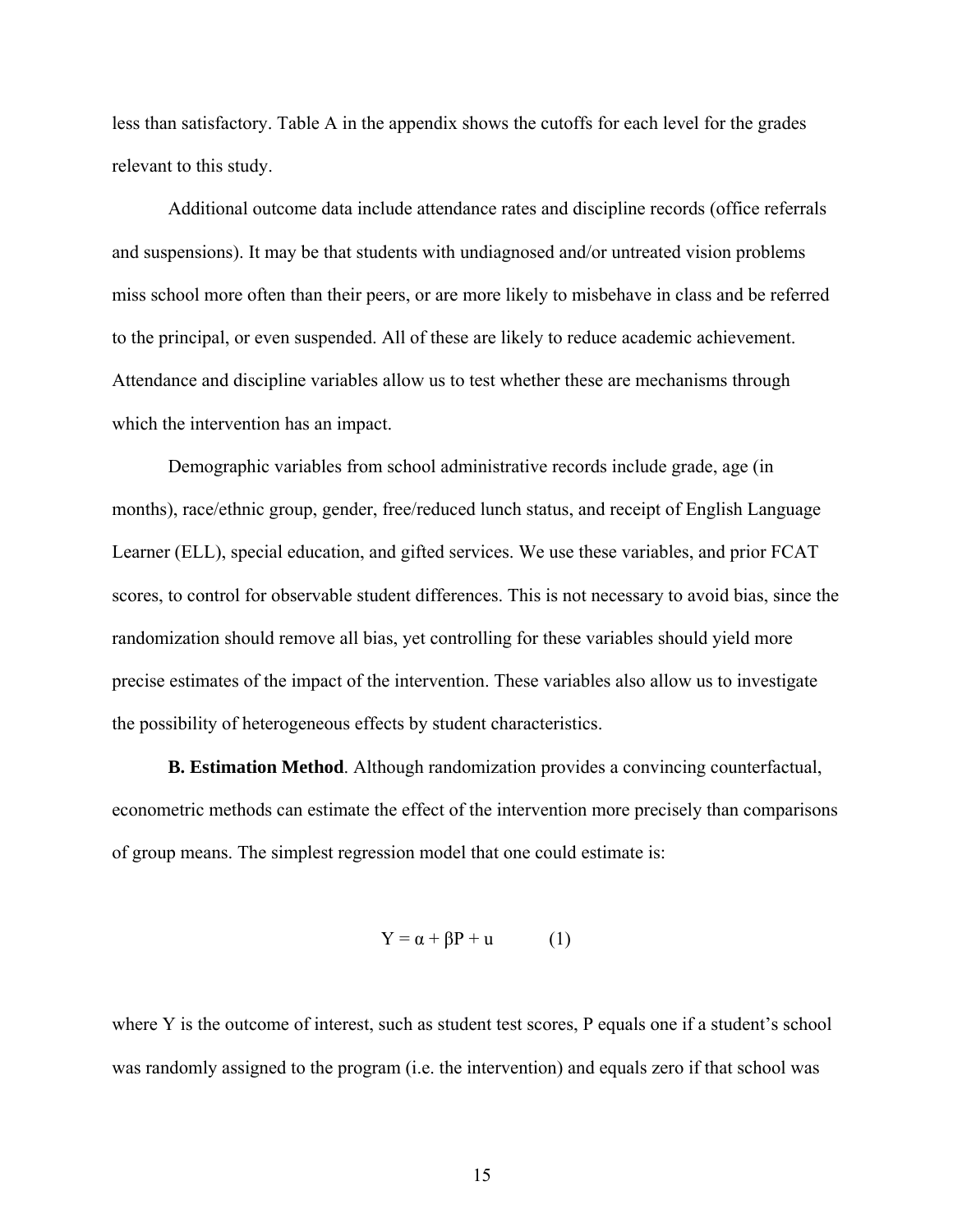less than satisfactory. Table A in the appendix shows the cutoffs for each level for the grades relevant to this study.

Additional outcome data include attendance rates and discipline records (office referrals and suspensions). It may be that students with undiagnosed and/or untreated vision problems miss school more often than their peers, or are more likely to misbehave in class and be referred to the principal, or even suspended. All of these are likely to reduce academic achievement. Attendance and discipline variables allow us to test whether these are mechanisms through which the intervention has an impact.

Demographic variables from school administrative records include grade, age (in months), race/ethnic group, gender, free/reduced lunch status, and receipt of English Language Learner (ELL), special education, and gifted services. We use these variables, and prior FCAT scores, to control for observable student differences. This is not necessary to avoid bias, since the randomization should remove all bias, yet controlling for these variables should yield more precise estimates of the impact of the intervention. These variables also allow us to investigate the possibility of heterogeneous effects by student characteristics.

**B. Estimation Method**. Although randomization provides a convincing counterfactual, econometric methods can estimate the effect of the intervention more precisely than comparisons of group means. The simplest regression model that one could estimate is:

$$Y = \alpha + \beta P + u \qquad (1)$$

where Y is the outcome of interest, such as student test scores, P equals one if a student's school was randomly assigned to the program (i.e. the intervention) and equals zero if that school was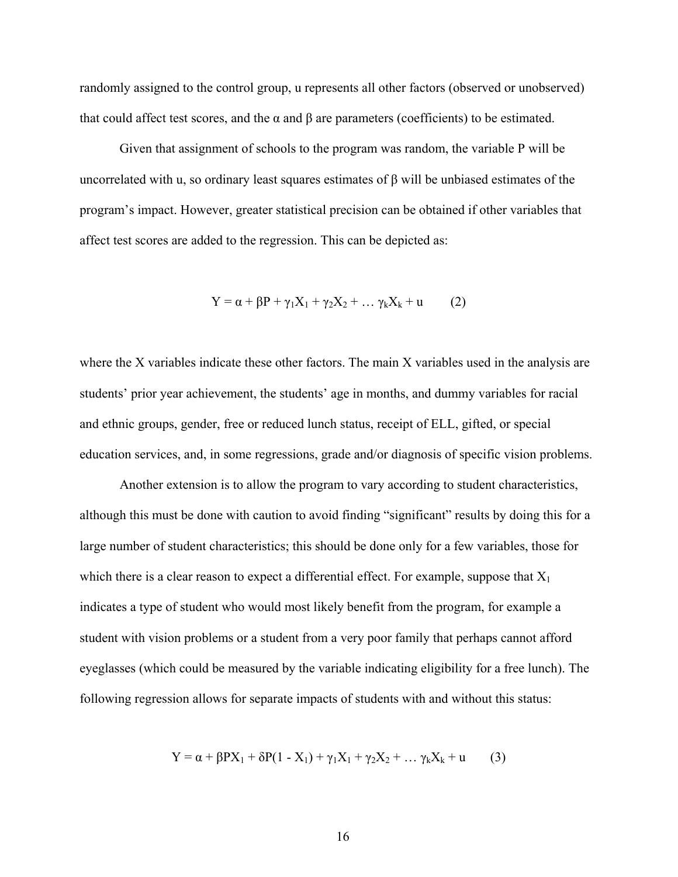randomly assigned to the control group, u represents all other factors (observed or unobserved) that could affect test scores, and the $\alpha$ and $\beta$ are parameters (coefficients) to be estimated.

Given that assignment of schools to the program was random, the variable P will be uncorrelated with u, so ordinary least squares estimates of $\beta$ will be unbiased estimates of the program's impact. However, greater statistical precision can be obtained if other variables that affect test scores are added to the regression. This can be depicted as:

$$Y = \alpha + \beta P + \gamma_1 X_1 + \gamma_2 X_2 + \ldots \gamma_k X_k + u \qquad (2)$$

where the X variables indicate these other factors. The main X variables used in the analysis are students' prior year achievement, the students' age in months, and dummy variables for racial and ethnic groups, gender, free or reduced lunch status, receipt of ELL, gifted, or special education services, and, in some regressions, grade and/or diagnosis of specific vision problems.

Another extension is to allow the program to vary according to student characteristics, although this must be done with caution to avoid finding "significant" results by doing this for a large number of student characteristics; this should be done only for a few variables, those for which there is a clear reason to expect a differential effect. For example, suppose that $X_1$ indicates a type of student who would most likely benefit from the program, for example a student with vision problems or a student from a very poor family that perhaps cannot afford eyeglasses (which could be measured by the variable indicating eligibility for a free lunch). The following regression allows for separate impacts of students with and without this status:

$$Y = \alpha + \beta P X_1 + \delta P(1 - X_1) + \gamma_1 X_1 + \gamma_2 X_2 + \ldots \gamma_k X_k + u \qquad (3)$$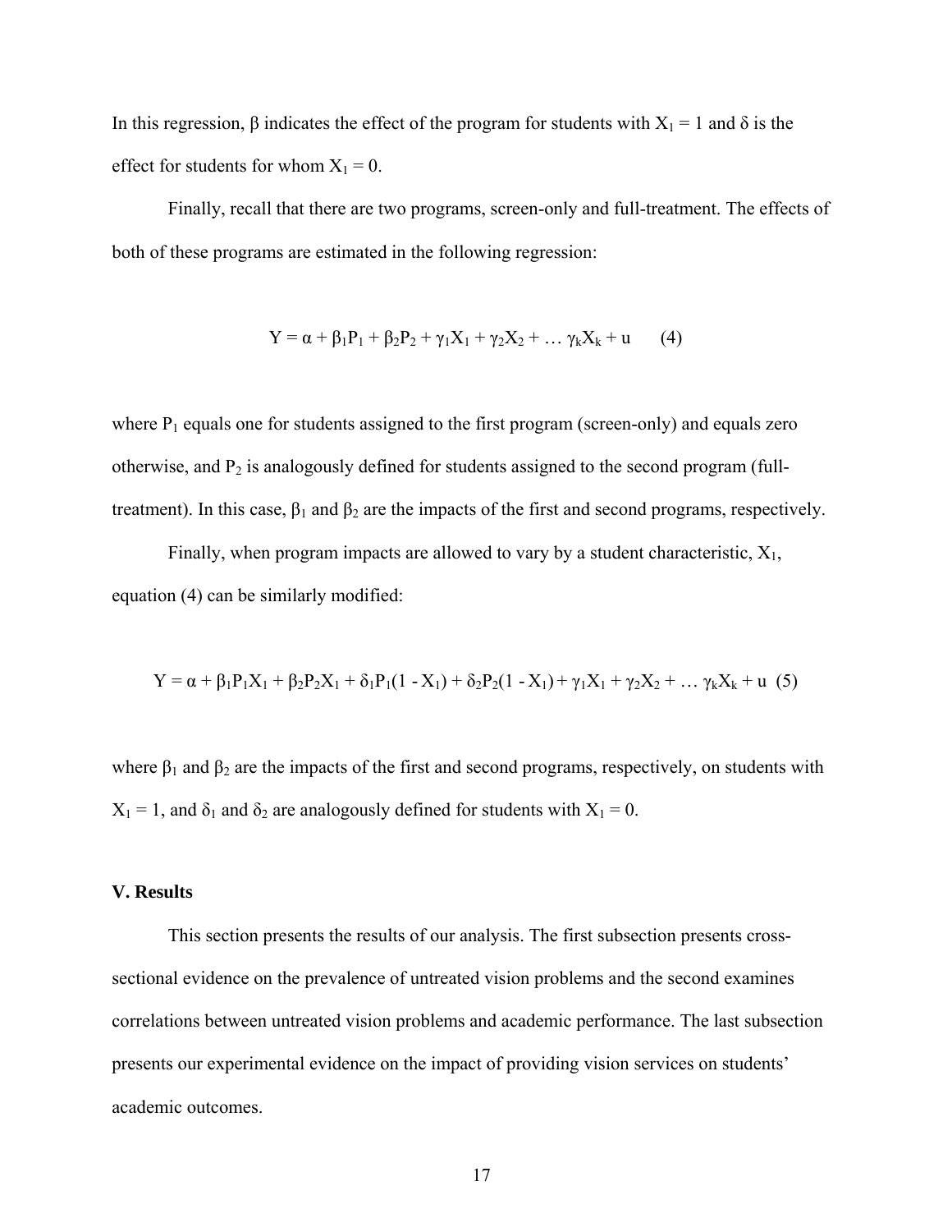In this regression, $\beta$ indicates the effect of the program for students with $X_1 = 1$ and $\delta$ is the effect for students for whom $X_1 = 0$.

Finally, recall that there are two programs, screen-only and full-treatment. The effects of both of these programs are estimated in the following regression:

$$Y = \alpha + \beta_1 P_1 + \beta_2 P_2 + \gamma_1 X_1 + \gamma_2 X_2 + \ldots \gamma_k X_k + u \qquad (4)$$

where $P_1$ equals one for students assigned to the first program (screen-only) and equals zero otherwise, and $P_2$ is analogously defined for students assigned to the second program (full-treatment). In this case, $\beta_1$ and $\beta_2$ are the impacts of the first and second programs, respectively.

Finally, when program impacts are allowed to vary by a student characteristic, $X_1$, equation (4) can be similarly modified:

$$Y = \alpha + \beta_1 P_1 X_1 + \beta_2 P_2 X_1 + \delta_1 P_1(1 - X_1) + \delta_2 P_2(1 - X_1) + \gamma_1 X_1 + \gamma_2 X_2 + \ldots \gamma_k X_k + u \quad (5)$$

where $\beta_1$ and $\beta_2$ are the impacts of the first and second programs, respectively, on students with $X_1 = 1$, and $\delta_1$ and $\delta_2$ are analogously defined for students with $X_1 = 0$.

## V. Results

This section presents the results of our analysis. The first subsection presents cross-sectional evidence on the prevalence of untreated vision problems and the second examines correlations between untreated vision problems and academic performance. The last subsection presents our experimental evidence on the impact of providing vision services on students' academic outcomes.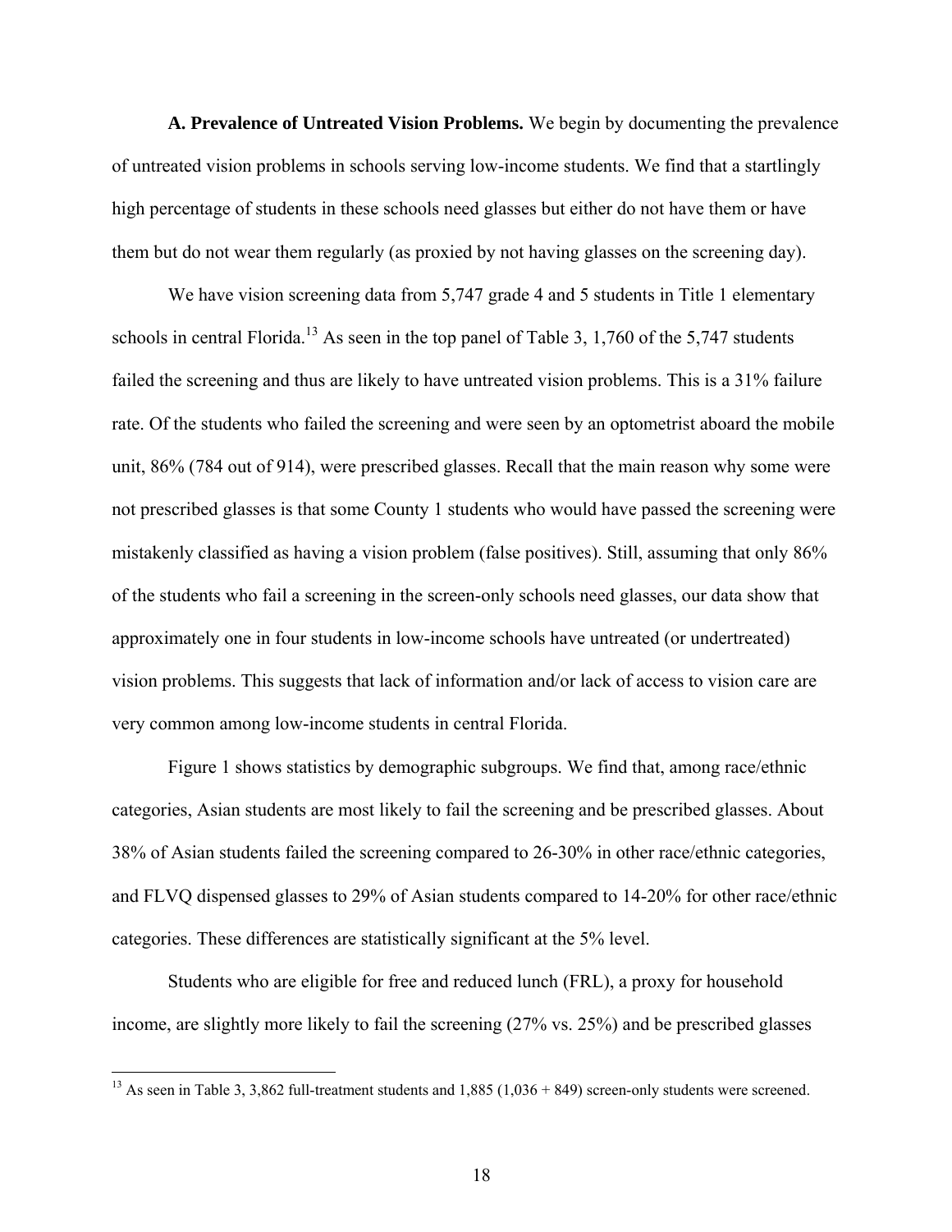**A. Prevalence of Untreated Vision Problems.** We begin by documenting the prevalence of untreated vision problems in schools serving low-income students. We find that a startlingly high percentage of students in these schools need glasses but either do not have them or have them but do not wear them regularly (as proxied by not having glasses on the screening day).

We have vision screening data from 5,747 grade 4 and 5 students in Title 1 elementary schools in central Florida.[13] As seen in the top panel of Table 3, 1,760 of the 5,747 students failed the screening and thus are likely to have untreated vision problems. This is a 31% failure rate. Of the students who failed the screening and were seen by an optometrist aboard the mobile unit, 86% (784 out of 914), were prescribed glasses. Recall that the main reason why some were not prescribed glasses is that some County 1 students who would have passed the screening were mistakenly classified as having a vision problem (false positives). Still, assuming that only 86% of the students who fail a screening in the screen-only schools need glasses, our data show that approximately one in four students in low-income schools have untreated (or undertreated) vision problems. This suggests that lack of information and/or lack of access to vision care are very common among low-income students in central Florida.

Figure 1 shows statistics by demographic subgroups. We find that, among race/ethnic categories, Asian students are most likely to fail the screening and be prescribed glasses. About 38% of Asian students failed the screening compared to 26-30% in other race/ethnic categories, and FLVQ dispensed glasses to 29% of Asian students compared to 14-20% for other race/ethnic categories. These differences are statistically significant at the 5% level.

Students who are eligible for free and reduced lunch (FRL), a proxy for household income, are slightly more likely to fail the screening (27% vs. 25%) and be prescribed glasses

[13] As seen in Table 3, 3,862 full-treatment students and 1,885 (1,036 + 849) screen-only students were screened.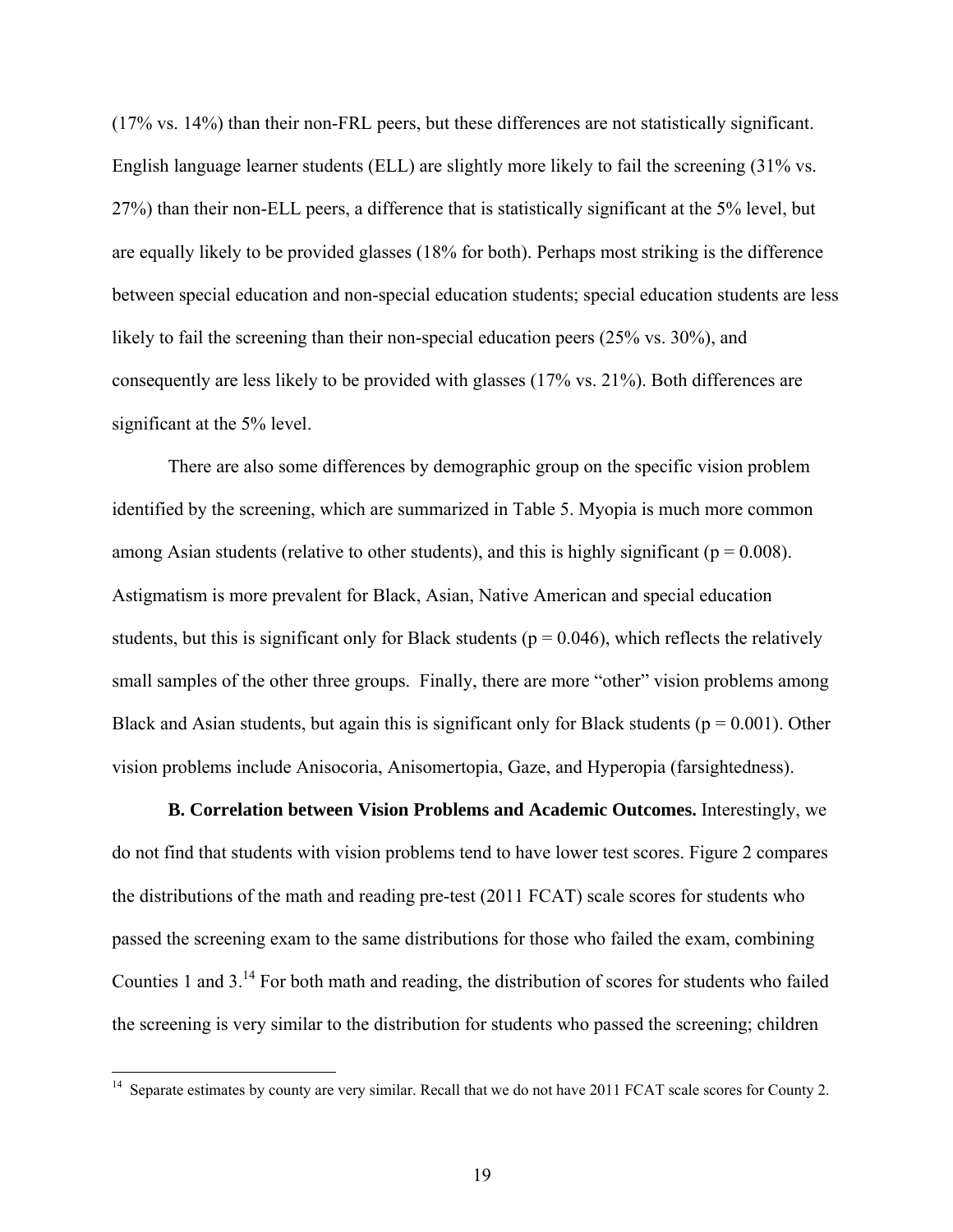(17% vs. 14%) than their non-FRL peers, but these differences are not statistically significant. English language learner students (ELL) are slightly more likely to fail the screening (31% vs. 27%) than their non-ELL peers, a difference that is statistically significant at the 5% level, but are equally likely to be provided glasses (18% for both). Perhaps most striking is the difference between special education and non-special education students; special education students are less likely to fail the screening than their non-special education peers (25% vs. 30%), and consequently are less likely to be provided with glasses (17% vs. 21%). Both differences are significant at the 5% level.

There are also some differences by demographic group on the specific vision problem identified by the screening, which are summarized in Table 5. Myopia is much more common among Asian students (relative to other students), and this is highly significant ($p = 0.008$). Astigmatism is more prevalent for Black, Asian, Native American and special education students, but this is significant only for Black students ($p = 0.046$), which reflects the relatively small samples of the other three groups. Finally, there are more "other" vision problems among Black and Asian students, but again this is significant only for Black students ($p = 0.001$). Other vision problems include Anisocoria, Anisomertopia, Gaze, and Hyperopia (farsightedness).

**B. Correlation between Vision Problems and Academic Outcomes.** Interestingly, we do not find that students with vision problems tend to have lower test scores. Figure 2 compares the distributions of the math and reading pre-test (2011 FCAT) scale scores for students who passed the screening exam to the same distributions for those who failed the exam, combining Counties 1 and 3.[14] For both math and reading, the distribution of scores for students who failed the screening is very similar to the distribution for students who passed the screening; children

[14] Separate estimates by county are very similar. Recall that we do not have 2011 FCAT scale scores for County 2.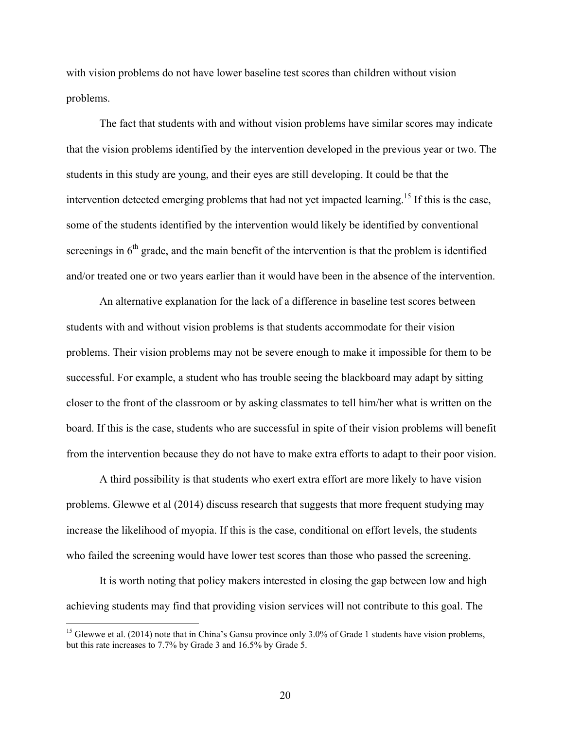with vision problems do not have lower baseline test scores than children without vision problems.

The fact that students with and without vision problems have similar scores may indicate that the vision problems identified by the intervention developed in the previous year or two. The students in this study are young, and their eyes are still developing. It could be that the intervention detected emerging problems that had not yet impacted learning.[15] If this is the case, some of the students identified by the intervention would likely be identified by conventional screenings in 6th grade, and the main benefit of the intervention is that the problem is identified and/or treated one or two years earlier than it would have been in the absence of the intervention.

An alternative explanation for the lack of a difference in baseline test scores between students with and without vision problems is that students accommodate for their vision problems. Their vision problems may not be severe enough to make it impossible for them to be successful. For example, a student who has trouble seeing the blackboard may adapt by sitting closer to the front of the classroom or by asking classmates to tell him/her what is written on the board. If this is the case, students who are successful in spite of their vision problems will benefit from the intervention because they do not have to make extra efforts to adapt to their poor vision.

A third possibility is that students who exert extra effort are more likely to have vision problems. Glewwe et al (2014) discuss research that suggests that more frequent studying may increase the likelihood of myopia. If this is the case, conditional on effort levels, the students who failed the screening would have lower test scores than those who passed the screening.

It is worth noting that policy makers interested in closing the gap between low and high achieving students may find that providing vision services will not contribute to this goal. The

[15] Glewwe et al. (2014) note that in China's Gansu province only 3.0% of Grade 1 students have vision problems, but this rate increases to 7.7% by Grade 3 and 16.5% by Grade 5.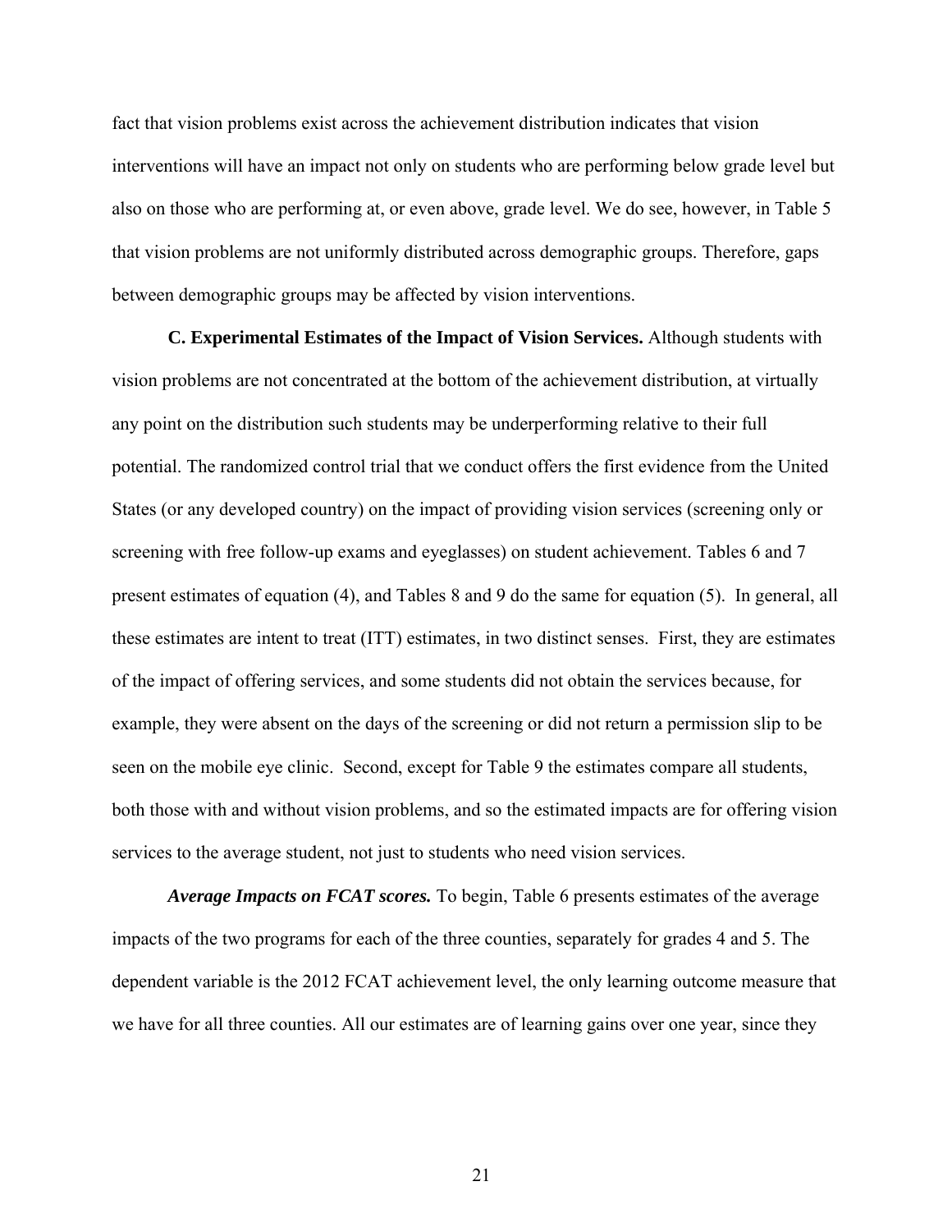fact that vision problems exist across the achievement distribution indicates that vision interventions will have an impact not only on students who are performing below grade level but also on those who are performing at, or even above, grade level. We do see, however, in Table 5 that vision problems are not uniformly distributed across demographic groups. Therefore, gaps between demographic groups may be affected by vision interventions.

**C. Experimental Estimates of the Impact of Vision Services.** Although students with vision problems are not concentrated at the bottom of the achievement distribution, at virtually any point on the distribution such students may be underperforming relative to their full potential. The randomized control trial that we conduct offers the first evidence from the United States (or any developed country) on the impact of providing vision services (screening only or screening with free follow-up exams and eyeglasses) on student achievement. Tables 6 and 7 present estimates of equation (4), and Tables 8 and 9 do the same for equation (5). In general, all these estimates are intent to treat (ITT) estimates, in two distinct senses. First, they are estimates of the impact of offering services, and some students did not obtain the services because, for example, they were absent on the days of the screening or did not return a permission slip to be seen on the mobile eye clinic. Second, except for Table 9 the estimates compare all students, both those with and without vision problems, and so the estimated impacts are for offering vision services to the average student, not just to students who need vision services.

***Average Impacts on FCAT scores.*** To begin, Table 6 presents estimates of the average impacts of the two programs for each of the three counties, separately for grades 4 and 5. The dependent variable is the 2012 FCAT achievement level, the only learning outcome measure that we have for all three counties. All our estimates are of learning gains over one year, since they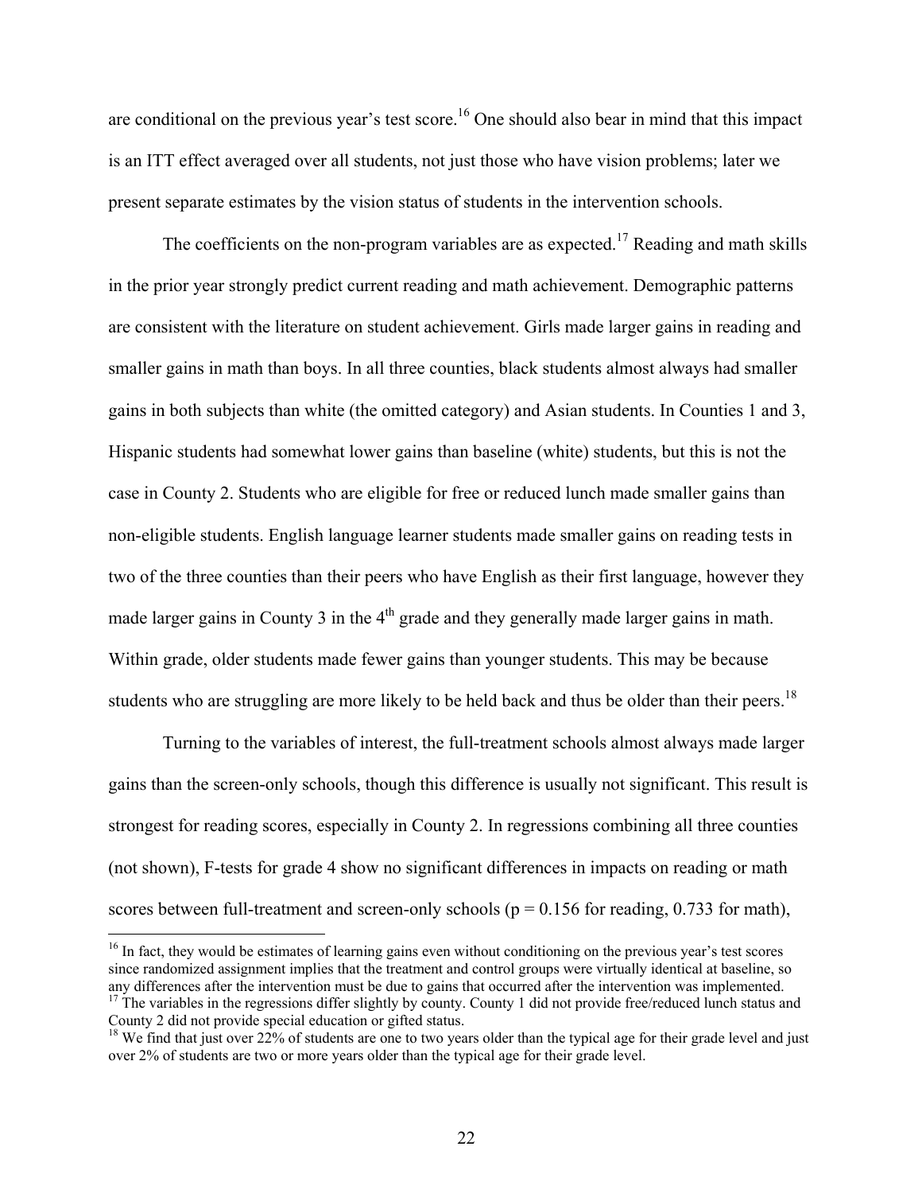are conditional on the previous year's test score.[16] One should also bear in mind that this impact is an ITT effect averaged over all students, not just those who have vision problems; later we present separate estimates by the vision status of students in the intervention schools.

The coefficients on the non-program variables are as expected.[17] Reading and math skills in the prior year strongly predict current reading and math achievement. Demographic patterns are consistent with the literature on student achievement. Girls made larger gains in reading and smaller gains in math than boys. In all three counties, black students almost always had smaller gains in both subjects than white (the omitted category) and Asian students. In Counties 1 and 3, Hispanic students had somewhat lower gains than baseline (white) students, but this is not the case in County 2. Students who are eligible for free or reduced lunch made smaller gains than non-eligible students. English language learner students made smaller gains on reading tests in two of the three counties than their peers who have English as their first language, however they made larger gains in County 3 in the 4th grade and they generally made larger gains in math. Within grade, older students made fewer gains than younger students. This may be because students who are struggling are more likely to be held back and thus be older than their peers.[18]

Turning to the variables of interest, the full-treatment schools almost always made larger gains than the screen-only schools, though this difference is usually not significant. This result is strongest for reading scores, especially in County 2. In regressions combining all three counties (not shown), F-tests for grade 4 show no significant differences in impacts on reading or math scores between full-treatment and screen-only schools ($p = 0.156$ for reading, 0.733 for math),

---

[16] In fact, they would be estimates of learning gains even without conditioning on the previous year's test scores since randomized assignment implies that the treatment and control groups were virtually identical at baseline, so any differences after the intervention must be due to gains that occurred after the intervention was implemented.

[17] The variables in the regressions differ slightly by county. County 1 did not provide free/reduced lunch status and County 2 did not provide special education or gifted status.

[18] We find that just over 22% of students are one to two years older than the typical age for their grade level and just over 2% of students are two or more years older than the typical age for their grade level.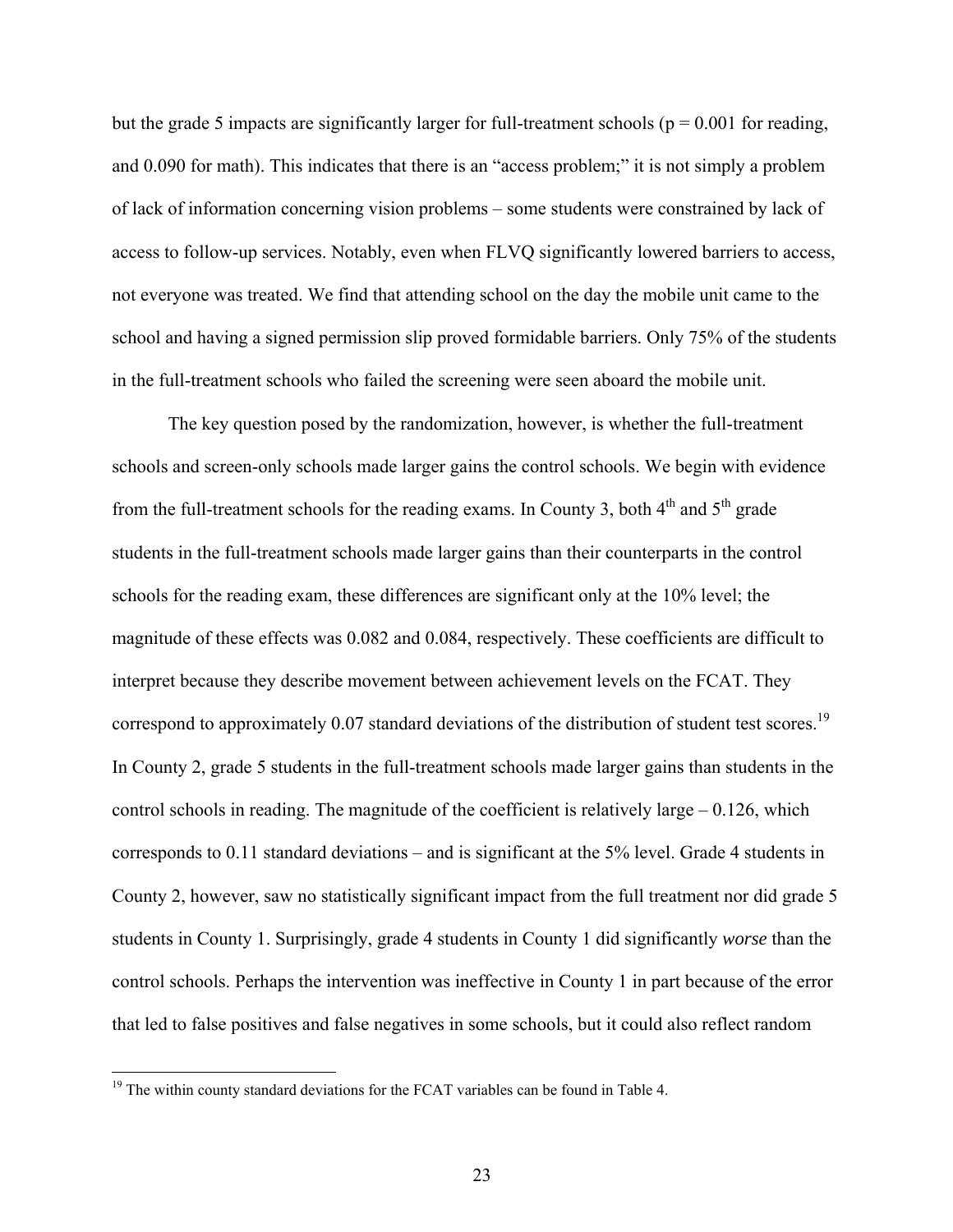but the grade 5 impacts are significantly larger for full-treatment schools ($p = 0.001$ for reading, and 0.090 for math). This indicates that there is an "access problem;" it is not simply a problem of lack of information concerning vision problems – some students were constrained by lack of access to follow-up services. Notably, even when FLVQ significantly lowered barriers to access, not everyone was treated. We find that attending school on the day the mobile unit came to the school and having a signed permission slip proved formidable barriers. Only 75% of the students in the full-treatment schools who failed the screening were seen aboard the mobile unit.

The key question posed by the randomization, however, is whether the full-treatment schools and screen-only schools made larger gains the control schools. We begin with evidence from the full-treatment schools for the reading exams. In County 3, both 4$^{th}$ and 5$^{th}$ grade students in the full-treatment schools made larger gains than their counterparts in the control schools for the reading exam, these differences are significant only at the 10% level; the magnitude of these effects was 0.082 and 0.084, respectively. These coefficients are difficult to interpret because they describe movement between achievement levels on the FCAT. They correspond to approximately 0.07 standard deviations of the distribution of student test scores.[19] In County 2, grade 5 students in the full-treatment schools made larger gains than students in the control schools in reading. The magnitude of the coefficient is relatively large – 0.126, which corresponds to 0.11 standard deviations – and is significant at the 5% level. Grade 4 students in County 2, however, saw no statistically significant impact from the full treatment nor did grade 5 students in County 1. Surprisingly, grade 4 students in County 1 did significantly *worse* than the control schools. Perhaps the intervention was ineffective in County 1 in part because of the error that led to false positives and false negatives in some schools, but it could also reflect random

[19] The within county standard deviations for the FCAT variables can be found in Table 4.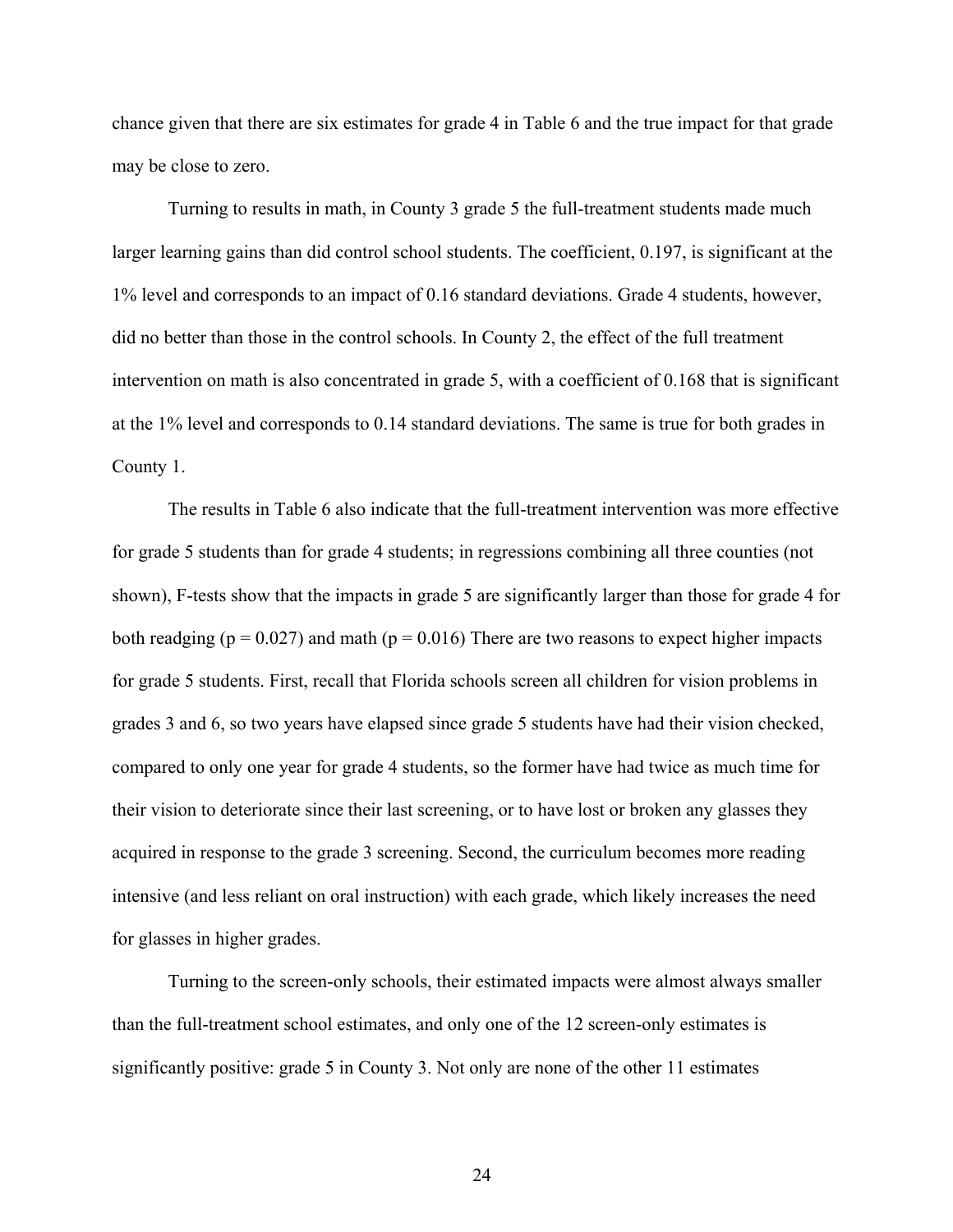chance given that there are six estimates for grade 4 in Table 6 and the true impact for that grade may be close to zero.

Turning to results in math, in County 3 grade 5 the full-treatment students made much larger learning gains than did control school students. The coefficient, 0.197, is significant at the 1% level and corresponds to an impact of 0.16 standard deviations. Grade 4 students, however, did no better than those in the control schools. In County 2, the effect of the full treatment intervention on math is also concentrated in grade 5, with a coefficient of 0.168 that is significant at the 1% level and corresponds to 0.14 standard deviations. The same is true for both grades in County 1.

The results in Table 6 also indicate that the full-treatment intervention was more effective for grade 5 students than for grade 4 students; in regressions combining all three counties (not shown), F-tests show that the impacts in grade 5 are significantly larger than those for grade 4 for both readging ($p = 0.027$) and math ($p = 0.016$) There are two reasons to expect higher impacts for grade 5 students. First, recall that Florida schools screen all children for vision problems in grades 3 and 6, so two years have elapsed since grade 5 students have had their vision checked, compared to only one year for grade 4 students, so the former have had twice as much time for their vision to deteriorate since their last screening, or to have lost or broken any glasses they acquired in response to the grade 3 screening. Second, the curriculum becomes more reading intensive (and less reliant on oral instruction) with each grade, which likely increases the need for glasses in higher grades.

Turning to the screen-only schools, their estimated impacts were almost always smaller than the full-treatment school estimates, and only one of the 12 screen-only estimates is significantly positive: grade 5 in County 3. Not only are none of the other 11 estimates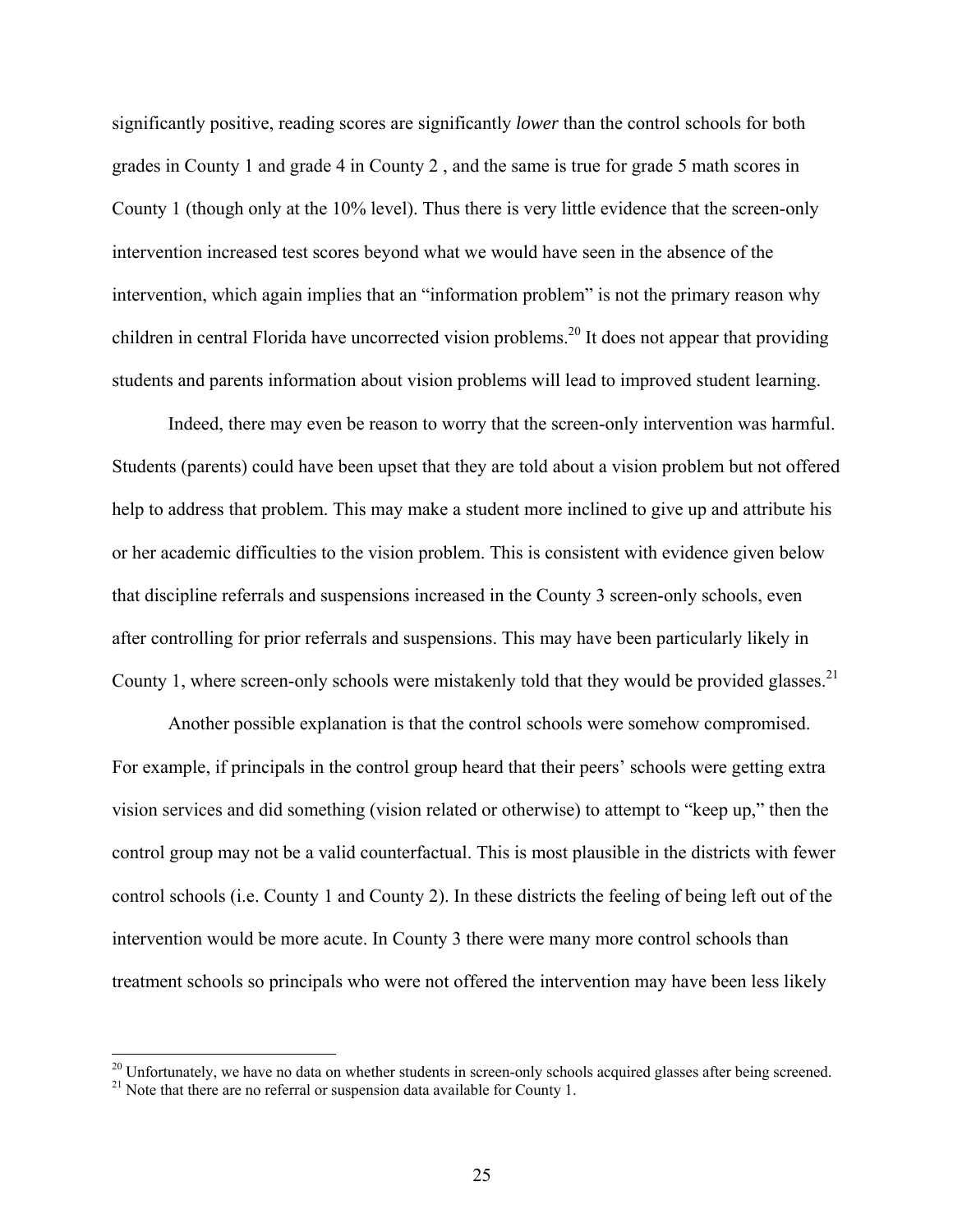significantly positive, reading scores are significantly *lower* than the control schools for both grades in County 1 and grade 4 in County 2 , and the same is true for grade 5 math scores in County 1 (though only at the 10% level). Thus there is very little evidence that the screen-only intervention increased test scores beyond what we would have seen in the absence of the intervention, which again implies that an "information problem" is not the primary reason why children in central Florida have uncorrected vision problems.[20] It does not appear that providing students and parents information about vision problems will lead to improved student learning.

Indeed, there may even be reason to worry that the screen-only intervention was harmful. Students (parents) could have been upset that they are told about a vision problem but not offered help to address that problem. This may make a student more inclined to give up and attribute his or her academic difficulties to the vision problem. This is consistent with evidence given below that discipline referrals and suspensions increased in the County 3 screen-only schools, even after controlling for prior referrals and suspensions. This may have been particularly likely in County 1, where screen-only schools were mistakenly told that they would be provided glasses.[21]

Another possible explanation is that the control schools were somehow compromised. For example, if principals in the control group heard that their peers' schools were getting extra vision services and did something (vision related or otherwise) to attempt to "keep up," then the control group may not be a valid counterfactual. This is most plausible in the districts with fewer control schools (i.e. County 1 and County 2). In these districts the feeling of being left out of the intervention would be more acute. In County 3 there were many more control schools than treatment schools so principals who were not offered the intervention may have been less likely

[20] Unfortunately, we have no data on whether students in screen-only schools acquired glasses after being screened.

[21] Note that there are no referral or suspension data available for County 1.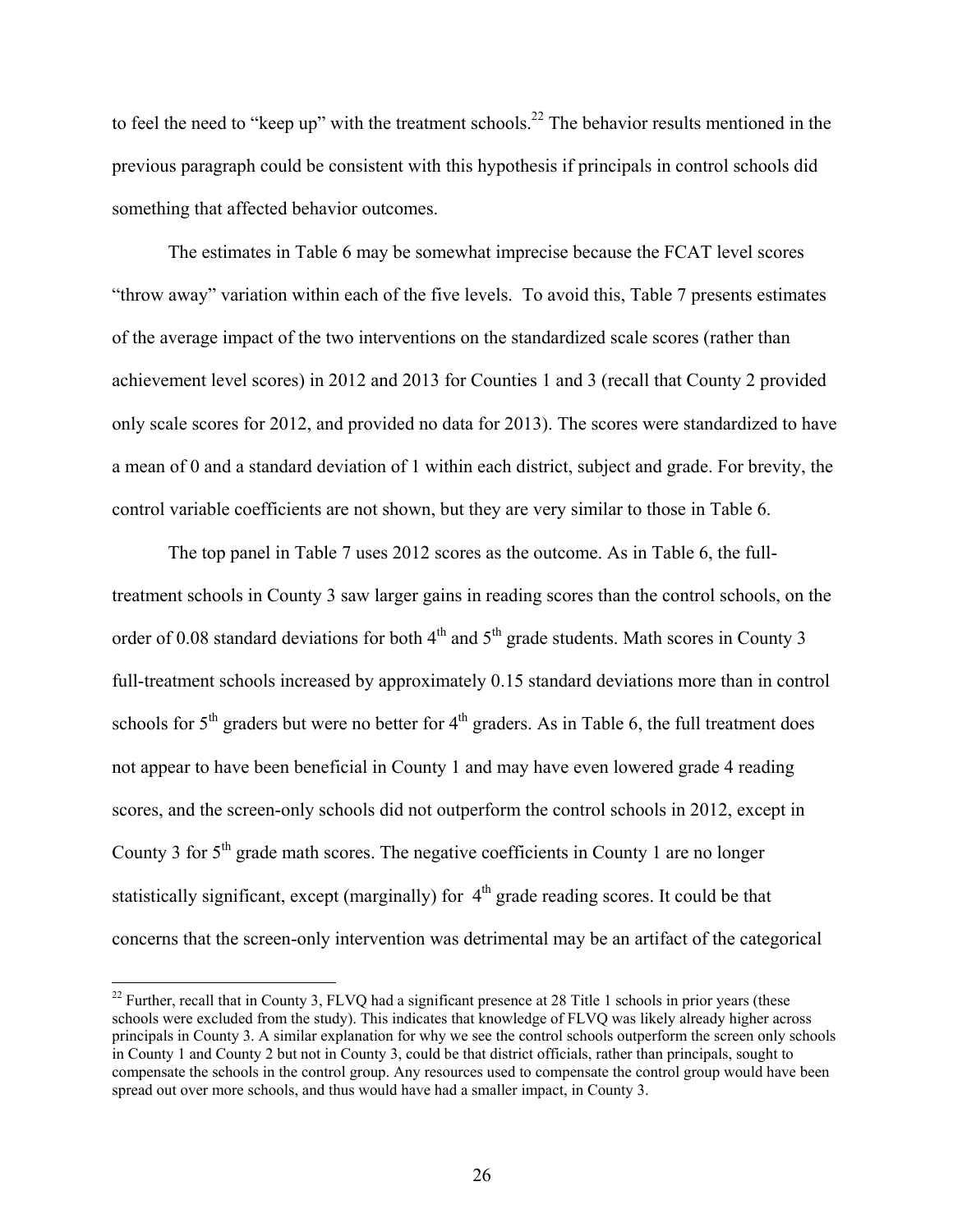to feel the need to "keep up" with the treatment schools.[22] The behavior results mentioned in the previous paragraph could be consistent with this hypothesis if principals in control schools did something that affected behavior outcomes.

The estimates in Table 6 may be somewhat imprecise because the FCAT level scores "throw away" variation within each of the five levels. To avoid this, Table 7 presents estimates of the average impact of the two interventions on the standardized scale scores (rather than achievement level scores) in 2012 and 2013 for Counties 1 and 3 (recall that County 2 provided only scale scores for 2012, and provided no data for 2013). The scores were standardized to have a mean of 0 and a standard deviation of 1 within each district, subject and grade. For brevity, the control variable coefficients are not shown, but they are very similar to those in Table 6.

The top panel in Table 7 uses 2012 scores as the outcome. As in Table 6, the full-treatment schools in County 3 saw larger gains in reading scores than the control schools, on the order of 0.08 standard deviations for both 4th and 5th grade students. Math scores in County 3 full-treatment schools increased by approximately 0.15 standard deviations more than in control schools for 5th graders but were no better for 4th graders. As in Table 6, the full treatment does not appear to have been beneficial in County 1 and may have even lowered grade 4 reading scores, and the screen-only schools did not outperform the control schools in 2012, except in County 3 for 5th grade math scores. The negative coefficients in County 1 are no longer statistically significant, except (marginally) for 4th grade reading scores. It could be that concerns that the screen-only intervention was detrimental may be an artifact of the categorical

[22] Further, recall that in County 3, FLVQ had a significant presence at 28 Title 1 schools in prior years (these schools were excluded from the study). This indicates that knowledge of FLVQ was likely already higher across principals in County 3. A similar explanation for why we see the control schools outperform the screen only schools in County 1 and County 2 but not in County 3, could be that district officials, rather than principals, sought to compensate the schools in the control group. Any resources used to compensate the control group would have been spread out over more schools, and thus would have had a smaller impact, in County 3.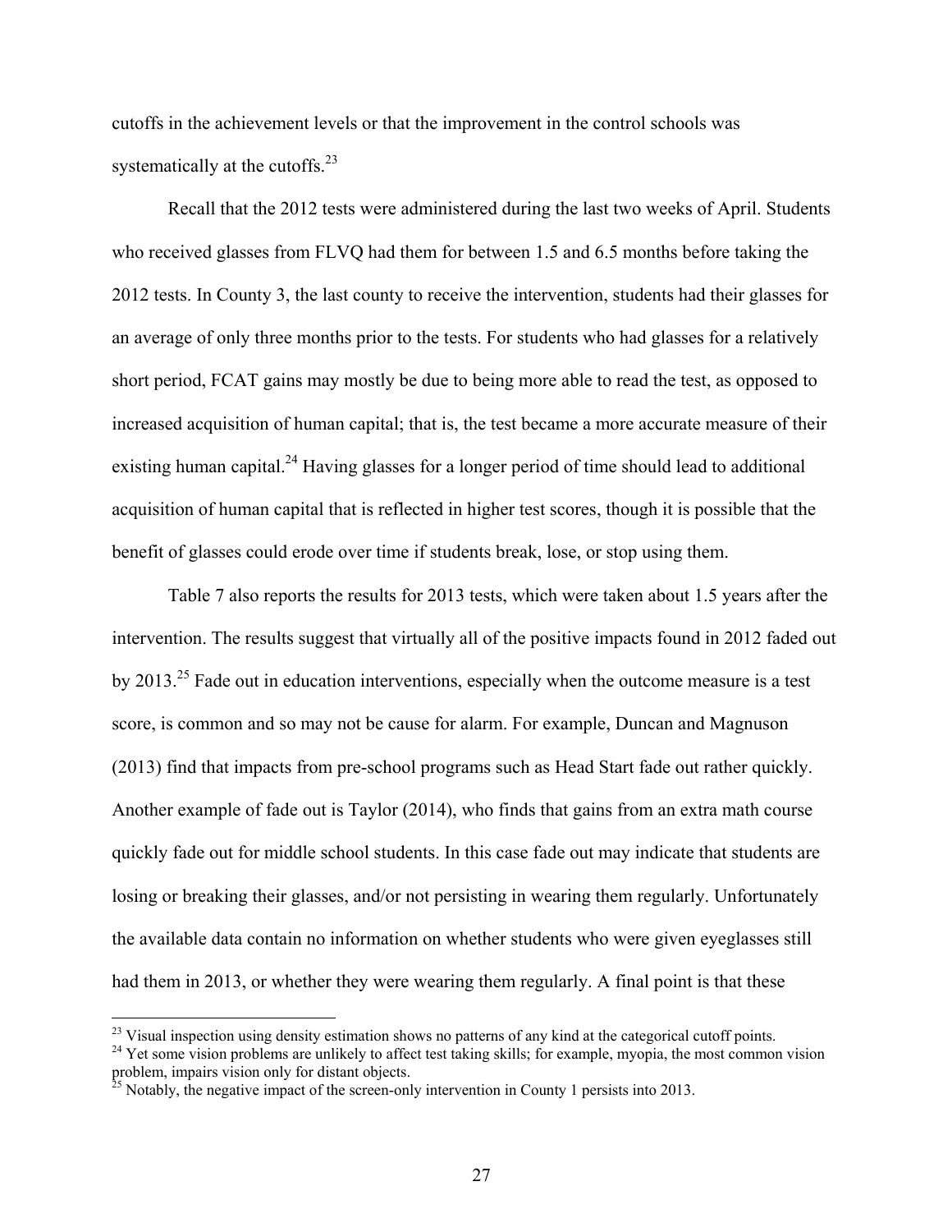cutoffs in the achievement levels or that the improvement in the control schools was systematically at the cutoffs.[23]

Recall that the 2012 tests were administered during the last two weeks of April. Students who received glasses from FLVQ had them for between 1.5 and 6.5 months before taking the 2012 tests. In County 3, the last county to receive the intervention, students had their glasses for an average of only three months prior to the tests. For students who had glasses for a relatively short period, FCAT gains may mostly be due to being more able to read the test, as opposed to increased acquisition of human capital; that is, the test became a more accurate measure of their existing human capital.[24] Having glasses for a longer period of time should lead to additional acquisition of human capital that is reflected in higher test scores, though it is possible that the benefit of glasses could erode over time if students break, lose, or stop using them.

Table 7 also reports the results for 2013 tests, which were taken about 1.5 years after the intervention. The results suggest that virtually all of the positive impacts found in 2012 faded out by 2013.[25] Fade out in education interventions, especially when the outcome measure is a test score, is common and so may not be cause for alarm. For example, Duncan and Magnuson (2013) find that impacts from pre-school programs such as Head Start fade out rather quickly. Another example of fade out is Taylor (2014), who finds that gains from an extra math course quickly fade out for middle school students. In this case fade out may indicate that students are losing or breaking their glasses, and/or not persisting in wearing them regularly. Unfortunately the available data contain no information on whether students who were given eyeglasses still had them in 2013, or whether they were wearing them regularly. A final point is that these

[23] Visual inspection using density estimation shows no patterns of any kind at the categorical cutoff points.

[24] Yet some vision problems are unlikely to affect test taking skills; for example, myopia, the most common vision problem, impairs vision only for distant objects.

[25] Notably, the negative impact of the screen-only intervention in County 1 persists into 2013.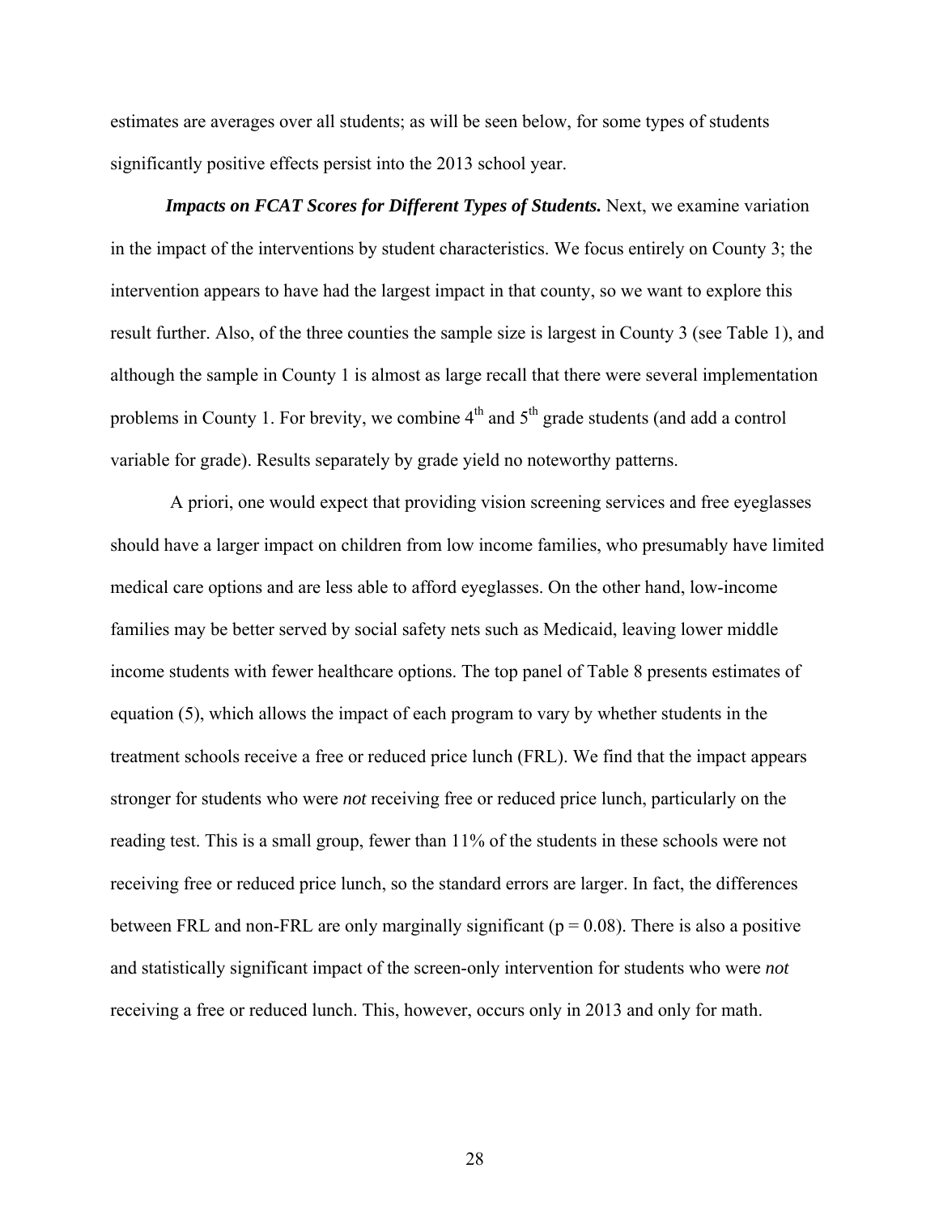estimates are averages over all students; as will be seen below, for some types of students significantly positive effects persist into the 2013 school year.

***Impacts on FCAT Scores for Different Types of Students.*** Next, we examine variation in the impact of the interventions by student characteristics. We focus entirely on County 3; the intervention appears to have had the largest impact in that county, so we want to explore this result further. Also, of the three counties the sample size is largest in County 3 (see Table 1), and although the sample in County 1 is almost as large recall that there were several implementation problems in County 1. For brevity, we combine $4^{th}$ and $5^{th}$ grade students (and add a control variable for grade). Results separately by grade yield no noteworthy patterns.

A priori, one would expect that providing vision screening services and free eyeglasses should have a larger impact on children from low income families, who presumably have limited medical care options and are less able to afford eyeglasses. On the other hand, low-income families may be better served by social safety nets such as Medicaid, leaving lower middle income students with fewer healthcare options. The top panel of Table 8 presents estimates of equation (5), which allows the impact of each program to vary by whether students in the treatment schools receive a free or reduced price lunch (FRL). We find that the impact appears stronger for students who were *not* receiving free or reduced price lunch, particularly on the reading test. This is a small group, fewer than 11% of the students in these schools were not receiving free or reduced price lunch, so the standard errors are larger. In fact, the differences between FRL and non-FRL are only marginally significant ($p = 0.08$). There is also a positive and statistically significant impact of the screen-only intervention for students who were *not* receiving a free or reduced lunch. This, however, occurs only in 2013 and only for math.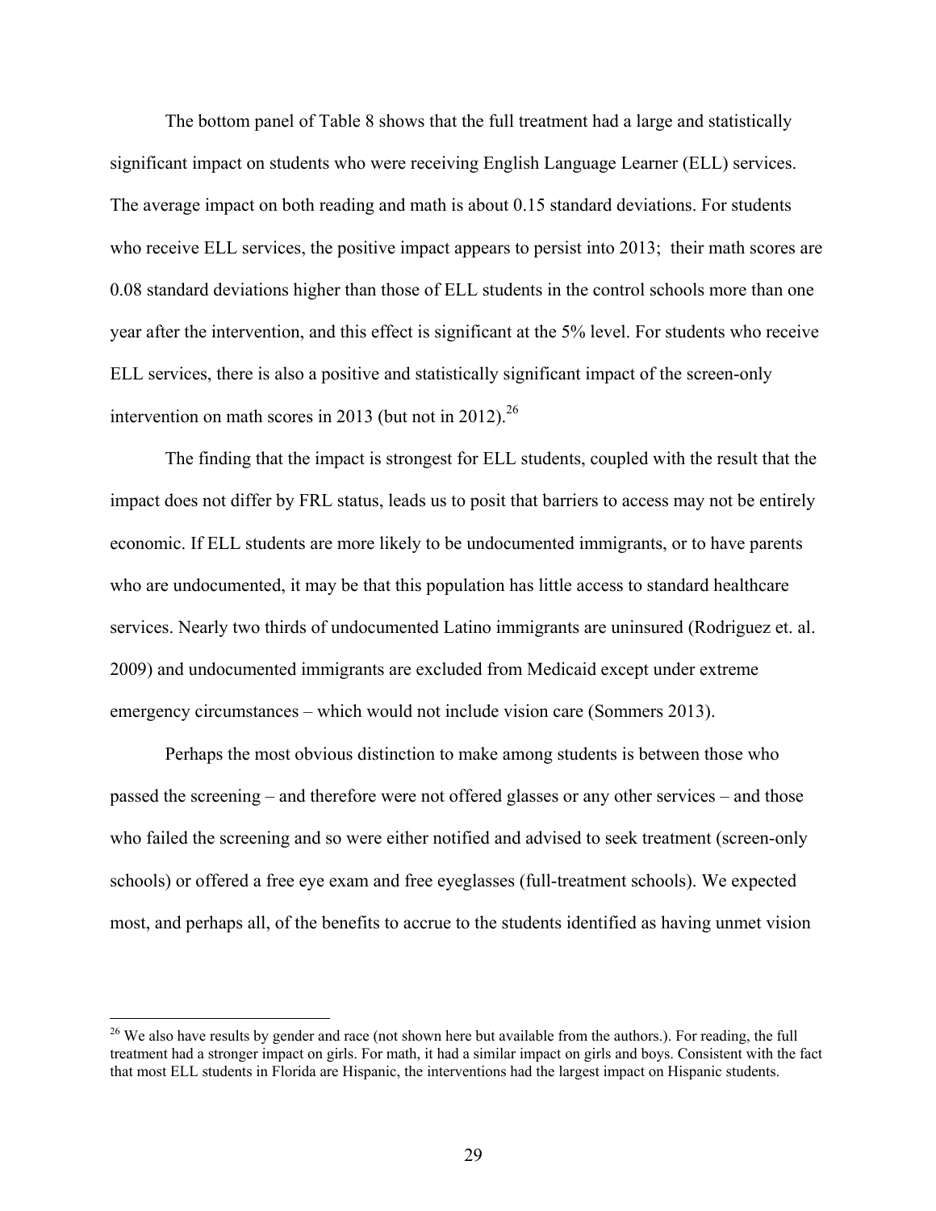The bottom panel of Table 8 shows that the full treatment had a large and statistically significant impact on students who were receiving English Language Learner (ELL) services. The average impact on both reading and math is about 0.15 standard deviations. For students who receive ELL services, the positive impact appears to persist into 2013; their math scores are 0.08 standard deviations higher than those of ELL students in the control schools more than one year after the intervention, and this effect is significant at the 5% level. For students who receive ELL services, there is also a positive and statistically significant impact of the screen-only intervention on math scores in 2013 (but not in 2012).[26]

The finding that the impact is strongest for ELL students, coupled with the result that the impact does not differ by FRL status, leads us to posit that barriers to access may not be entirely economic. If ELL students are more likely to be undocumented immigrants, or to have parents who are undocumented, it may be that this population has little access to standard healthcare services. Nearly two thirds of undocumented Latino immigrants are uninsured (Rodriguez et. al. 2009) and undocumented immigrants are excluded from Medicaid except under extreme emergency circumstances – which would not include vision care (Sommers 2013).

Perhaps the most obvious distinction to make among students is between those who passed the screening – and therefore were not offered glasses or any other services – and those who failed the screening and so were either notified and advised to seek treatment (screen-only schools) or offered a free eye exam and free eyeglasses (full-treatment schools). We expected most, and perhaps all, of the benefits to accrue to the students identified as having unmet vision

---

[26] We also have results by gender and race (not shown here but available from the authors.). For reading, the full treatment had a stronger impact on girls. For math, it had a similar impact on girls and boys. Consistent with the fact that most ELL students in Florida are Hispanic, the interventions had the largest impact on Hispanic students.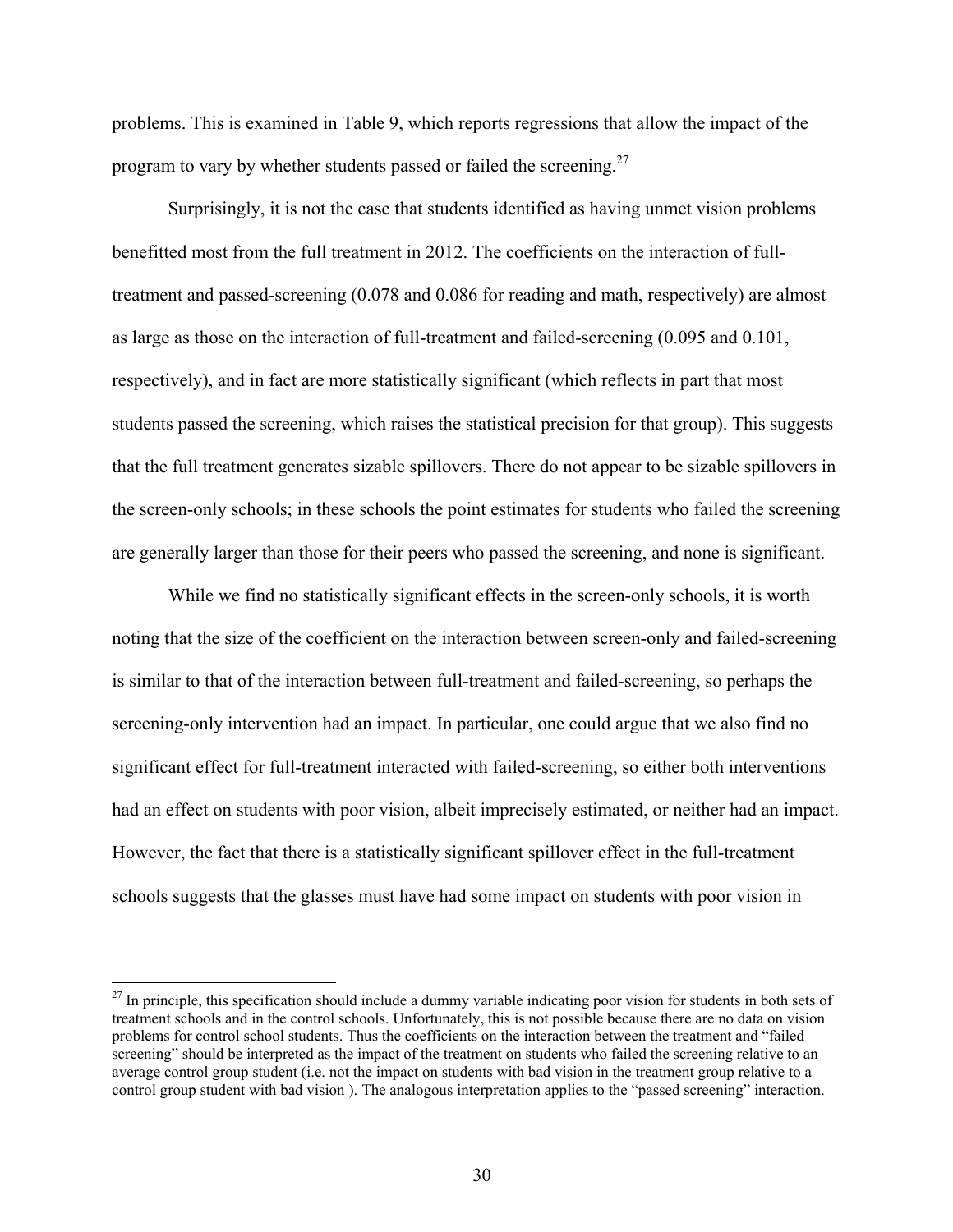problems. This is examined in Table 9, which reports regressions that allow the impact of the program to vary by whether students passed or failed the screening.[27]

Surprisingly, it is not the case that students identified as having unmet vision problems benefitted most from the full treatment in 2012. The coefficients on the interaction of full-treatment and passed-screening (0.078 and 0.086 for reading and math, respectively) are almost as large as those on the interaction of full-treatment and failed-screening (0.095 and 0.101, respectively), and in fact are more statistically significant (which reflects in part that most students passed the screening, which raises the statistical precision for that group). This suggests that the full treatment generates sizable spillovers. There do not appear to be sizable spillovers in the screen-only schools; in these schools the point estimates for students who failed the screening are generally larger than those for their peers who passed the screening, and none is significant.

While we find no statistically significant effects in the screen-only schools, it is worth noting that the size of the coefficient on the interaction between screen-only and failed-screening is similar to that of the interaction between full-treatment and failed-screening, so perhaps the screening-only intervention had an impact. In particular, one could argue that we also find no significant effect for full-treatment interacted with failed-screening, so either both interventions had an effect on students with poor vision, albeit imprecisely estimated, or neither had an impact. However, the fact that there is a statistically significant spillover effect in the full-treatment schools suggests that the glasses must have had some impact on students with poor vision in

[27] In principle, this specification should include a dummy variable indicating poor vision for students in both sets of treatment schools and in the control schools. Unfortunately, this is not possible because there are no data on vision problems for control school students. Thus the coefficients on the interaction between the treatment and "failed screening" should be interpreted as the impact of the treatment on students who failed the screening relative to an average control group student (i.e. not the impact on students with bad vision in the treatment group relative to a control group student with bad vision ). The analogous interpretation applies to the "passed screening" interaction.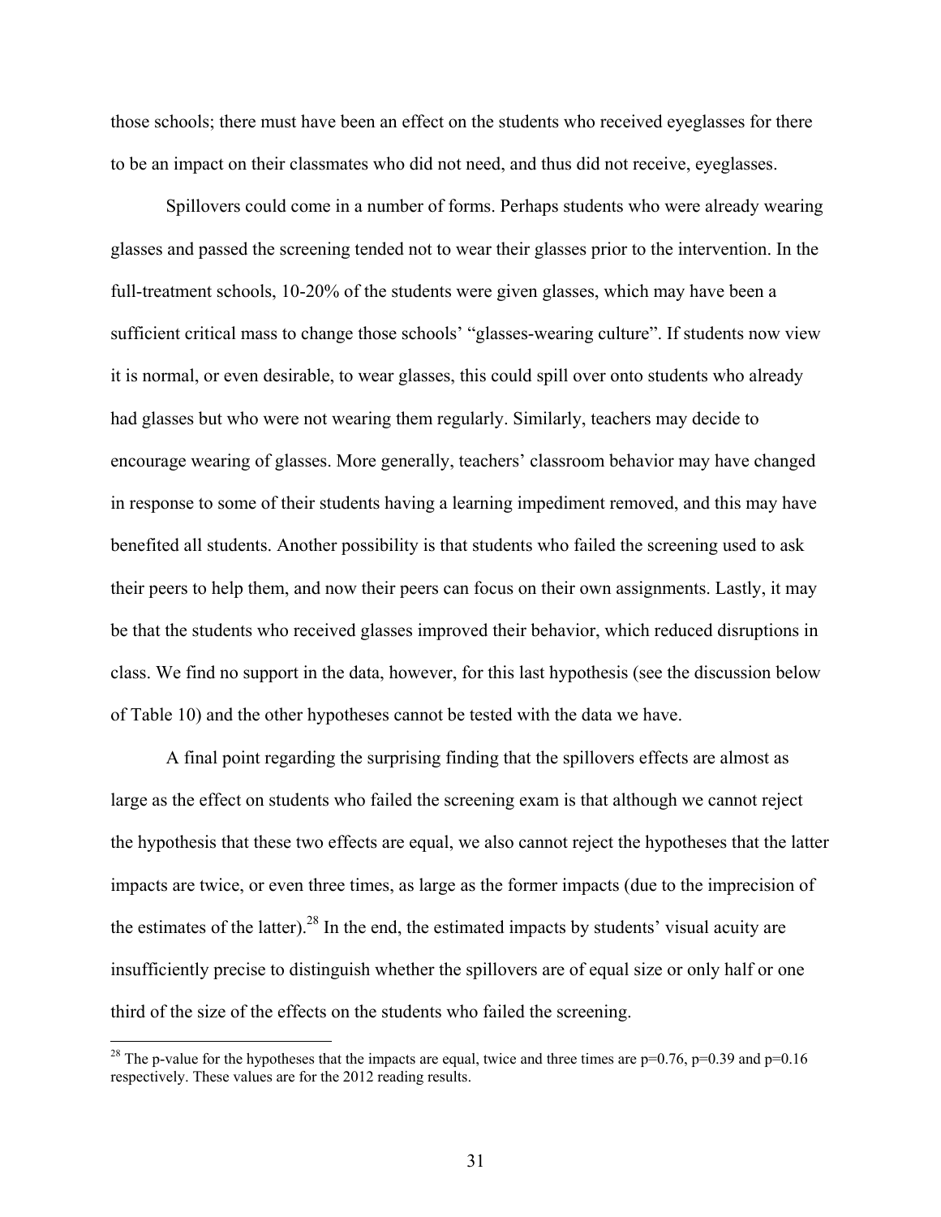those schools; there must have been an effect on the students who received eyeglasses for there to be an impact on their classmates who did not need, and thus did not receive, eyeglasses.

Spillovers could come in a number of forms. Perhaps students who were already wearing glasses and passed the screening tended not to wear their glasses prior to the intervention. In the full-treatment schools, 10-20% of the students were given glasses, which may have been a sufficient critical mass to change those schools' "glasses-wearing culture". If students now view it is normal, or even desirable, to wear glasses, this could spill over onto students who already had glasses but who were not wearing them regularly. Similarly, teachers may decide to encourage wearing of glasses. More generally, teachers' classroom behavior may have changed in response to some of their students having a learning impediment removed, and this may have benefited all students. Another possibility is that students who failed the screening used to ask their peers to help them, and now their peers can focus on their own assignments. Lastly, it may be that the students who received glasses improved their behavior, which reduced disruptions in class. We find no support in the data, however, for this last hypothesis (see the discussion below of Table 10) and the other hypotheses cannot be tested with the data we have.

A final point regarding the surprising finding that the spillovers effects are almost as large as the effect on students who failed the screening exam is that although we cannot reject the hypothesis that these two effects are equal, we also cannot reject the hypotheses that the latter impacts are twice, or even three times, as large as the former impacts (due to the imprecision of the estimates of the latter).[28] In the end, the estimated impacts by students' visual acuity are insufficiently precise to distinguish whether the spillovers are of equal size or only half or one third of the size of the effects on the students who failed the screening.

[28] The p-value for the hypotheses that the impacts are equal, twice and three times are p=0.76, p=0.39 and p=0.16 respectively. These values are for the 2012 reading results.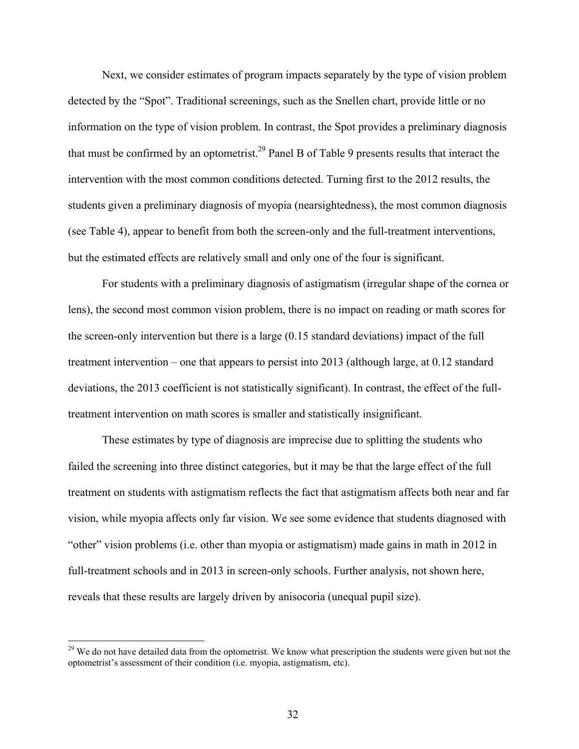Next, we consider estimates of program impacts separately by the type of vision problem detected by the "Spot". Traditional screenings, such as the Snellen chart, provide little or no information on the type of vision problem. In contrast, the Spot provides a preliminary diagnosis that must be confirmed by an optometrist.[29] Panel B of Table 9 presents results that interact the intervention with the most common conditions detected. Turning first to the 2012 results, the students given a preliminary diagnosis of myopia (nearsightedness), the most common diagnosis (see Table 4), appear to benefit from both the screen-only and the full-treatment interventions, but the estimated effects are relatively small and only one of the four is significant.

For students with a preliminary diagnosis of astigmatism (irregular shape of the cornea or lens), the second most common vision problem, there is no impact on reading or math scores for the screen-only intervention but there is a large (0.15 standard deviations) impact of the full treatment intervention – one that appears to persist into 2013 (although large, at 0.12 standard deviations, the 2013 coefficient is not statistically significant). In contrast, the effect of the full-treatment intervention on math scores is smaller and statistically insignificant.

These estimates by type of diagnosis are imprecise due to splitting the students who failed the screening into three distinct categories, but it may be that the large effect of the full treatment on students with astigmatism reflects the fact that astigmatism affects both near and far vision, while myopia affects only far vision. We see some evidence that students diagnosed with "other" vision problems (i.e. other than myopia or astigmatism) made gains in math in 2012 in full-treatment schools and in 2013 in screen-only schools. Further analysis, not shown here, reveals that these results are largely driven by anisocoria (unequal pupil size).

[29] We do not have detailed data from the optometrist. We know what prescription the students were given but not the optometrist's assessment of their condition (i.e. myopia, astigmatism, etc).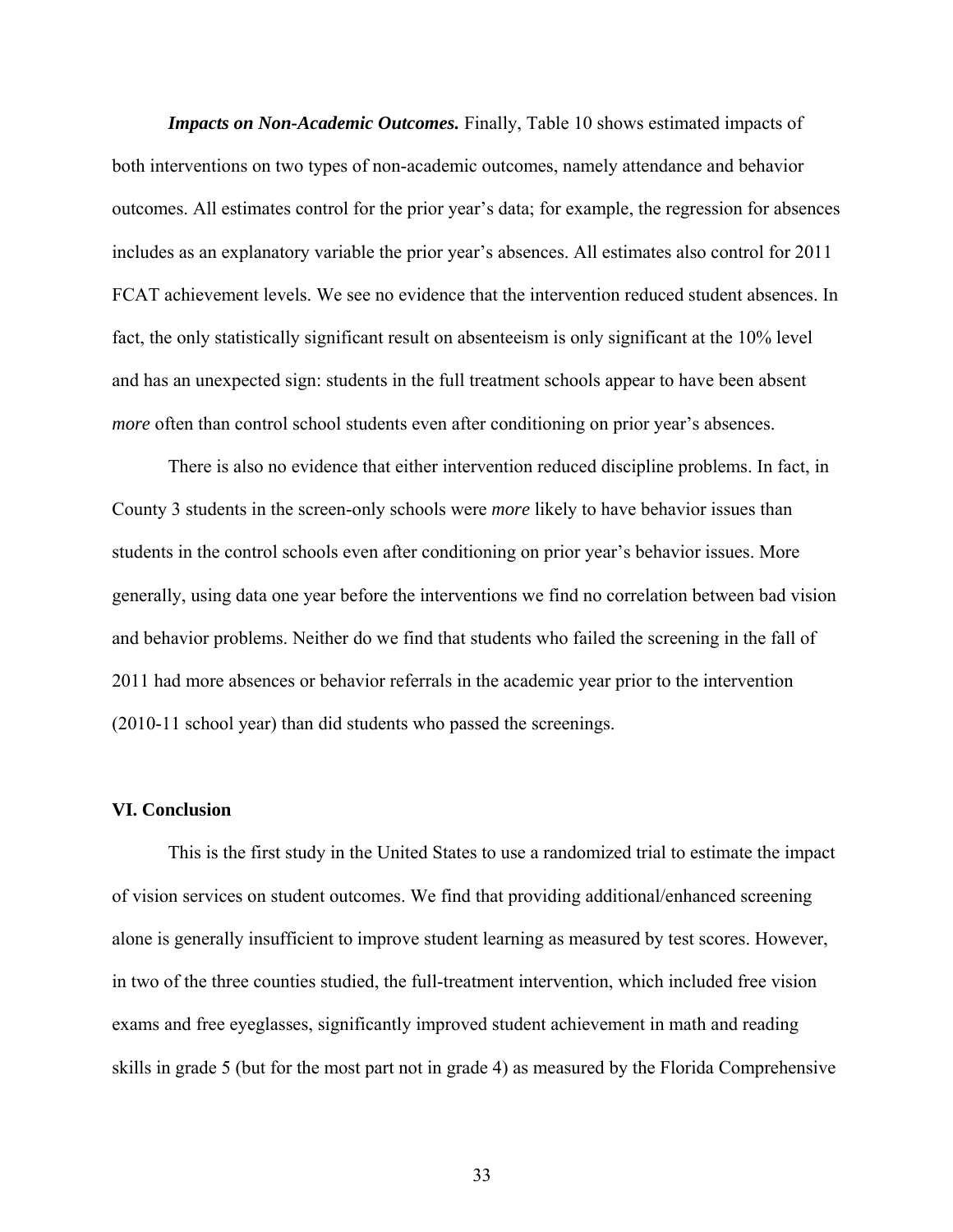***Impacts on Non-Academic Outcomes.*** Finally, Table 10 shows estimated impacts of both interventions on two types of non-academic outcomes, namely attendance and behavior outcomes. All estimates control for the prior year's data; for example, the regression for absences includes as an explanatory variable the prior year's absences. All estimates also control for 2011 FCAT achievement levels. We see no evidence that the intervention reduced student absences. In fact, the only statistically significant result on absenteeism is only significant at the 10% level and has an unexpected sign: students in the full treatment schools appear to have been absent *more* often than control school students even after conditioning on prior year's absences.

There is also no evidence that either intervention reduced discipline problems. In fact, in County 3 students in the screen-only schools were *more* likely to have behavior issues than students in the control schools even after conditioning on prior year's behavior issues. More generally, using data one year before the interventions we find no correlation between bad vision and behavior problems. Neither do we find that students who failed the screening in the fall of 2011 had more absences or behavior referrals in the academic year prior to the intervention (2010-11 school year) than did students who passed the screenings.

## VI. Conclusion

This is the first study in the United States to use a randomized trial to estimate the impact of vision services on student outcomes. We find that providing additional/enhanced screening alone is generally insufficient to improve student learning as measured by test scores. However, in two of the three counties studied, the full-treatment intervention, which included free vision exams and free eyeglasses, significantly improved student achievement in math and reading skills in grade 5 (but for the most part not in grade 4) as measured by the Florida Comprehensive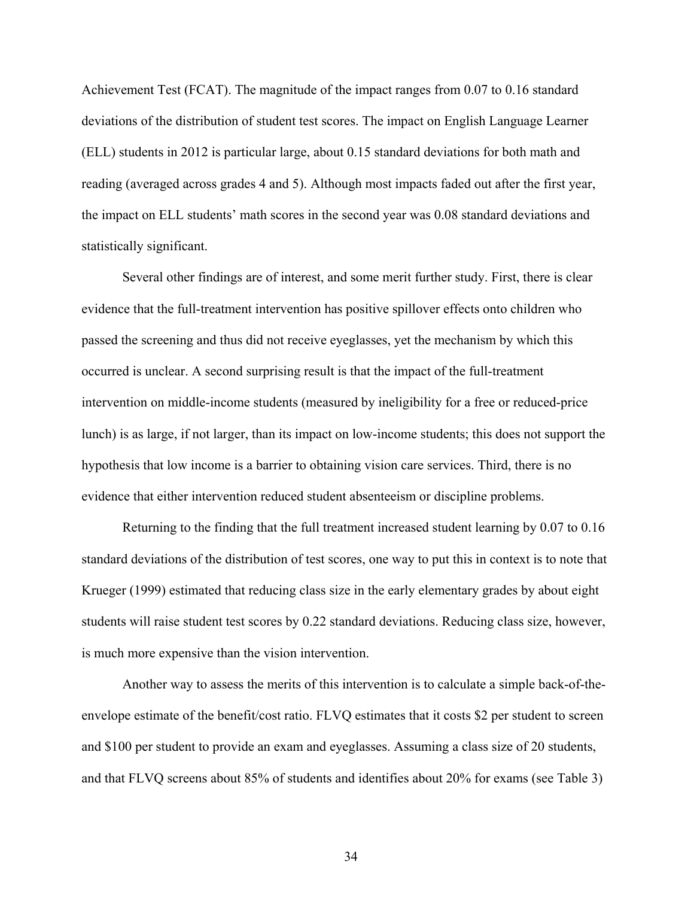Achievement Test (FCAT). The magnitude of the impact ranges from 0.07 to 0.16 standard deviations of the distribution of student test scores. The impact on English Language Learner (ELL) students in 2012 is particular large, about 0.15 standard deviations for both math and reading (averaged across grades 4 and 5). Although most impacts faded out after the first year, the impact on ELL students' math scores in the second year was 0.08 standard deviations and statistically significant.

Several other findings are of interest, and some merit further study. First, there is clear evidence that the full-treatment intervention has positive spillover effects onto children who passed the screening and thus did not receive eyeglasses, yet the mechanism by which this occurred is unclear. A second surprising result is that the impact of the full-treatment intervention on middle-income students (measured by ineligibility for a free or reduced-price lunch) is as large, if not larger, than its impact on low-income students; this does not support the hypothesis that low income is a barrier to obtaining vision care services. Third, there is no evidence that either intervention reduced student absenteeism or discipline problems.

Returning to the finding that the full treatment increased student learning by 0.07 to 0.16 standard deviations of the distribution of test scores, one way to put this in context is to note that Krueger (1999) estimated that reducing class size in the early elementary grades by about eight students will raise student test scores by 0.22 standard deviations. Reducing class size, however, is much more expensive than the vision intervention.

Another way to assess the merits of this intervention is to calculate a simple back-of-the-envelope estimate of the benefit/cost ratio. FLVQ estimates that it costs $2 per student to screen and $100 per student to provide an exam and eyeglasses. Assuming a class size of 20 students, and that FLVQ screens about 85% of students and identifies about 20% for exams (see Table 3)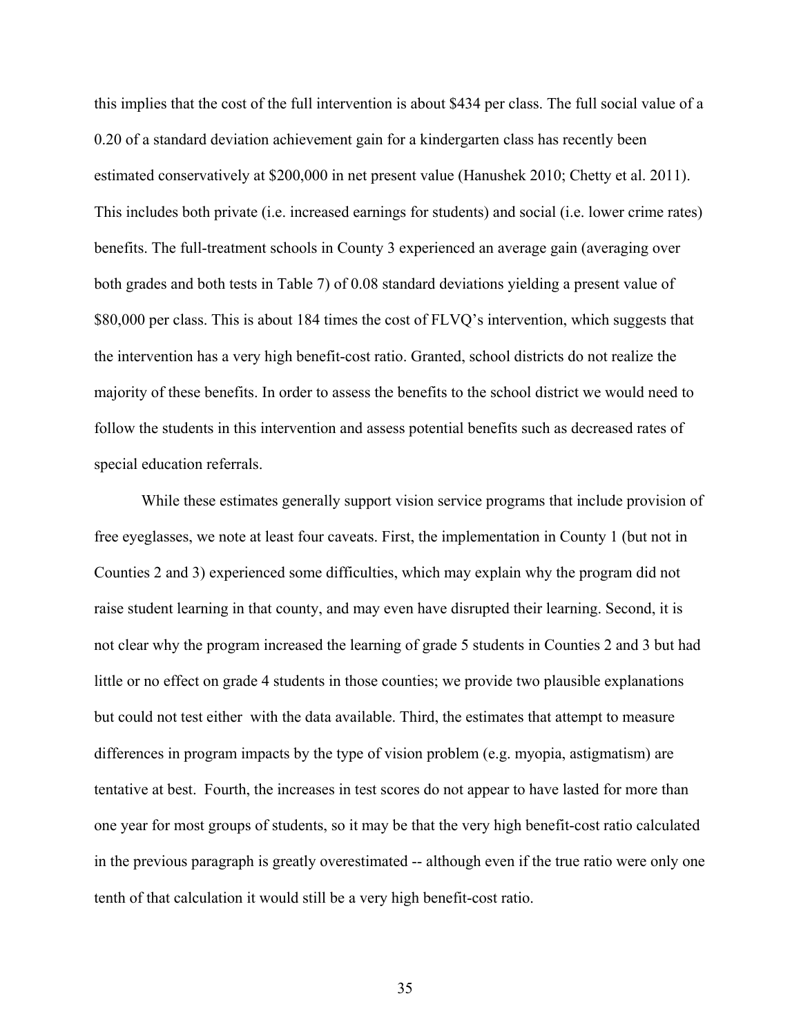this implies that the cost of the full intervention is about $434 per class. The full social value of a 0.20 of a standard deviation achievement gain for a kindergarten class has recently been estimated conservatively at $200,000 in net present value (Hanushek 2010; Chetty et al. 2011). This includes both private (i.e. increased earnings for students) and social (i.e. lower crime rates) benefits. The full-treatment schools in County 3 experienced an average gain (averaging over both grades and both tests in Table 7) of 0.08 standard deviations yielding a present value of $80,000 per class. This is about 184 times the cost of FLVQ's intervention, which suggests that the intervention has a very high benefit-cost ratio. Granted, school districts do not realize the majority of these benefits. In order to assess the benefits to the school district we would need to follow the students in this intervention and assess potential benefits such as decreased rates of special education referrals.

While these estimates generally support vision service programs that include provision of free eyeglasses, we note at least four caveats. First, the implementation in County 1 (but not in Counties 2 and 3) experienced some difficulties, which may explain why the program did not raise student learning in that county, and may even have disrupted their learning. Second, it is not clear why the program increased the learning of grade 5 students in Counties 2 and 3 but had little or no effect on grade 4 students in those counties; we provide two plausible explanations but could not test either with the data available. Third, the estimates that attempt to measure differences in program impacts by the type of vision problem (e.g. myopia, astigmatism) are tentative at best. Fourth, the increases in test scores do not appear to have lasted for more than one year for most groups of students, so it may be that the very high benefit-cost ratio calculated in the previous paragraph is greatly overestimated -- although even if the true ratio were only one tenth of that calculation it would still be a very high benefit-cost ratio.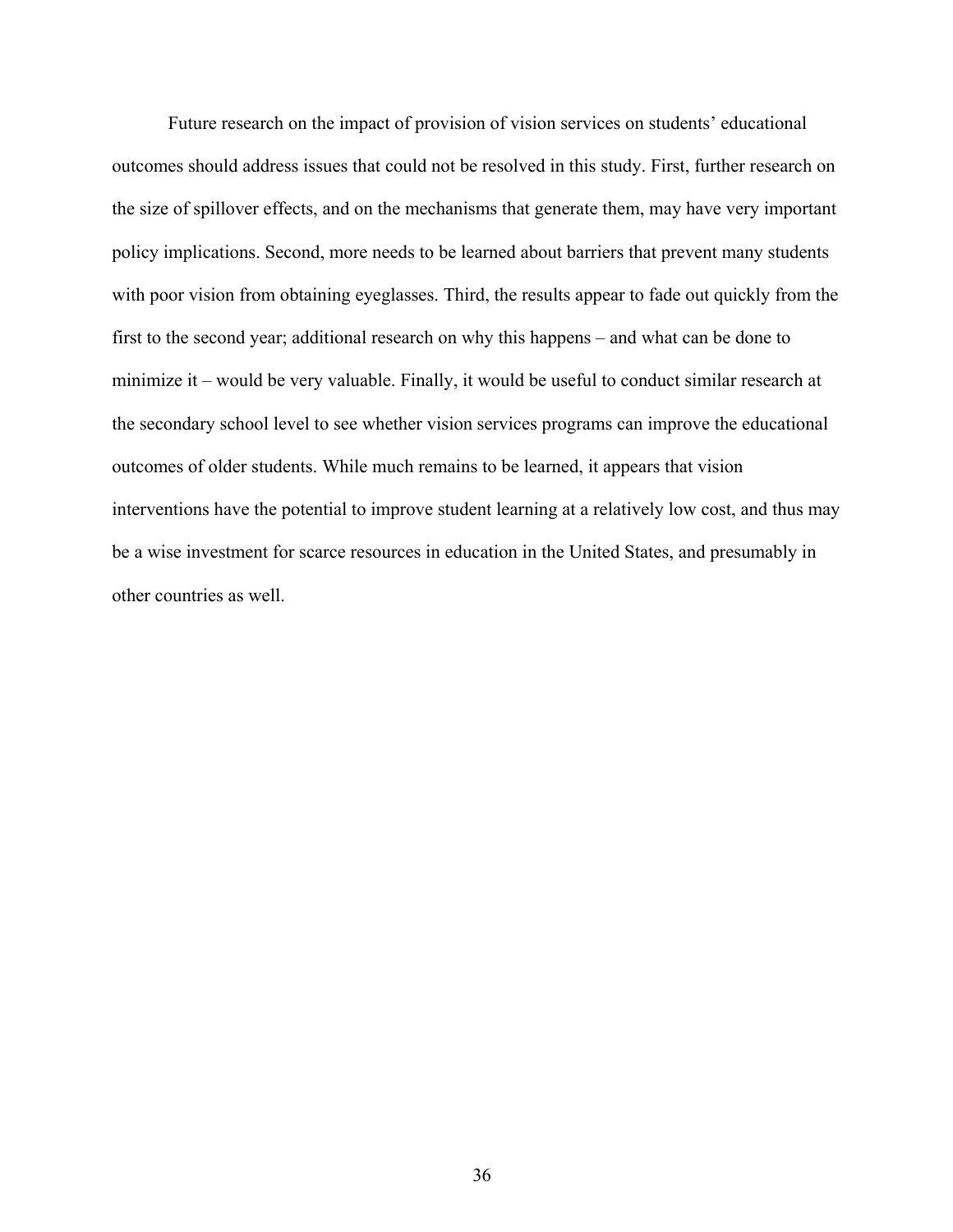Future research on the impact of provision of vision services on students' educational outcomes should address issues that could not be resolved in this study. First, further research on the size of spillover effects, and on the mechanisms that generate them, may have very important policy implications. Second, more needs to be learned about barriers that prevent many students with poor vision from obtaining eyeglasses. Third, the results appear to fade out quickly from the first to the second year; additional research on why this happens – and what can be done to minimize it – would be very valuable. Finally, it would be useful to conduct similar research at the secondary school level to see whether vision services programs can improve the educational outcomes of older students. While much remains to be learned, it appears that vision interventions have the potential to improve student learning at a relatively low cost, and thus may be a wise investment for scarce resources in education in the United States, and presumably in other countries as well.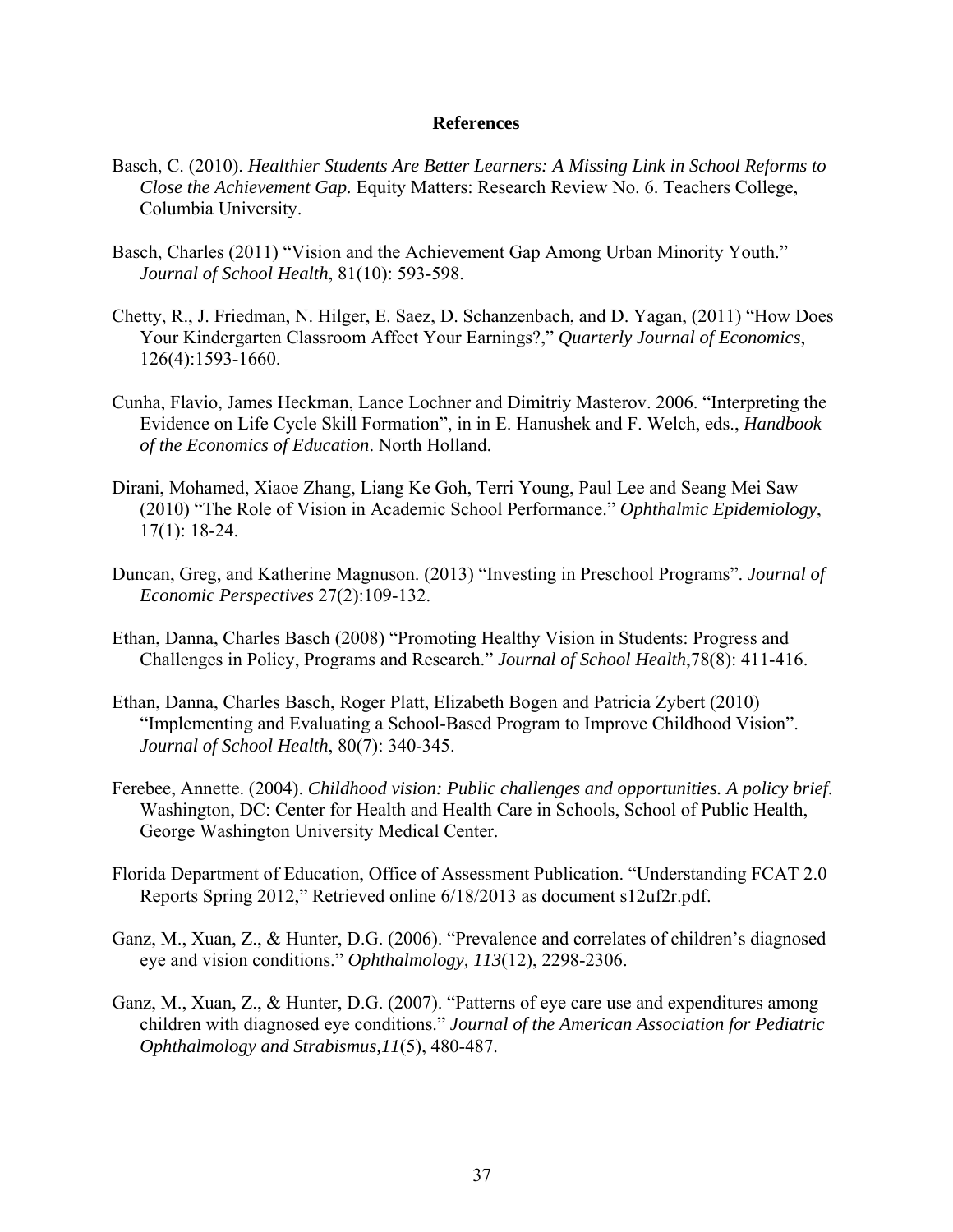## References

Basch, C. (2010). *Healthier Students Are Better Learners: A Missing Link in School Reforms to Close the Achievement Gap.* Equity Matters: Research Review No. 6. Teachers College, Columbia University.

Basch, Charles (2011) "Vision and the Achievement Gap Among Urban Minority Youth." *Journal of School Health*, 81(10): 593-598.

Chetty, R., J. Friedman, N. Hilger, E. Saez, D. Schanzenbach, and D. Yagan, (2011) "How Does Your Kindergarten Classroom Affect Your Earnings?," *Quarterly Journal of Economics*, 126(4):1593-1660.

Cunha, Flavio, James Heckman, Lance Lochner and Dimitriy Masterov. 2006. "Interpreting the Evidence on Life Cycle Skill Formation", in in E. Hanushek and F. Welch, eds., *Handbook of the Economics of Education*. North Holland.

Dirani, Mohamed, Xiaoe Zhang, Liang Ke Goh, Terri Young, Paul Lee and Seang Mei Saw (2010) "The Role of Vision in Academic School Performance." *Ophthalmic Epidemiology*, 17(1): 18-24.

Duncan, Greg, and Katherine Magnuson. (2013) "Investing in Preschool Programs". *Journal of Economic Perspectives* 27(2):109-132.

Ethan, Danna, Charles Basch (2008) "Promoting Healthy Vision in Students: Progress and Challenges in Policy, Programs and Research." *Journal of School Health*,78(8): 411-416.

Ethan, Danna, Charles Basch, Roger Platt, Elizabeth Bogen and Patricia Zybert (2010) "Implementing and Evaluating a School-Based Program to Improve Childhood Vision". *Journal of School Health*, 80(7): 340-345.

Ferebee, Annette. (2004). *Childhood vision: Public challenges and opportunities. A policy brief*. Washington, DC: Center for Health and Health Care in Schools, School of Public Health, George Washington University Medical Center.

Florida Department of Education, Office of Assessment Publication. "Understanding FCAT 2.0 Reports Spring 2012," Retrieved online 6/18/2013 as document s12uf2r.pdf.

Ganz, M., Xuan, Z., & Hunter, D.G. (2006). "Prevalence and correlates of children's diagnosed eye and vision conditions." *Ophthalmology, 113*(12), 2298-2306.

Ganz, M., Xuan, Z., & Hunter, D.G. (2007). "Patterns of eye care use and expenditures among children with diagnosed eye conditions." *Journal of the American Association for Pediatric Ophthalmology and Strabismus,11*(5), 480-487.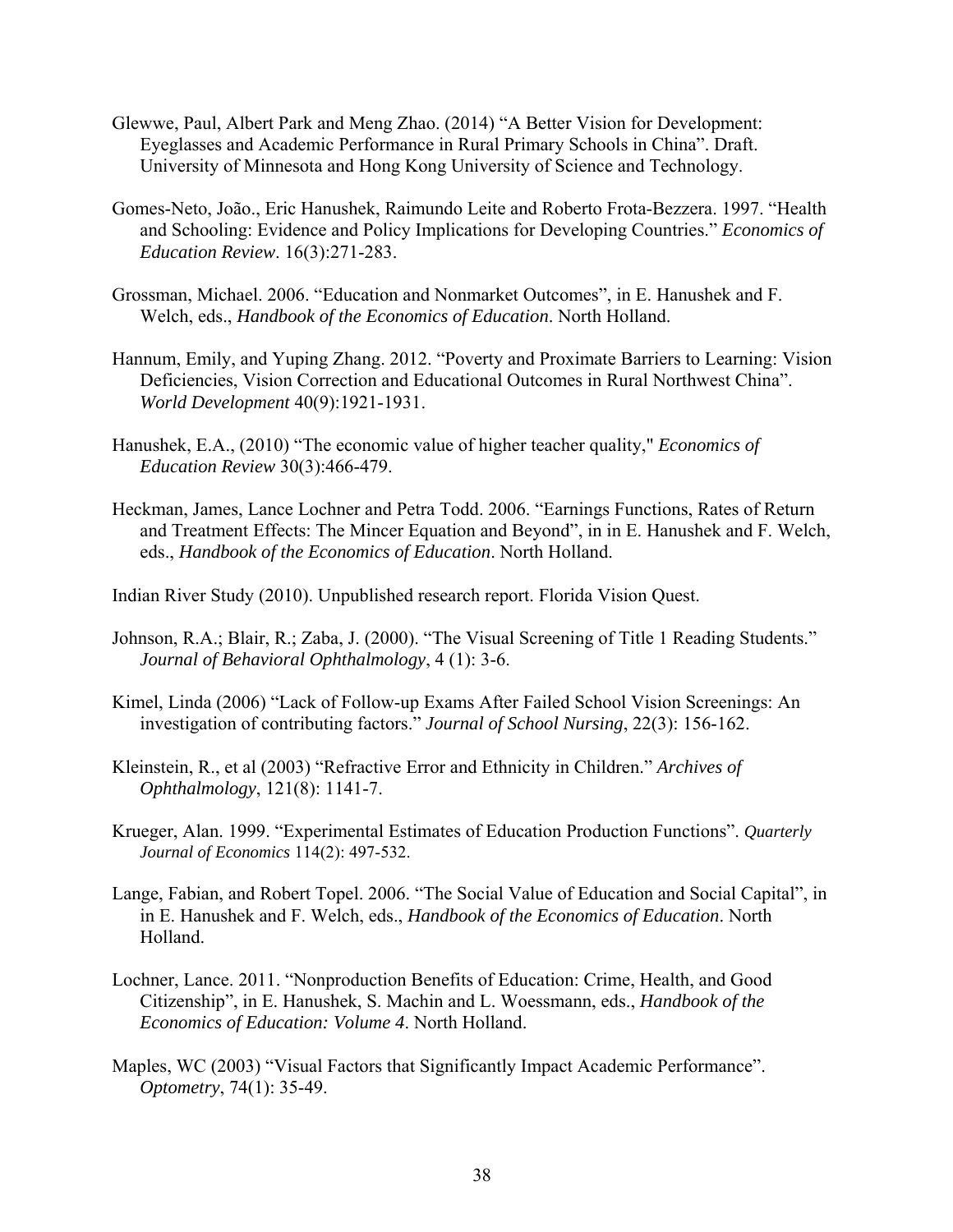Glewwe, Paul, Albert Park and Meng Zhao. (2014) "A Better Vision for Development: Eyeglasses and Academic Performance in Rural Primary Schools in China". Draft. University of Minnesota and Hong Kong University of Science and Technology.

Gomes-Neto, João., Eric Hanushek, Raimundo Leite and Roberto Frota-Bezzera. 1997. "Health and Schooling: Evidence and Policy Implications for Developing Countries." *Economics of Education Review*. 16(3):271-283.

Grossman, Michael. 2006. "Education and Nonmarket Outcomes", in E. Hanushek and F. Welch, eds., *Handbook of the Economics of Education*. North Holland.

Hannum, Emily, and Yuping Zhang. 2012. "Poverty and Proximate Barriers to Learning: Vision Deficiencies, Vision Correction and Educational Outcomes in Rural Northwest China". *World Development* 40(9):1921-1931.

Hanushek, E.A., (2010) "The economic value of higher teacher quality," *Economics of Education Review* 30(3):466-479.

Heckman, James, Lance Lochner and Petra Todd. 2006. "Earnings Functions, Rates of Return and Treatment Effects: The Mincer Equation and Beyond", in in E. Hanushek and F. Welch, eds., *Handbook of the Economics of Education*. North Holland.

Indian River Study (2010). Unpublished research report. Florida Vision Quest.

Johnson, R.A.; Blair, R.; Zaba, J. (2000). "The Visual Screening of Title 1 Reading Students." *Journal of Behavioral Ophthalmology*, 4 (1): 3-6.

Kimel, Linda (2006) "Lack of Follow-up Exams After Failed School Vision Screenings: An investigation of contributing factors." *Journal of School Nursing*, 22(3): 156-162.

Kleinstein, R., et al (2003) "Refractive Error and Ethnicity in Children." *Archives of Ophthalmology*, 121(8): 1141-7.

Krueger, Alan. 1999. "Experimental Estimates of Education Production Functions". *Quarterly Journal of Economics* 114(2): 497-532.

Lange, Fabian, and Robert Topel. 2006. "The Social Value of Education and Social Capital", in in E. Hanushek and F. Welch, eds., *Handbook of the Economics of Education*. North Holland.

Lochner, Lance. 2011. "Nonproduction Benefits of Education: Crime, Health, and Good Citizenship", in E. Hanushek, S. Machin and L. Woessmann, eds., *Handbook of the Economics of Education: Volume 4*. North Holland.

Maples, WC (2003) "Visual Factors that Significantly Impact Academic Performance". *Optometry*, 74(1): 35-49.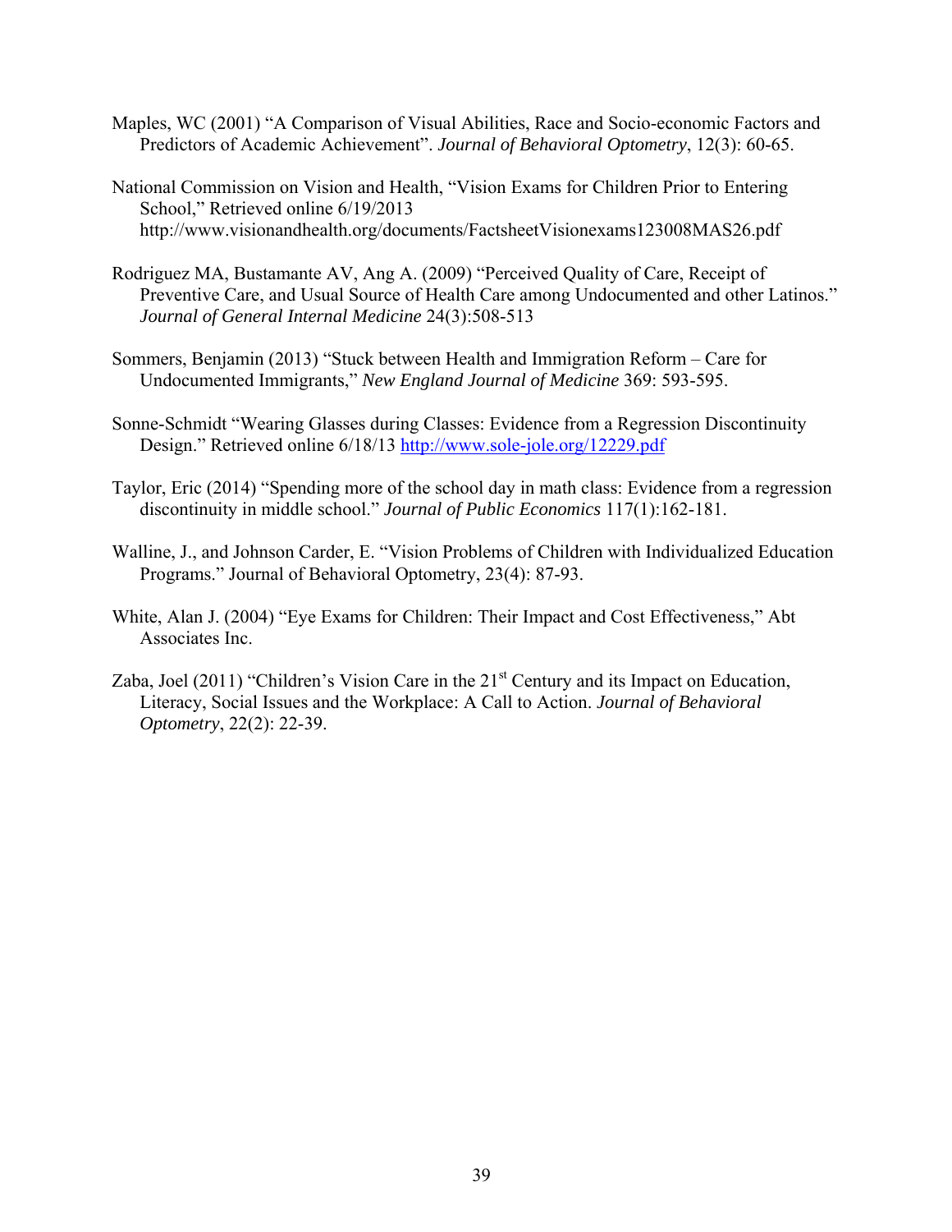Maples, WC (2001) "A Comparison of Visual Abilities, Race and Socio-economic Factors and Predictors of Academic Achievement". *Journal of Behavioral Optometry*, 12(3): 60-65.

National Commission on Vision and Health, "Vision Exams for Children Prior to Entering School," Retrieved online 6/19/2013 http://www.visionandhealth.org/documents/FactsheetVisionexams123008MAS26.pdf

Rodriguez MA, Bustamante AV, Ang A. (2009) "Perceived Quality of Care, Receipt of Preventive Care, and Usual Source of Health Care among Undocumented and other Latinos." *Journal of General Internal Medicine* 24(3):508-513

Sommers, Benjamin (2013) "Stuck between Health and Immigration Reform – Care for Undocumented Immigrants," *New England Journal of Medicine* 369: 593-595.

Sonne-Schmidt "Wearing Glasses during Classes: Evidence from a Regression Discontinuity Design." Retrieved online 6/18/13 [http://www.sole-jole.org/12229.pdf](http://www.sole-jole.org/12229.pdf)

Taylor, Eric (2014) "Spending more of the school day in math class: Evidence from a regression discontinuity in middle school." *Journal of Public Economics* 117(1):162-181.

Walline, J., and Johnson Carder, E. "Vision Problems of Children with Individualized Education Programs." Journal of Behavioral Optometry, 23(4): 87-93.

White, Alan J. (2004) "Eye Exams for Children: Their Impact and Cost Effectiveness," Abt Associates Inc.

Zaba, Joel (2011) "Children's Vision Care in the 21st Century and its Impact on Education, Literacy, Social Issues and the Workplace: A Call to Action. *Journal of Behavioral Optometry*, 22(2): 22-39.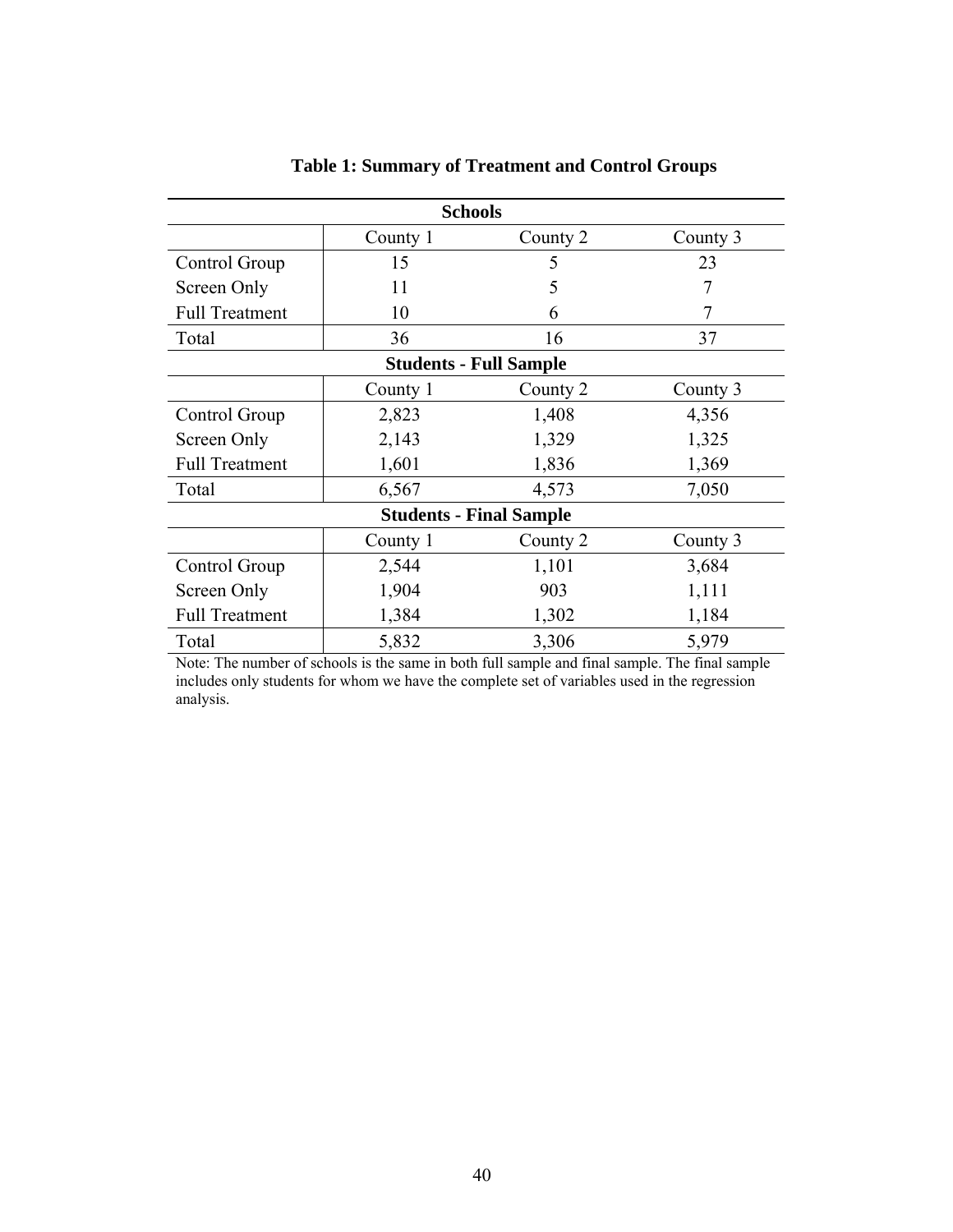**Table 1: Summary of Treatment and Control Groups**

| | County 1 | County 2 | County 3 |
|---|---|---|---|
| **Schools** | | | |
| Control Group | 15 | 5 | 23 |
| Screen Only | 11 | 5 | 7 |
| Full Treatment | 10 | 6 | 7 |
| Total | 36 | 16 | 37 |
| **Students - Full Sample** | | | |
| Control Group | 2,823 | 1,408 | 4,356 |
| Screen Only | 2,143 | 1,329 | 1,325 |
| Full Treatment | 1,601 | 1,836 | 1,369 |
| Total | 6,567 | 4,573 | 7,050 |
| **Students - Final Sample** | | | |
| Control Group | 2,544 | 1,101 | 3,684 |
| Screen Only | 1,904 | 903 | 1,111 |
| Full Treatment | 1,384 | 1,302 | 1,184 |
| Total | 5,832 | 3,306 | 5,979 |

Note: The number of schools is the same in both full sample and final sample. The final sample includes only students for whom we have the complete set of variables used in the regression analysis.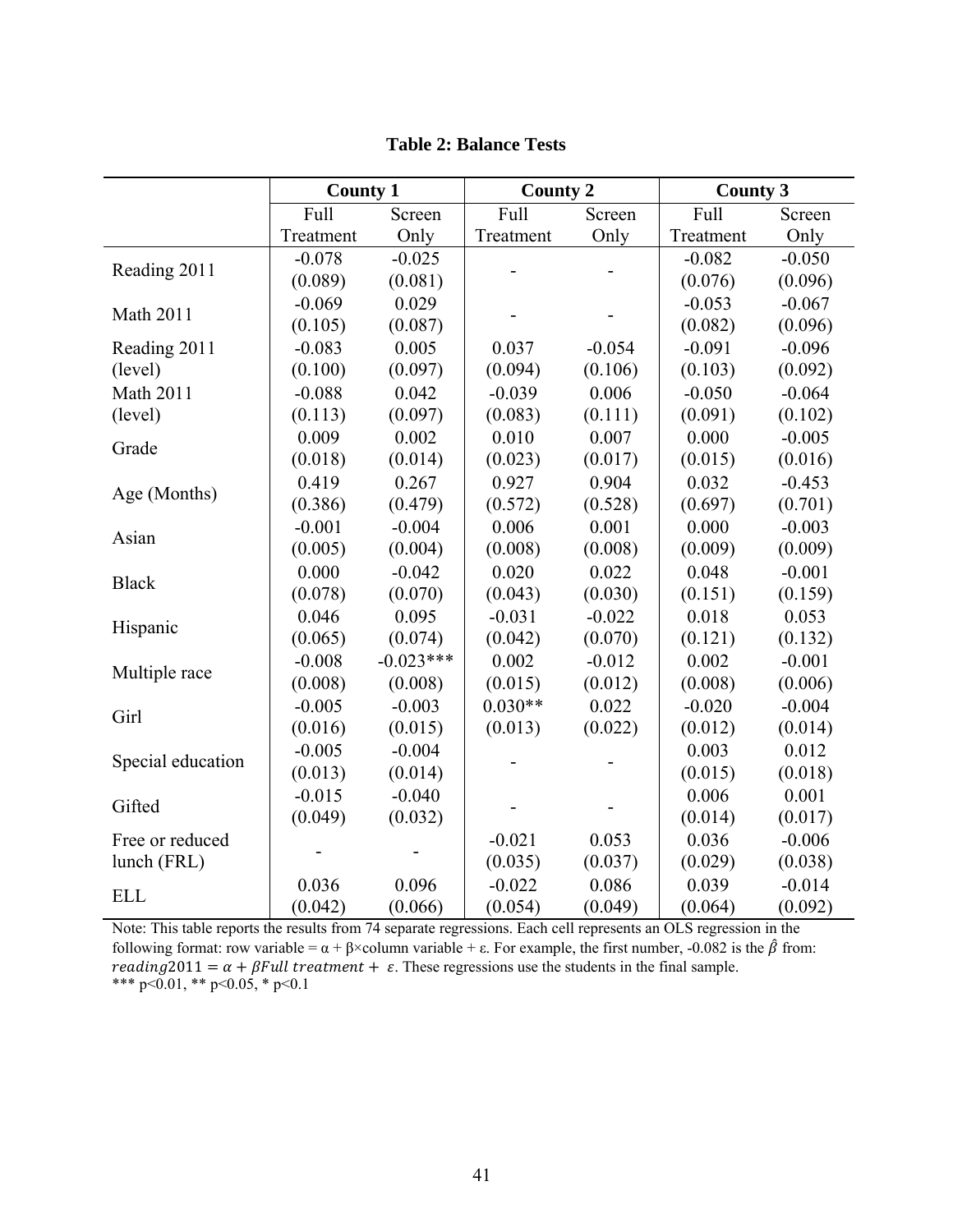**Table 2: Balance Tests**

| | County 1 | | County 2 | | County 3 | |
|---|---|---|---|---|---|---|
| | Full Treatment | Screen Only | Full Treatment | Screen Only | Full Treatment | Screen Only |
| Reading 2011 | -0.078 | -0.025 | - | - | -0.082 | -0.050 |
| | (0.089) | (0.081) | | | (0.076) | (0.096) |
| Math 2011 | -0.069 | 0.029 | - | - | -0.053 | -0.067 |
| | (0.105) | (0.087) | | | (0.082) | (0.096) |
| Reading 2011 (level) | -0.083 | 0.005 | 0.037 | -0.054 | -0.091 | -0.096 |
| | (0.100) | (0.097) | (0.094) | (0.106) | (0.103) | (0.092) |
| Math 2011 (level) | -0.088 | 0.042 | -0.039 | 0.006 | -0.050 | -0.064 |
| | (0.113) | (0.097) | (0.083) | (0.111) | (0.091) | (0.102) |
| Grade | 0.009 | 0.002 | 0.010 | 0.007 | 0.000 | -0.005 |
| | (0.018) | (0.014) | (0.023) | (0.017) | (0.015) | (0.016) |
| Age (Months) | 0.419 | 0.267 | 0.927 | 0.904 | 0.032 | -0.453 |
| | (0.386) | (0.479) | (0.572) | (0.528) | (0.697) | (0.701) |
| Asian | -0.001 | -0.004 | 0.006 | 0.001 | 0.000 | -0.003 |
| | (0.005) | (0.004) | (0.008) | (0.008) | (0.009) | (0.009) |
| Black | 0.000 | -0.042 | 0.020 | 0.022 | 0.048 | -0.001 |
| | (0.078) | (0.070) | (0.043) | (0.030) | (0.151) | (0.159) |
| Hispanic | 0.046 | 0.095 | -0.031 | -0.022 | 0.018 | 0.053 |
| | (0.065) | (0.074) | (0.042) | (0.070) | (0.121) | (0.132) |
| Multiple race | -0.008 | -0.023*** | 0.002 | -0.012 | 0.002 | -0.001 |
| | (0.008) | (0.008) | (0.015) | (0.012) | (0.008) | (0.006) |
| Girl | -0.005 | -0.003 | 0.030** | 0.022 | -0.020 | -0.004 |
| | (0.016) | (0.015) | (0.013) | (0.022) | (0.012) | (0.014) |
| Special education | -0.005 | -0.004 | - | - | 0.003 | 0.012 |
| | (0.013) | (0.014) | | | (0.015) | (0.018) |
| Gifted | -0.015 | -0.040 | - | - | 0.006 | 0.001 |
| | (0.049) | (0.032) | | | (0.014) | (0.017) |
| Free or reduced lunch (FRL) | - | - | -0.021 | 0.053 | 0.036 | -0.006 |
| | | | (0.035) | (0.037) | (0.029) | (0.038) |
| ELL | 0.036 | 0.096 | -0.022 | 0.086 | 0.039 | -0.014 |
| | (0.042) | (0.066) | (0.054) | (0.049) | (0.064) | (0.092) |

Note: This table reports the results from 74 separate regressions. Each cell represents an OLS regression in the following format: row variable = α + β×column variable + ε. For example, the first number, -0.082 is the $\hat{\beta}$ from: $reading2011 = \alpha + \beta Full\ treatment + \varepsilon$. These regressions use the students in the final sample.
*** p<0.01, ** p<0.05, * p<0.1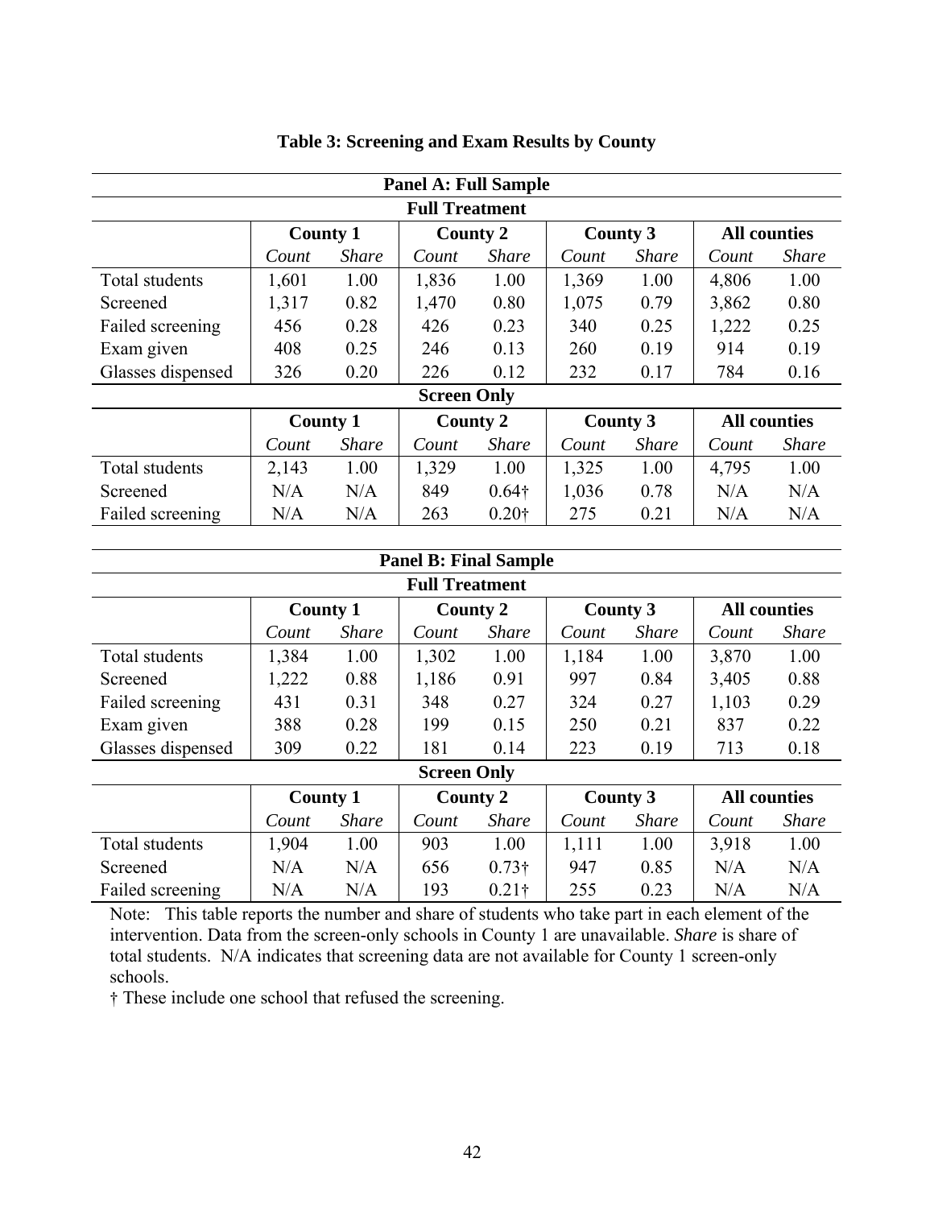**Table 3: Screening and Exam Results by County**

| Panel A: Full Sample | | | | | | | | |
|---|---|---|---|---|---|---|---|---|
| **Full Treatment** | | | | | | | | |
| | **County 1** | | **County 2** | | **County 3** | | **All counties** | |
| | *Count* | *Share* | *Count* | *Share* | *Count* | *Share* | *Count* | *Share* |
| Total students | 1,601 | 1.00 | 1,836 | 1.00 | 1,369 | 1.00 | 4,806 | 1.00 |
| Screened | 1,317 | 0.82 | 1,470 | 0.80 | 1,075 | 0.79 | 3,862 | 0.80 |
| Failed screening | 456 | 0.28 | 426 | 0.23 | 340 | 0.25 | 1,222 | 0.25 |
| Exam given | 408 | 0.25 | 246 | 0.13 | 260 | 0.19 | 914 | 0.19 |
| Glasses dispensed | 326 | 0.20 | 226 | 0.12 | 232 | 0.17 | 784 | 0.16 |
| **Screen Only** | | | | | | | | |
| | **County 1** | | **County 2** | | **County 3** | | **All counties** | |
| | *Count* | *Share* | *Count* | *Share* | *Count* | *Share* | *Count* | *Share* |
| Total students | 2,143 | 1.00 | 1,329 | 1.00 | 1,325 | 1.00 | 4,795 | 1.00 |
| Screened | N/A | N/A | 849 | 0.64† | 1,036 | 0.78 | N/A | N/A |
| Failed screening | N/A | N/A | 263 | 0.20† | 275 | 0.21 | N/A | N/A |

| Panel B: Final Sample | | | | | | | | |
|---|---|---|---|---|---|---|---|---|
| **Full Treatment** | | | | | | | | |
| | **County 1** | | **County 2** | | **County 3** | | **All counties** | |
| | *Count* | *Share* | *Count* | *Share* | *Count* | *Share* | *Count* | *Share* |
| Total students | 1,384 | 1.00 | 1,302 | 1.00 | 1,184 | 1.00 | 3,870 | 1.00 |
| Screened | 1,222 | 0.88 | 1,186 | 0.91 | 997 | 0.84 | 3,405 | 0.88 |
| Failed screening | 431 | 0.31 | 348 | 0.27 | 324 | 0.27 | 1,103 | 0.29 |
| Exam given | 388 | 0.28 | 199 | 0.15 | 250 | 0.21 | 837 | 0.22 |
| Glasses dispensed | 309 | 0.22 | 181 | 0.14 | 223 | 0.19 | 713 | 0.18 |
| **Screen Only** | | | | | | | | |
| | **County 1** | | **County 2** | | **County 3** | | **All counties** | |
| | *Count* | *Share* | *Count* | *Share* | *Count* | *Share* | *Count* | *Share* |
| Total students | 1,904 | 1.00 | 903 | 1.00 | 1,111 | 1.00 | 3,918 | 1.00 |
| Screened | N/A | N/A | 656 | 0.73† | 947 | 0.85 | N/A | N/A |
| Failed screening | N/A | N/A | 193 | 0.21† | 255 | 0.23 | N/A | N/A |

Note: This table reports the number and share of students who take part in each element of the intervention. Data from the screen-only schools in County 1 are unavailable. *Share* is share of total students. N/A indicates that screening data are not available for County 1 screen-only schools.

† These include one school that refused the screening.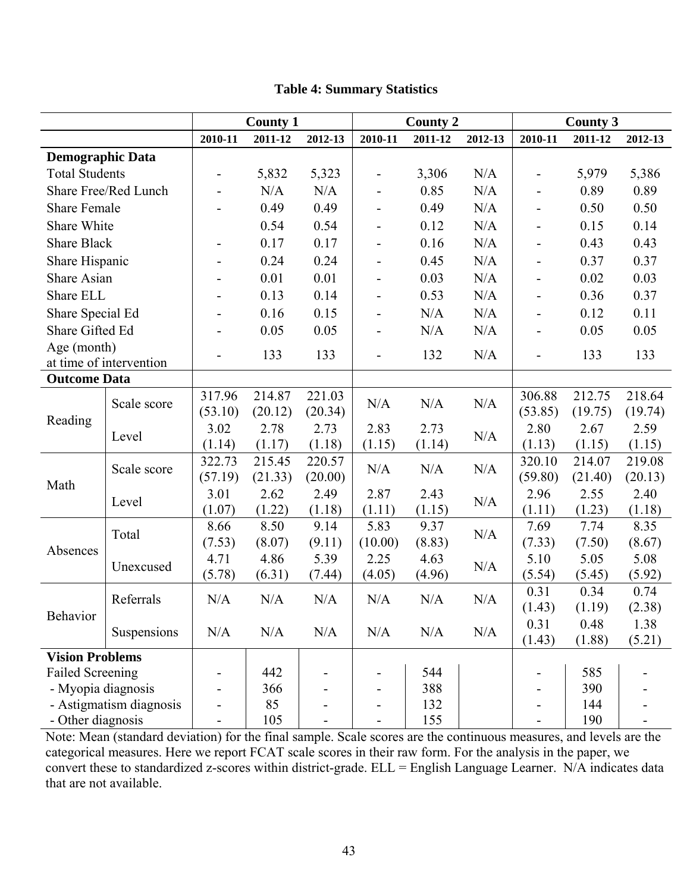**Table 4: Summary Statistics**

| | | County 1 | | | County 2 | | | County 3 | | |
|---|---|---|---|---|---|---|---|---|---|---|
| | | 2010-11 | 2011-12 | 2012-13 | 2010-11 | 2011-12 | 2012-13 | 2010-11 | 2011-12 | 2012-13 |
| **Demographic Data** | | | | | | | | | | |
| Total Students | | - | 5,832 | 5,323 | - | 3,306 | N/A | - | 5,979 | 5,386 |
| Share Free/Red Lunch | | - | N/A | N/A | - | 0.85 | N/A | - | 0.89 | 0.89 |
| Share Female | | - | 0.49 | 0.49 | - | 0.49 | N/A | - | 0.50 | 0.50 |
| Share White | | | 0.54 | 0.54 | - | 0.12 | N/A | - | 0.15 | 0.14 |
| Share Black | | - | 0.17 | 0.17 | - | 0.16 | N/A | - | 0.43 | 0.43 |
| Share Hispanic | | - | 0.24 | 0.24 | - | 0.45 | N/A | - | 0.37 | 0.37 |
| Share Asian | | - | 0.01 | 0.01 | - | 0.03 | N/A | - | 0.02 | 0.03 |
| Share ELL | | - | 0.13 | 0.14 | - | 0.53 | N/A | - | 0.36 | 0.37 |
| Share Special Ed | | - | 0.16 | 0.15 | - | N/A | N/A | - | 0.12 | 0.11 |
| Share Gifted Ed | | - | 0.05 | 0.05 | - | N/A | N/A | - | 0.05 | 0.05 |
| Age (month) at time of intervention | | - | 133 | 133 | - | 132 | N/A | - | 133 | 133 |
| **Outcome Data** | | | | | | | | | | |
| Reading | Scale score | 317.96 (53.10) | 214.87 (20.12) | 221.03 (20.34) | N/A | N/A | N/A | 306.88 (53.85) | 212.75 (19.75) | 218.64 (19.74) |
| | Level | 3.02 (1.14) | 2.78 (1.17) | 2.73 (1.18) | 2.83 (1.15) | 2.73 (1.14) | N/A | 2.80 (1.13) | 2.67 (1.15) | 2.59 (1.15) |
| Math | Scale score | 322.73 (57.19) | 215.45 (21.33) | 220.57 (20.00) | N/A | N/A | N/A | 320.10 (59.80) | 214.07 (21.40) | 219.08 (20.13) |
| | Level | 3.01 (1.07) | 2.62 (1.22) | 2.49 (1.18) | 2.87 (1.11) | 2.43 (1.15) | N/A | 2.96 (1.11) | 2.55 (1.23) | 2.40 (1.18) |
| Absences | Total | 8.66 (7.53) | 8.50 (8.07) | 9.14 (9.11) | 5.83 (10.00) | 9.37 (8.83) | N/A | 7.69 (7.33) | 7.74 (7.50) | 8.35 (8.67) |
| | Unexcused | 4.71 (5.78) | 4.86 (6.31) | 5.39 (7.44) | 2.25 (4.05) | 4.63 (4.96) | N/A | 5.10 (5.54) | 5.05 (5.45) | 5.08 (5.92) |
| Behavior | Referrals | N/A | N/A | N/A | N/A | N/A | N/A | 0.31 (1.43) | 0.34 (1.19) | 0.74 (2.38) |
| | Suspensions | N/A | N/A | N/A | N/A | N/A | N/A | 0.31 (1.43) | 0.48 (1.88) | 1.38 (5.21) |
| **Vision Problems** | | | | | | | | | | |
| Failed Screening | | - | 442 | - | - | 544 | | - | 585 | - |
| - Myopia diagnosis | | - | 366 | - | - | 388 | | - | 390 | - |
| - Astigmatism diagnosis | | - | 85 | - | - | 132 | | - | 144 | - |
| - Other diagnosis | | - | 105 | - | - | 155 | | - | 190 | - |

Note: Mean (standard deviation) for the final sample. Scale scores are the continuous measures, and levels are the categorical measures. Here we report FCAT scale scores in their raw form. For the analysis in the paper, we convert these to standardized z-scores within district-grade. ELL = English Language Learner. N/A indicates data that are not available.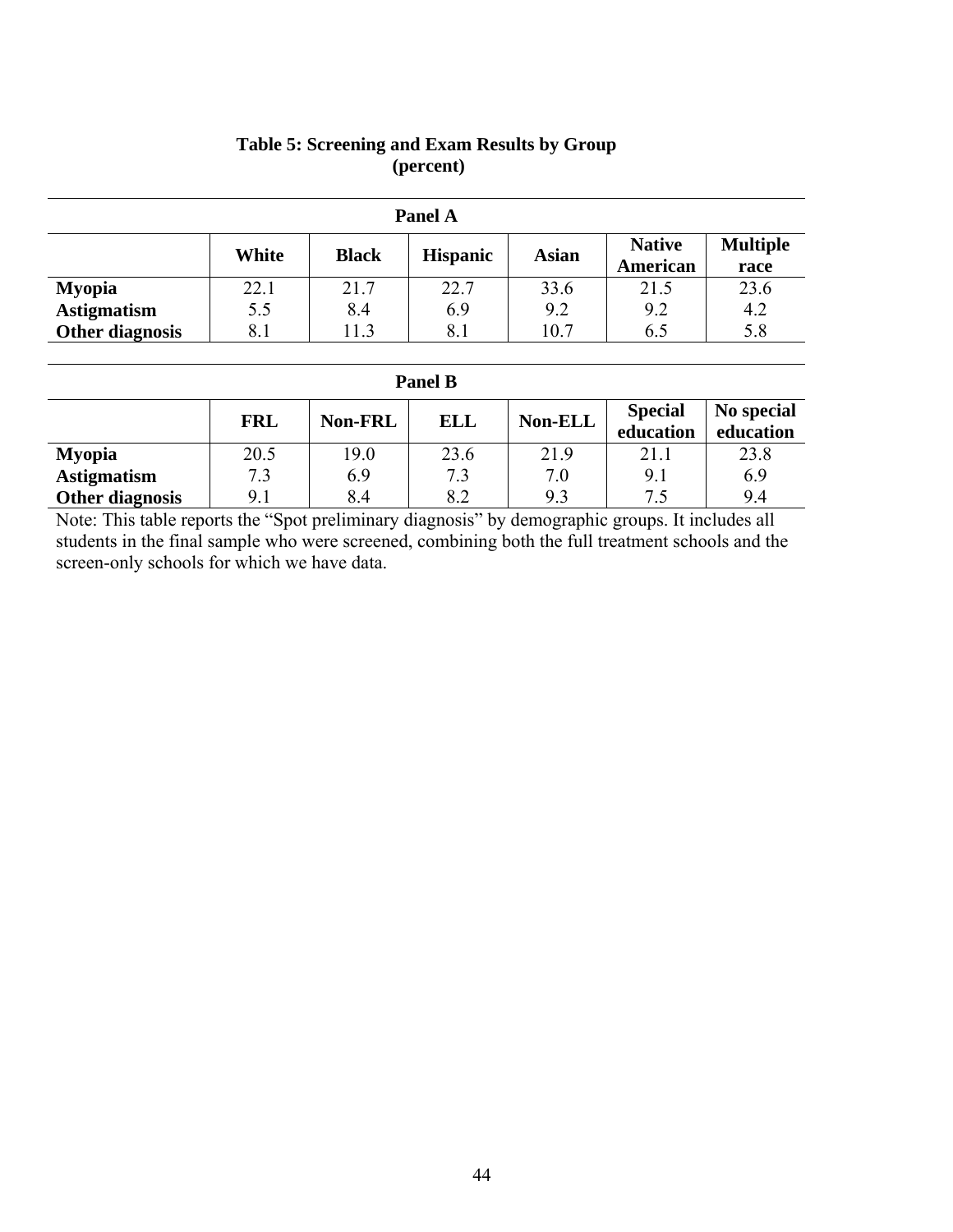**Table 5: Screening and Exam Results by Group (percent)**

**Panel A**

| | White | Black | Hispanic | Asian | Native American | Multiple race |
|---|---|---|---|---|---|---|
| **Myopia** | 22.1 | 21.7 | 22.7 | 33.6 | 21.5 | 23.6 |
| **Astigmatism** | 5.5 | 8.4 | 6.9 | 9.2 | 9.2 | 4.2 |
| **Other diagnosis** | 8.1 | 11.3 | 8.1 | 10.7 | 6.5 | 5.8 |

**Panel B**

| | FRL | Non-FRL | ELL | Non-ELL | Special education | No special education |
|---|---|---|---|---|---|---|
| **Myopia** | 20.5 | 19.0 | 23.6 | 21.9 | 21.1 | 23.8 |
| **Astigmatism** | 7.3 | 6.9 | 7.3 | 7.0 | 9.1 | 6.9 |
| **Other diagnosis** | 9.1 | 8.4 | 8.2 | 9.3 | 7.5 | 9.4 |

Note: This table reports the "Spot preliminary diagnosis" by demographic groups. It includes all students in the final sample who were screened, combining both the full treatment schools and the screen-only schools for which we have data.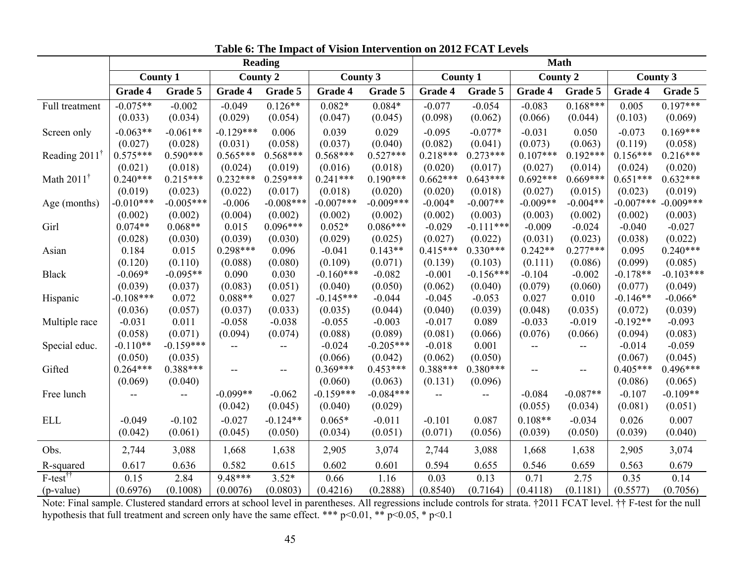**Table 6: The Impact of Vision Intervention on 2012 FCAT Levels**

| | Reading | | | | | | Math | | | | | |
|---|---|---|---|---|---|---|---|---|---|---|---|---|
| | County 1 | | County 2 | | County 3 | | County 1 | | County 2 | | County 3 | |
| | Grade 4 | Grade 5 | Grade 4 | Grade 5 | Grade 4 | Grade 5 | Grade 4 | Grade 5 | Grade 4 | Grade 5 | Grade 4 | Grade 5 |
| Full treatment | -0.075** | -0.002 | -0.049 | 0.126** | 0.082* | 0.084* | -0.077 | -0.054 | -0.083 | 0.168*** | 0.005 | 0.197*** |
| | (0.033) | (0.034) | (0.029) | (0.054) | (0.047) | (0.045) | (0.098) | (0.062) | (0.066) | (0.044) | (0.103) | (0.069) |
| Screen only | -0.063** | -0.061** | -0.129*** | 0.006 | 0.039 | 0.029 | -0.095 | -0.077* | -0.031 | 0.050 | -0.073 | 0.169*** |
| | (0.027) | (0.028) | (0.031) | (0.058) | (0.037) | (0.040) | (0.082) | (0.041) | (0.073) | (0.063) | (0.119) | (0.058) |
| Reading 2011† | 0.575*** | 0.590*** | 0.565*** | 0.568*** | 0.568*** | 0.527*** | 0.218*** | 0.273*** | 0.107*** | 0.192*** | 0.156*** | 0.216*** |
| | (0.021) | (0.018) | (0.024) | (0.019) | (0.016) | (0.018) | (0.020) | (0.017) | (0.027) | (0.014) | (0.024) | (0.020) |
| Math 2011† | 0.240*** | 0.215*** | 0.232*** | 0.259*** | 0.241*** | 0.190*** | 0.662*** | 0.643*** | 0.692*** | 0.669*** | 0.651*** | 0.632*** |
| | (0.019) | (0.023) | (0.022) | (0.017) | (0.018) | (0.020) | (0.020) | (0.018) | (0.027) | (0.015) | (0.023) | (0.019) |
| Age (months) | -0.010*** | -0.005*** | -0.006 | -0.008*** | -0.007*** | -0.009*** | -0.004* | -0.007** | -0.009** | -0.004** | -0.007*** | -0.009*** |
| | (0.002) | (0.002) | (0.004) | (0.002) | (0.002) | (0.002) | (0.002) | (0.003) | (0.003) | (0.002) | (0.002) | (0.003) |
| Girl | 0.074** | 0.068** | 0.015 | 0.096*** | 0.052* | 0.086*** | -0.029 | -0.111*** | -0.009 | -0.024 | -0.040 | -0.027 |
| | (0.028) | (0.030) | (0.039) | (0.030) | (0.029) | (0.025) | (0.027) | (0.022) | (0.031) | (0.023) | (0.038) | (0.022) |
| Asian | 0.184 | 0.015 | 0.298*** | 0.096 | -0.041 | 0.143** | 0.415*** | 0.330*** | 0.242** | 0.277*** | 0.095 | 0.240*** |
| | (0.120) | (0.110) | (0.088) | (0.080) | (0.109) | (0.071) | (0.139) | (0.103) | (0.111) | (0.086) | (0.099) | (0.085) |
| Black | -0.069* | -0.095** | 0.090 | 0.030 | -0.160*** | -0.082 | -0.001 | -0.156*** | -0.104 | -0.002 | -0.178** | -0.103*** |
| | (0.039) | (0.037) | (0.083) | (0.051) | (0.040) | (0.050) | (0.062) | (0.040) | (0.079) | (0.060) | (0.077) | (0.049) |
| Hispanic | -0.108*** | 0.072 | 0.088** | 0.027 | -0.145*** | -0.044 | -0.045 | -0.053 | 0.027 | 0.010 | -0.146** | -0.066* |
| | (0.036) | (0.057) | (0.037) | (0.033) | (0.035) | (0.044) | (0.040) | (0.039) | (0.048) | (0.035) | (0.072) | (0.039) |
| Multiple race | -0.031 | 0.011 | -0.058 | -0.038 | -0.055 | -0.003 | -0.017 | 0.089 | -0.033 | -0.019 | -0.192** | -0.093 |
| | (0.058) | (0.071) | (0.094) | (0.074) | (0.088) | (0.089) | (0.081) | (0.066) | (0.076) | (0.066) | (0.094) | (0.083) |
| Special educ. | -0.110** | -0.159*** | -- | -- | -0.024 | -0.205*** | -0.018 | 0.001 | -- | -- | -0.014 | -0.059 |
| | (0.050) | (0.035) | | | (0.066) | (0.042) | (0.062) | (0.050) | | | (0.067) | (0.045) |
| Gifted | 0.264*** | 0.388*** | -- | -- | 0.369*** | 0.453*** | 0.388*** | 0.380*** | -- | -- | 0.405*** | 0.496*** |
| | (0.069) | (0.040) | | | (0.060) | (0.063) | (0.131) | (0.096) | | | (0.086) | (0.065) |
| Free lunch | -- | -- | -0.099** | -0.062 | -0.159*** | -0.084*** | -- | -- | -0.084 | -0.087** | -0.107 | -0.109** |
| | | | (0.042) | (0.045) | (0.040) | (0.029) | | | (0.055) | (0.034) | (0.081) | (0.051) |
| ELL | -0.049 | -0.102 | -0.027 | -0.124** | 0.065* | -0.011 | -0.101 | 0.087 | 0.108** | -0.034 | 0.026 | 0.007 |
| | (0.042) | (0.061) | (0.045) | (0.050) | (0.034) | (0.051) | (0.071) | (0.056) | (0.039) | (0.050) | (0.039) | (0.040) |
| Obs. | 2,744 | 3,088 | 1,668 | 1,638 | 2,905 | 3,074 | 2,744 | 3,088 | 1,668 | 1,638 | 2,905 | 3,074 |
| R-squared | 0.617 | 0.636 | 0.582 | 0.615 | 0.602 | 0.601 | 0.594 | 0.655 | 0.546 | 0.659 | 0.563 | 0.679 |
| F-test†† | 0.15 | 2.84 | 9.48*** | 3.52* | 0.66 | 1.16 | 0.03 | 0.13 | 0.71 | 2.75 | 0.35 | 0.14 |
| (p-value) | (0.6976) | (0.1008) | (0.0076) | (0.0803) | (0.4216) | (0.2888) | (0.8540) | (0.7164) | (0.4118) | (0.1181) | (0.5577) | (0.7056) |

Note: Final sample. Clustered standard errors at school level in parentheses. All regressions include controls for strata. †2011 FCAT level. †† F-test for the null hypothesis that full treatment and screen only have the same effect. *** $p<0.01$, ** $p<0.05$, * $p<0.1$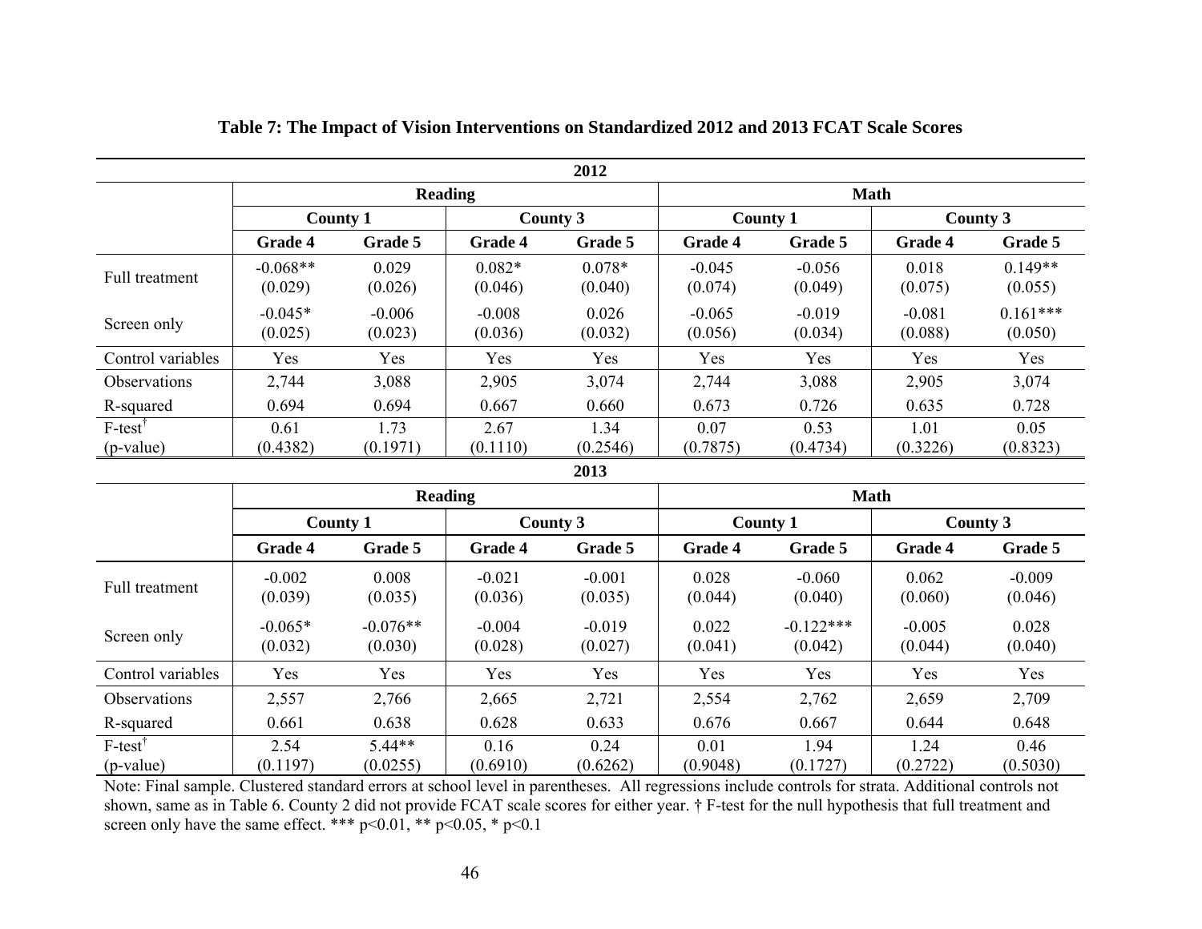**Table 7: The Impact of Vision Interventions on Standardized 2012 and 2013 FCAT Scale Scores**

| 2012 | | | | | | | | |
|---|---|---|---|---|---|---|---|---|
| | Reading | | | | Math | | | |
| | County 1 | | County 3 | | County 1 | | County 3 | |
| | Grade 4 | Grade 5 | Grade 4 | Grade 5 | Grade 4 | Grade 5 | Grade 4 | Grade 5 |
| Full treatment | -0.068** | 0.029 | 0.082* | 0.078* | -0.045 | -0.056 | 0.018 | 0.149** |
| | (0.029) | (0.026) | (0.046) | (0.040) | (0.074) | (0.049) | (0.075) | (0.055) |
| Screen only | -0.045* | -0.006 | -0.008 | 0.026 | -0.065 | -0.019 | -0.081 | 0.161*** |
| | (0.025) | (0.023) | (0.036) | (0.032) | (0.056) | (0.034) | (0.088) | (0.050) |
| Control variables | Yes | Yes | Yes | Yes | Yes | Yes | Yes | Yes |
| Observations | 2,744 | 3,088 | 2,905 | 3,074 | 2,744 | 3,088 | 2,905 | 3,074 |
| R-squared | 0.694 | 0.694 | 0.667 | 0.660 | 0.673 | 0.726 | 0.635 | 0.728 |
| F-test† | 0.61 | 1.73 | 2.67 | 1.34 | 0.07 | 0.53 | 1.01 | 0.05 |
| (p-value) | (0.4382) | (0.1971) | (0.1110) | (0.2546) | (0.7875) | (0.4734) | (0.3226) | (0.8323) |

| 2013 | | | | | | | | |
|---|---|---|---|---|---|---|---|---|
| | Reading | | | | Math | | | |
| | County 1 | | County 3 | | County 1 | | County 3 | |
| | Grade 4 | Grade 5 | Grade 4 | Grade 5 | Grade 4 | Grade 5 | Grade 4 | Grade 5 |
| Full treatment | -0.002 | 0.008 | -0.021 | -0.001 | 0.028 | -0.060 | 0.062 | -0.009 |
| | (0.039) | (0.035) | (0.036) | (0.035) | (0.044) | (0.040) | (0.060) | (0.046) |
| Screen only | -0.065* | -0.076** | -0.004 | -0.019 | 0.022 | -0.122*** | -0.005 | 0.028 |
| | (0.032) | (0.030) | (0.028) | (0.027) | (0.041) | (0.042) | (0.044) | (0.040) |
| Control variables | Yes | Yes | Yes | Yes | Yes | Yes | Yes | Yes |
| Observations | 2,557 | 2,766 | 2,665 | 2,721 | 2,554 | 2,762 | 2,659 | 2,709 |
| R-squared | 0.661 | 0.638 | 0.628 | 0.633 | 0.676 | 0.667 | 0.644 | 0.648 |
| F-test† | 2.54 | 5.44** | 0.16 | 0.24 | 0.01 | 1.94 | 1.24 | 0.46 |
| (p-value) | (0.1197) | (0.0255) | (0.6910) | (0.6262) | (0.9048) | (0.1727) | (0.2722) | (0.5030) |

Note: Final sample. Clustered standard errors at school level in parentheses. All regressions include controls for strata. Additional controls not shown, same as in Table 6. County 2 did not provide FCAT scale scores for either year. † F-test for the null hypothesis that full treatment and screen only have the same effect. *** p<0.01, ** p<0.05, * p<0.1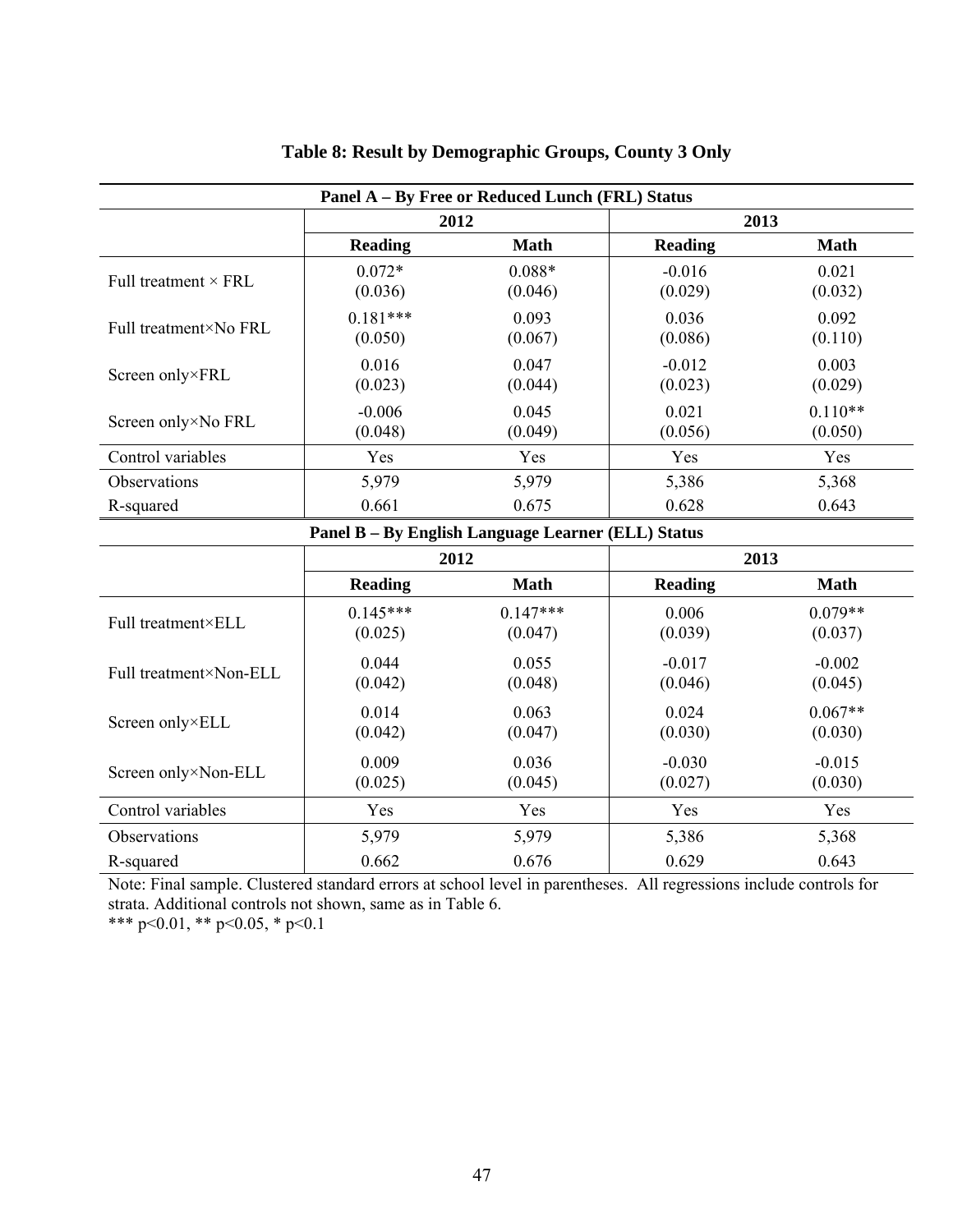**Table 8: Result by Demographic Groups, County 3 Only**

| Panel A – By Free or Reduced Lunch (FRL) Status | | | | |
|---|---|---|---|---|
| | 2012 | | 2013 | |
| | **Reading** | **Math** | **Reading** | **Math** |
| Full treatment × FRL | 0.072* | 0.088* | -0.016 | 0.021 |
| | (0.036) | (0.046) | (0.029) | (0.032) |
| Full treatment×No FRL | 0.181*** | 0.093 | 0.036 | 0.092 |
| | (0.050) | (0.067) | (0.086) | (0.110) |
| Screen only×FRL | 0.016 | 0.047 | -0.012 | 0.003 |
| | (0.023) | (0.044) | (0.023) | (0.029) |
| Screen only×No FRL | -0.006 | 0.045 | 0.021 | 0.110** |
| | (0.048) | (0.049) | (0.056) | (0.050) |
| Control variables | Yes | Yes | Yes | Yes |
| Observations | 5,979 | 5,979 | 5,386 | 5,368 |
| R-squared | 0.661 | 0.675 | 0.628 | 0.643 |

| Panel B – By English Language Learner (ELL) Status | | | | |
|---|---|---|---|---|
| | 2012 | | 2013 | |
| | **Reading** | **Math** | **Reading** | **Math** |
| Full treatment×ELL | 0.145*** | 0.147*** | 0.006 | 0.079** |
| | (0.025) | (0.047) | (0.039) | (0.037) |
| Full treatment×Non-ELL | 0.044 | 0.055 | -0.017 | -0.002 |
| | (0.042) | (0.048) | (0.046) | (0.045) |
| Screen only×ELL | 0.014 | 0.063 | 0.024 | 0.067** |
| | (0.042) | (0.047) | (0.030) | (0.030) |
| Screen only×Non-ELL | 0.009 | 0.036 | -0.030 | -0.015 |
| | (0.025) | (0.045) | (0.027) | (0.030) |
| Control variables | Yes | Yes | Yes | Yes |
| Observations | 5,979 | 5,979 | 5,386 | 5,368 |
| R-squared | 0.662 | 0.676 | 0.629 | 0.643 |

Note: Final sample. Clustered standard errors at school level in parentheses. All regressions include controls for strata. Additional controls not shown, same as in Table 6.
*** p<0.01, ** p<0.05, * p<0.1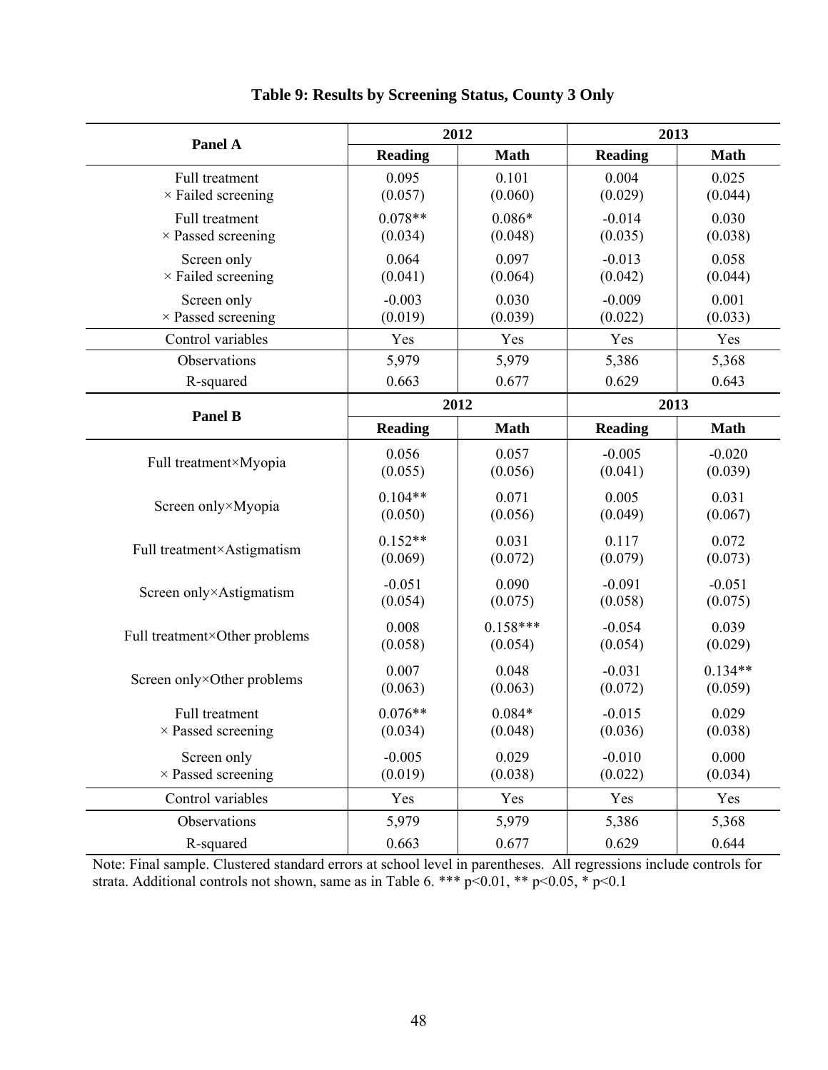**Table 9: Results by Screening Status, County 3 Only**

| Panel A | 2012 | | 2013 | |
|---|---|---|---|---|
| | Reading | Math | Reading | Math |
| Full treatment × Failed screening | 0.095 (0.057) | 0.101 (0.060) | 0.004 (0.029) | 0.025 (0.044) |
| Full treatment × Passed screening | 0.078** (0.034) | 0.086* (0.048) | -0.014 (0.035) | 0.030 (0.038) |
| Screen only × Failed screening | 0.064 (0.041) | 0.097 (0.064) | -0.013 (0.042) | 0.058 (0.044) |
| Screen only × Passed screening | -0.003 (0.019) | 0.030 (0.039) | -0.009 (0.022) | 0.001 (0.033) |
| Control variables | Yes | Yes | Yes | Yes |
| Observations | 5,979 | 5,979 | 5,386 | 5,368 |
| R-squared | 0.663 | 0.677 | 0.629 | 0.643 |

| Panel B | 2012 | | 2013 | |
|---|---|---|---|---|
| | Reading | Math | Reading | Math |
| Full treatment×Myopia | 0.056 (0.055) | 0.057 (0.056) | -0.005 (0.041) | -0.020 (0.039) |
| Screen only×Myopia | 0.104** (0.050) | 0.071 (0.056) | 0.005 (0.049) | 0.031 (0.067) |
| Full treatment×Astigmatism | 0.152** (0.069) | 0.031 (0.072) | 0.117 (0.079) | 0.072 (0.073) |
| Screen only×Astigmatism | -0.051 (0.054) | 0.090 (0.075) | -0.091 (0.058) | -0.051 (0.075) |
| Full treatment×Other problems | 0.008 (0.058) | 0.158*** (0.054) | -0.054 (0.054) | 0.039 (0.029) |
| Screen only×Other problems | 0.007 (0.063) | 0.048 (0.063) | -0.031 (0.072) | 0.134** (0.059) |
| Full treatment × Passed screening | 0.076** (0.034) | 0.084* (0.048) | -0.015 (0.036) | 0.029 (0.038) |
| Screen only × Passed screening | -0.005 (0.019) | 0.029 (0.038) | -0.010 (0.022) | 0.000 (0.034) |
| Control variables | Yes | Yes | Yes | Yes |
| Observations | 5,979 | 5,979 | 5,386 | 5,368 |
| R-squared | 0.663 | 0.677 | 0.629 | 0.644 |

Note: Final sample. Clustered standard errors at school level in parentheses. All regressions include controls for strata. Additional controls not shown, same as in Table 6. *** p<0.01, ** p<0.05, * p<0.1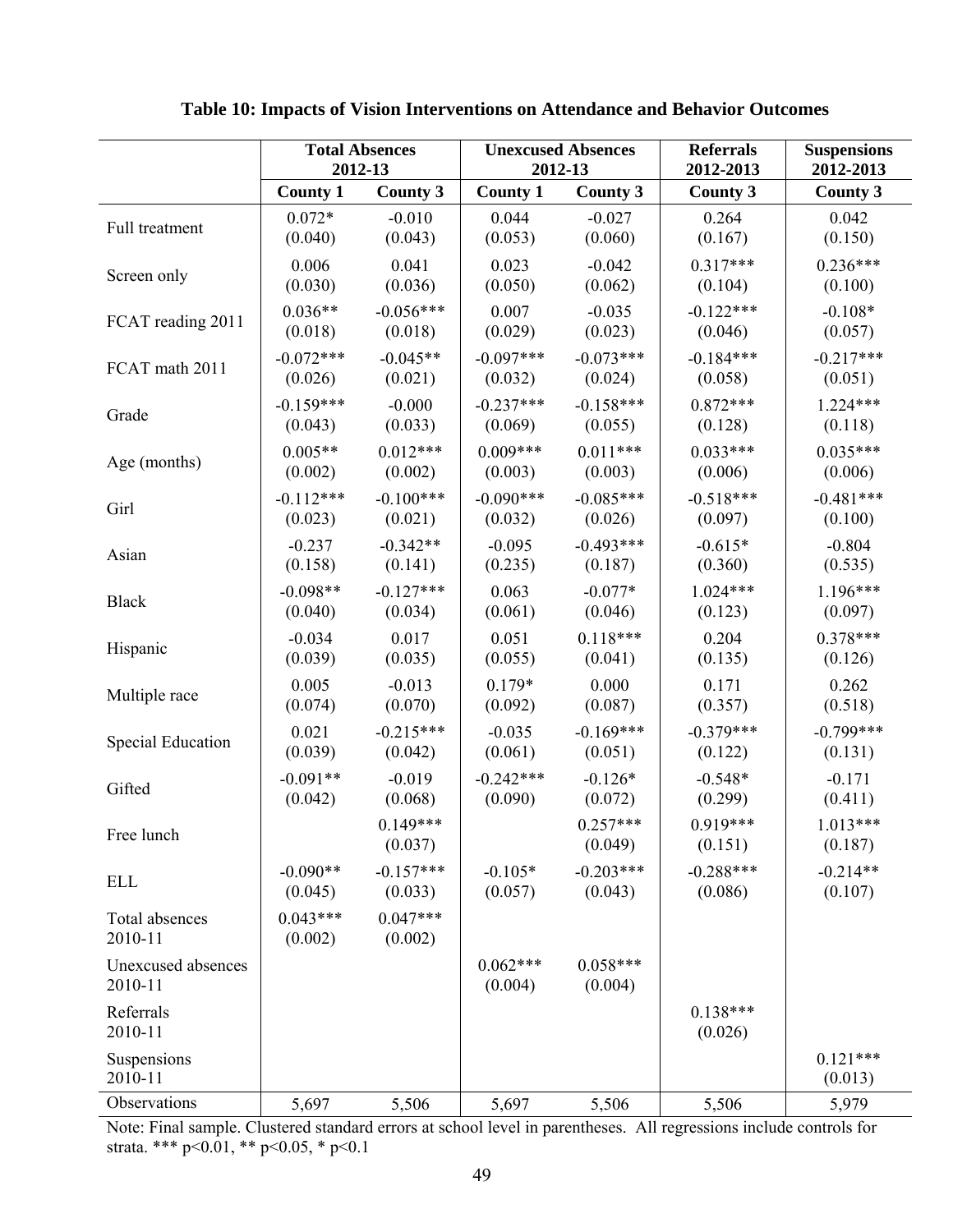**Table 10: Impacts of Vision Interventions on Attendance and Behavior Outcomes**

| | Total Absences 2012-13 | | Unexcused Absences 2012-13 | | Referrals 2012-2013 | Suspensions 2012-2013 |
|---|---|---|---|---|---|---|
| | County 1 | County 3 | County 1 | County 3 | County 3 | County 3 |
| Full treatment | 0.072* (0.040) | -0.010 (0.043) | 0.044 (0.053) | -0.027 (0.060) | 0.264 (0.167) | 0.042 (0.150) |
| Screen only | 0.006 (0.030) | 0.041 (0.036) | 0.023 (0.050) | -0.042 (0.062) | 0.317*** (0.104) | 0.236*** (0.100) |
| FCAT reading 2011 | 0.036** (0.018) | -0.056*** (0.018) | 0.007 (0.029) | -0.035 (0.023) | -0.122*** (0.046) | -0.108* (0.057) |
| FCAT math 2011 | -0.072*** (0.026) | -0.045** (0.021) | -0.097*** (0.032) | -0.073*** (0.024) | -0.184*** (0.058) | -0.217*** (0.051) |
| Grade | -0.159*** (0.043) | -0.000 (0.033) | -0.237*** (0.069) | -0.158*** (0.055) | 0.872*** (0.128) | 1.224*** (0.118) |
| Age (months) | 0.005** (0.002) | 0.012*** (0.002) | 0.009*** (0.003) | 0.011*** (0.003) | 0.033*** (0.006) | 0.035*** (0.006) |
| Girl | -0.112*** (0.023) | -0.100*** (0.021) | -0.090*** (0.032) | -0.085*** (0.026) | -0.518*** (0.097) | -0.481*** (0.100) |
| Asian | -0.237 (0.158) | -0.342** (0.141) | -0.095 (0.235) | -0.493*** (0.187) | -0.615* (0.360) | -0.804 (0.535) |
| Black | -0.098** (0.040) | -0.127*** (0.034) | 0.063 (0.061) | -0.077* (0.046) | 1.024*** (0.123) | 1.196*** (0.097) |
| Hispanic | -0.034 (0.039) | 0.017 (0.035) | 0.051 (0.055) | 0.118*** (0.041) | 0.204 (0.135) | 0.378*** (0.126) |
| Multiple race | 0.005 (0.074) | -0.013 (0.070) | 0.179* (0.092) | 0.000 (0.087) | 0.171 (0.357) | 0.262 (0.518) |
| Special Education | 0.021 (0.039) | -0.215*** (0.042) | -0.035 (0.061) | -0.169*** (0.051) | -0.379*** (0.122) | -0.799*** (0.131) |
| Gifted | -0.091** (0.042) | -0.019 (0.068) | -0.242*** (0.090) | -0.126* (0.072) | -0.548* (0.299) | -0.171 (0.411) |
| Free lunch | | 0.149*** (0.037) | | 0.257*** (0.049) | 0.919*** (0.151) | 1.013*** (0.187) |
| ELL | -0.090** (0.045) | -0.157*** (0.033) | -0.105* (0.057) | -0.203*** (0.043) | -0.288*** (0.086) | -0.214** (0.107) |
| Total absences 2010-11 | 0.043*** (0.002) | 0.047*** (0.002) | | | | |
| Unexcused absences 2010-11 | | | 0.062*** (0.004) | 0.058*** (0.004) | | |
| Referrals 2010-11 | | | | | 0.138*** (0.026) | |
| Suspensions 2010-11 | | | | | | 0.121*** (0.013) |
| Observations | 5,697 | 5,506 | 5,697 | 5,506 | 5,506 | 5,979 |

Note: Final sample. Clustered standard errors at school level in parentheses. All regressions include controls for strata. *** p<0.01, ** p<0.05, * p<0.1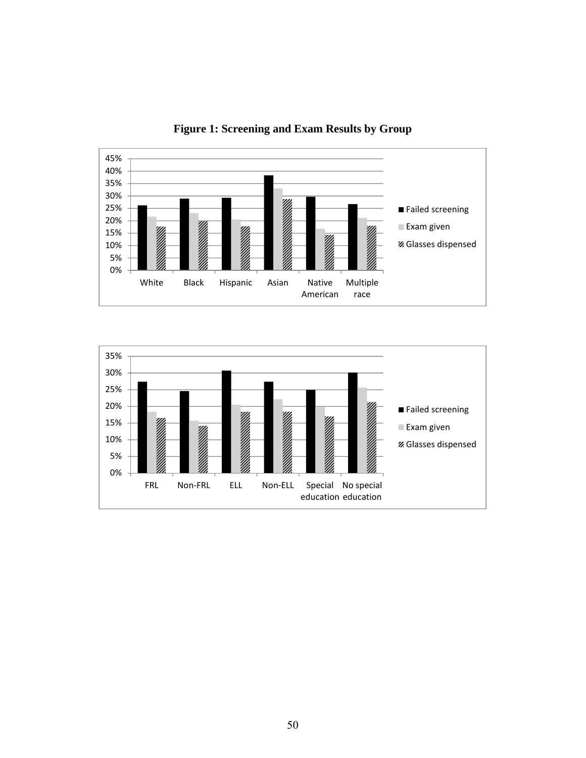**Figure 1: Screening and Exam Results by Group**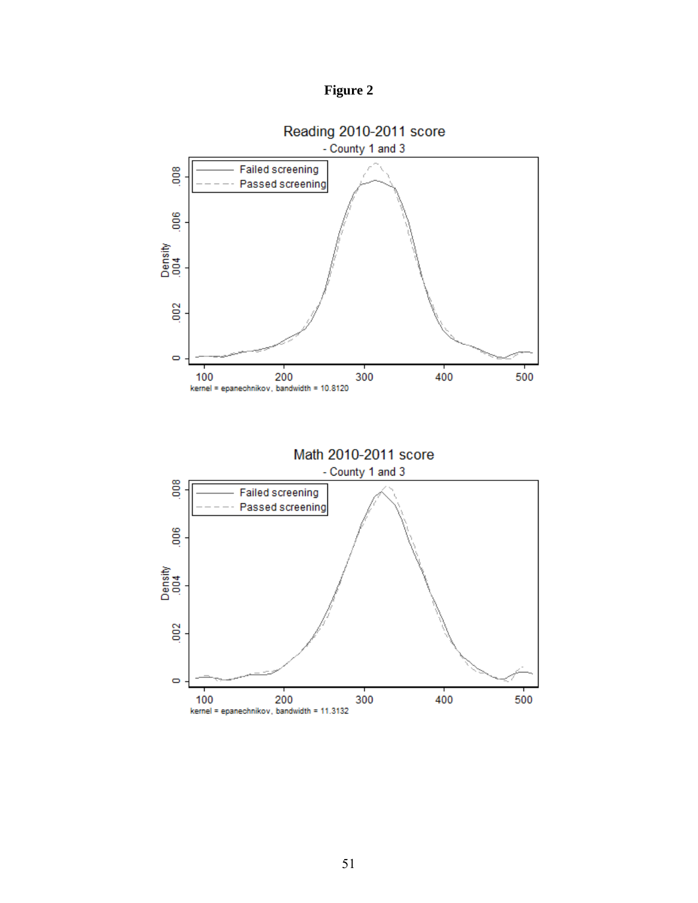**Figure 2**

Reading 2010-2011 score
- County 1 and 3

Failed screening
Passed screening

Density

kernel = epanechnikov, bandwidth = 10.8120

Math 2010-2011 score
- County 1 and 3

Failed screening
Passed screening

Density

kernel = epanechnikov, bandwidth = 11.3132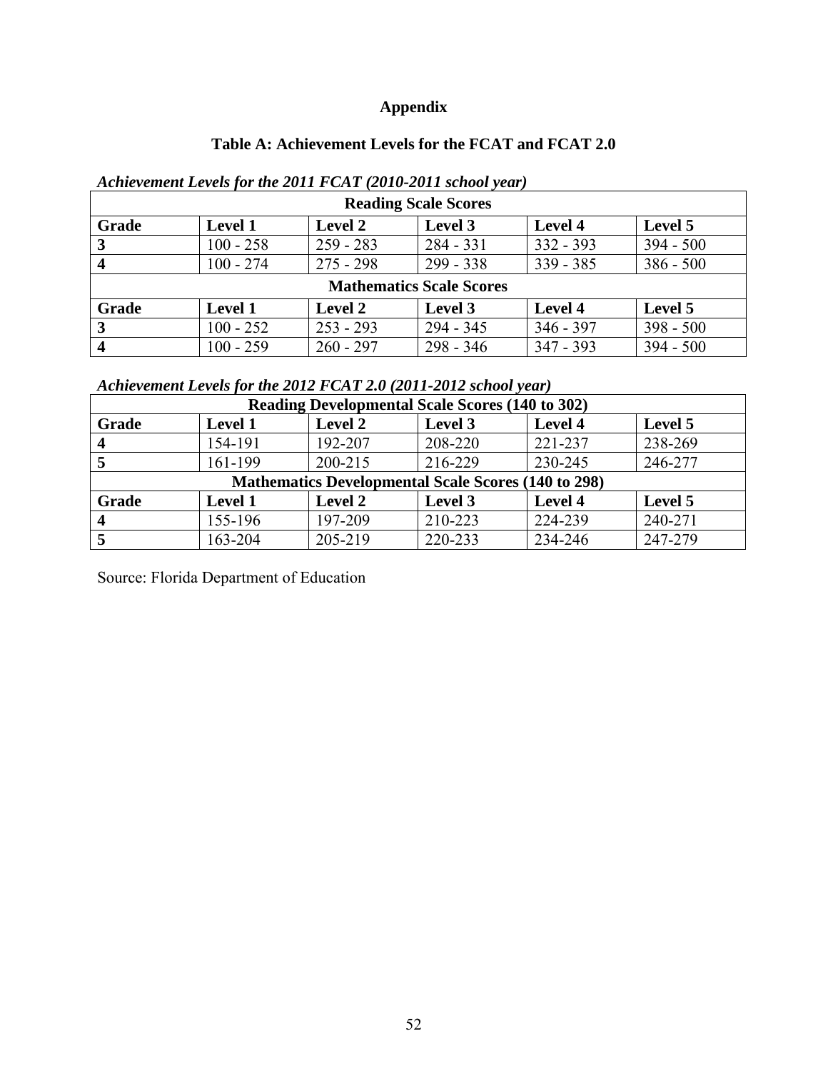# Appendix

## Table A: Achievement Levels for the FCAT and FCAT 2.0

*Achievement Levels for the 2011 FCAT (2010-2011 school year)*

| Reading Scale Scores | | | | | |
|---|---|---|---|---|---|
| **Grade** | **Level 1** | **Level 2** | **Level 3** | **Level 4** | **Level 5** |
| **3** | 100 - 258 | 259 - 283 | 284 - 331 | 332 - 393 | 394 - 500 |
| **4** | 100 - 274 | 275 - 298 | 299 - 338 | 339 - 385 | 386 - 500 |
| **Mathematics Scale Scores** | | | | | |
| **Grade** | **Level 1** | **Level 2** | **Level 3** | **Level 4** | **Level 5** |
| **3** | 100 - 252 | 253 - 293 | 294 - 345 | 346 - 397 | 398 - 500 |
| **4** | 100 - 259 | 260 - 297 | 298 - 346 | 347 - 393 | 394 - 500 |

*Achievement Levels for the 2012 FCAT 2.0 (2011-2012 school year)*

| Reading Developmental Scale Scores (140 to 302) | | | | | |
|---|---|---|---|---|---|
| **Grade** | **Level 1** | **Level 2** | **Level 3** | **Level 4** | **Level 5** |
| **4** | 154-191 | 192-207 | 208-220 | 221-237 | 238-269 |
| **5** | 161-199 | 200-215 | 216-229 | 230-245 | 246-277 |
| **Mathematics Developmental Scale Scores (140 to 298)** | | | | | |
| **Grade** | **Level 1** | **Level 2** | **Level 3** | **Level 4** | **Level 5** |
| **4** | 155-196 | 197-209 | 210-223 | 224-239 | 240-271 |
| **5** | 163-204 | 205-219 | 220-233 | 234-246 | 247-279 |

Source: Florida Department of Education